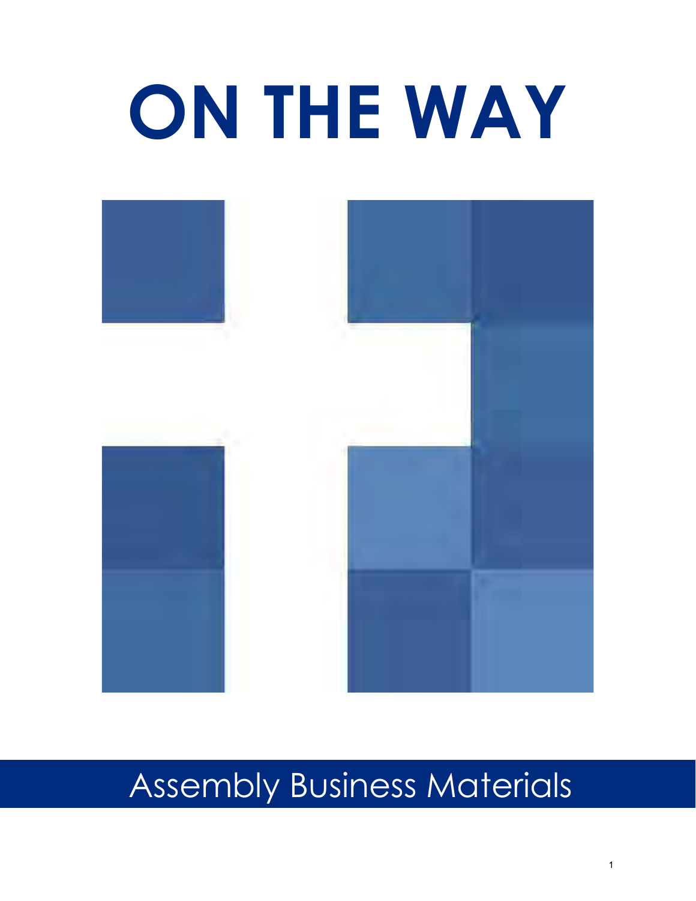# ON THE WAY

## Assembly Business Materials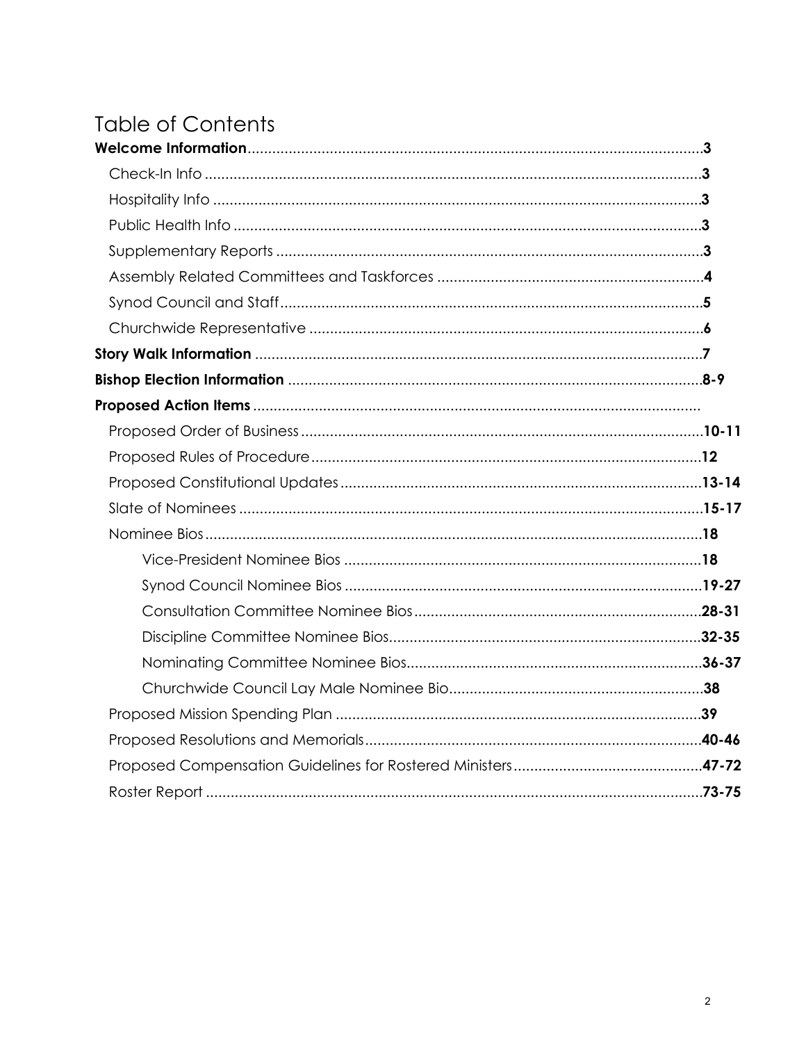# Table of Contents

**Welcome Information** ....................................................... **3**

- Check-In Info ....................................................... **3**
- Hospitality Info ....................................................... **3**
- Public Health Info ....................................................... **3**
- Supplementary Reports ....................................................... **3**
- Assembly Related Committees and Taskforces ....................................................... **4**
- Synod Council and Staff ....................................................... **5**
- Churchwide Representative ....................................................... **6**

**Story Walk Information** ....................................................... **7**

**Bishop Election Information** ....................................................... **8-9**

**Proposed Action Items** .......................................................

- Proposed Order of Business ....................................................... **10-11**
- Proposed Rules of Procedure ....................................................... **12**
- Proposed Constitutional Updates ....................................................... **13-14**
- Slate of Nominees ....................................................... **15-17**
- Nominee Bios ....................................................... **18**
  - Vice-President Nominee Bios ....................................................... **18**
  - Synod Council Nominee Bios ....................................................... **19-27**
  - Consultation Committee Nominee Bios ....................................................... **28-31**
  - Discipline Committee Nominee Bios ....................................................... **32-35**
  - Nominating Committee Nominee Bios ....................................................... **36-37**
  - Churchwide Council Lay Male Nominee Bio ....................................................... **38**
- Proposed Mission Spending Plan ....................................................... **39**
- Proposed Resolutions and Memorials ....................................................... **40-46**
- Proposed Compensation Guidelines for Rostered Ministers ....................................................... **47-72**
- Roster Report ....................................................... **73-75**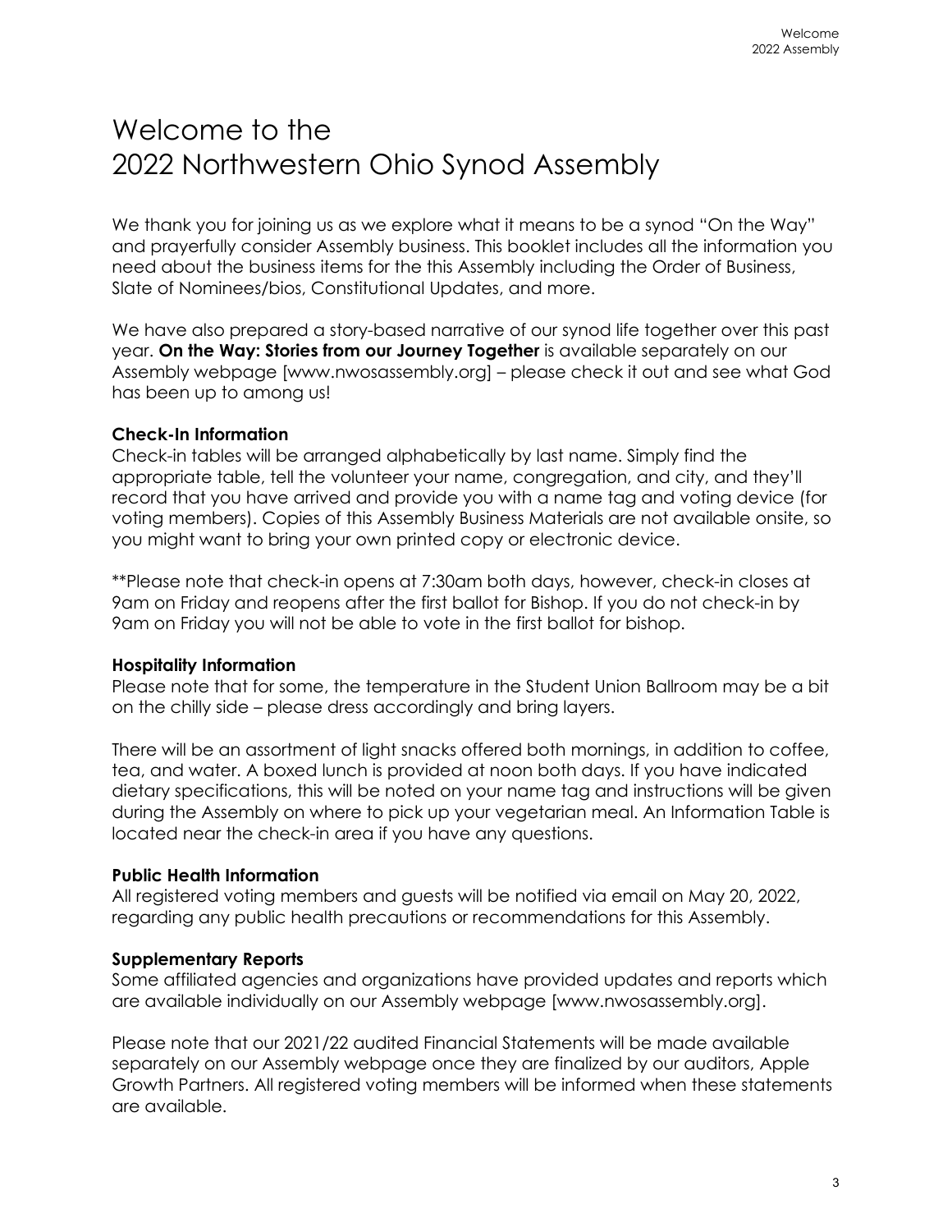# Welcome to the 2022 Northwestern Ohio Synod Assembly

We thank you for joining us as we explore what it means to be a synod "On the Way" and prayerfully consider Assembly business. This booklet includes all the information you need about the business items for the this Assembly including the Order of Business, Slate of Nominees/bios, Constitutional Updates, and more.

We have also prepared a story-based narrative of our synod life together over this past year. **On the Way: Stories from our Journey Together** is available separately on our Assembly webpage [www.nwosassembly.org] – please check it out and see what God has been up to among us!

### Check-In Information

Check-in tables will be arranged alphabetically by last name. Simply find the appropriate table, tell the volunteer your name, congregation, and city, and they'll record that you have arrived and provide you with a name tag and voting device (for voting members). Copies of this Assembly Business Materials are not available onsite, so you might want to bring your own printed copy or electronic device.

**Please note that check-in opens at 7:30am both days, however, check-in closes at 9am on Friday and reopens after the first ballot for Bishop. If you do not check-in by 9am on Friday you will not be able to vote in the first ballot for bishop.

### Hospitality Information

Please note that for some, the temperature in the Student Union Ballroom may be a bit on the chilly side – please dress accordingly and bring layers.

There will be an assortment of light snacks offered both mornings, in addition to coffee, tea, and water. A boxed lunch is provided at noon both days. If you have indicated dietary specifications, this will be noted on your name tag and instructions will be given during the Assembly on where to pick up your vegetarian meal. An Information Table is located near the check-in area if you have any questions.

### Public Health Information

All registered voting members and guests will be notified via email on May 20, 2022, regarding any public health precautions or recommendations for this Assembly.

### Supplementary Reports

Some affiliated agencies and organizations have provided updates and reports which are available individually on our Assembly webpage [www.nwosassembly.org].

Please note that our 2021/22 audited Financial Statements will be made available separately on our Assembly webpage once they are finalized by our auditors, Apple Growth Partners. All registered voting members will be informed when these statements are available.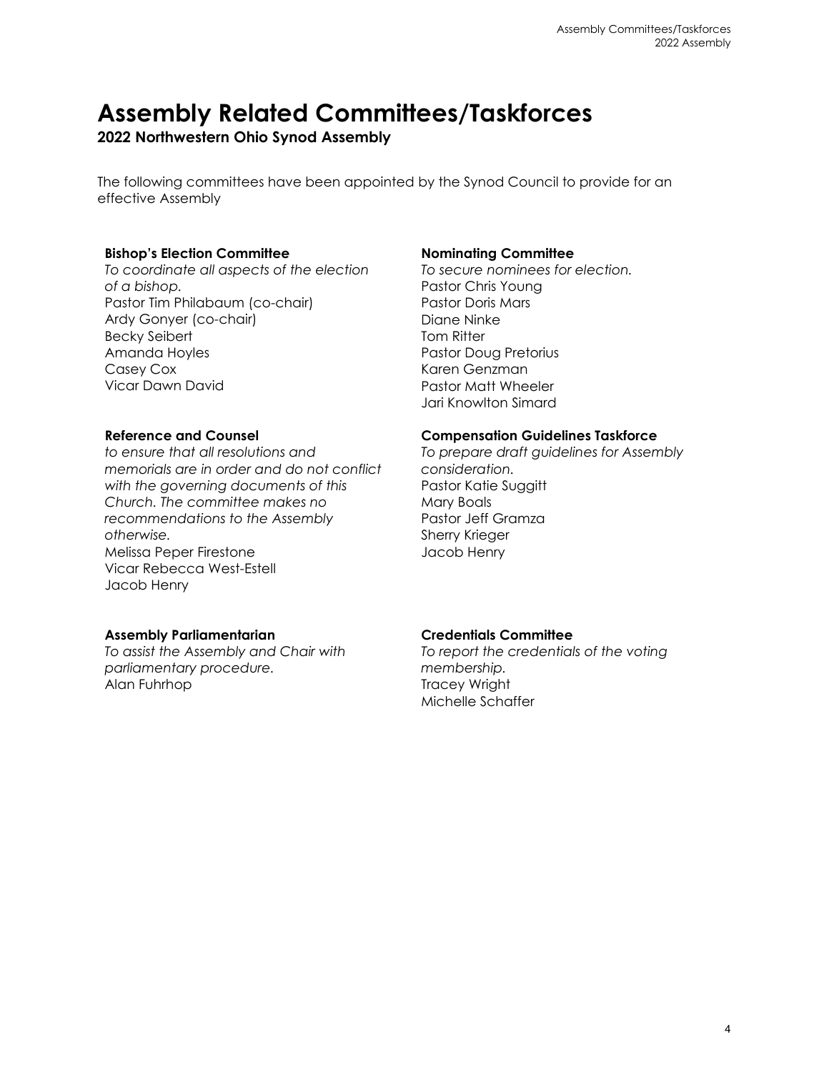# Assembly Related Committees/Taskforces

**2022 Northwestern Ohio Synod Assembly**

The following committees have been appointed by the Synod Council to provide for an effective Assembly

**Bishop's Election Committee**
*To coordinate all aspects of the election of a bishop.*
Pastor Tim Philabaum (co-chair)
Ardy Gonyer (co-chair)
Becky Seibert
Amanda Hoyles
Casey Cox
Vicar Dawn David

**Reference and Counsel**
*to ensure that all resolutions and memorials are in order and do not conflict with the governing documents of this Church. The committee makes no recommendations to the Assembly otherwise.*
Melissa Peper Firestone
Vicar Rebecca West-Estell
Jacob Henry

**Assembly Parliamentarian**
*To assist the Assembly and Chair with parliamentary procedure.*
Alan Fuhrhop

**Nominating Committee**
*To secure nominees for election.*
Pastor Chris Young
Pastor Doris Mars
Diane Ninke
Tom Ritter
Pastor Doug Pretorius
Karen Genzman
Pastor Matt Wheeler
Jari Knowlton Simard

**Compensation Guidelines Taskforce**
*To prepare draft guidelines for Assembly consideration.*
Pastor Katie Suggitt
Mary Boals
Pastor Jeff Gramza
Sherry Krieger
Jacob Henry

**Credentials Committee**
*To report the credentials of the voting membership.*
Tracey Wright
Michelle Schaffer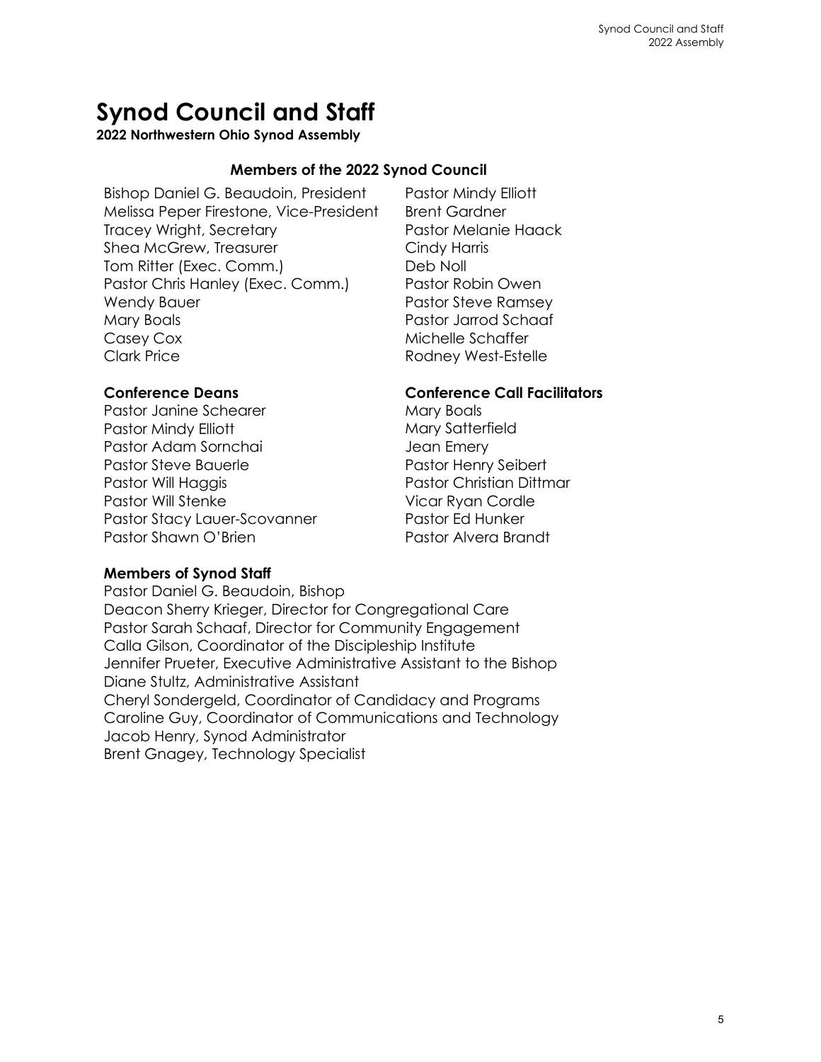# Synod Council and Staff

**2022 Northwestern Ohio Synod Assembly**

## Members of the 2022 Synod Council

Bishop Daniel G. Beaudoin, President
Melissa Peper Firestone, Vice-President
Tracey Wright, Secretary
Shea McGrew, Treasurer
Tom Ritter (Exec. Comm.)
Pastor Chris Hanley (Exec. Comm.)
Wendy Bauer
Mary Boals
Casey Cox
Clark Price
Pastor Mindy Elliott
Brent Gardner
Pastor Melanie Haack
Cindy Harris
Deb Noll
Pastor Robin Owen
Pastor Steve Ramsey
Pastor Jarrod Schaaf
Michelle Schaffer
Rodney West-Estelle

### Conference Deans

Pastor Janine Schearer
Pastor Mindy Elliott
Pastor Adam Sornchai
Pastor Steve Bauerle
Pastor Will Haggis
Pastor Will Stenke
Pastor Stacy Lauer-Scovanner
Pastor Shawn O'Brien

### Conference Call Facilitators

Mary Boals
Mary Satterfield
Jean Emery
Pastor Henry Seibert
Pastor Christian Dittmar
Vicar Ryan Cordle
Pastor Ed Hunker
Pastor Alvera Brandt

### Members of Synod Staff

Pastor Daniel G. Beaudoin, Bishop
Deacon Sherry Krieger, Director for Congregational Care
Pastor Sarah Schaaf, Director for Community Engagement
Calla Gilson, Coordinator of the Discipleship Institute
Jennifer Prueter, Executive Administrative Assistant to the Bishop
Diane Stultz, Administrative Assistant
Cheryl Sondergeld, Coordinator of Candidacy and Programs
Caroline Guy, Coordinator of Communications and Technology
Jacob Henry, Synod Administrator
Brent Gnagey, Technology Specialist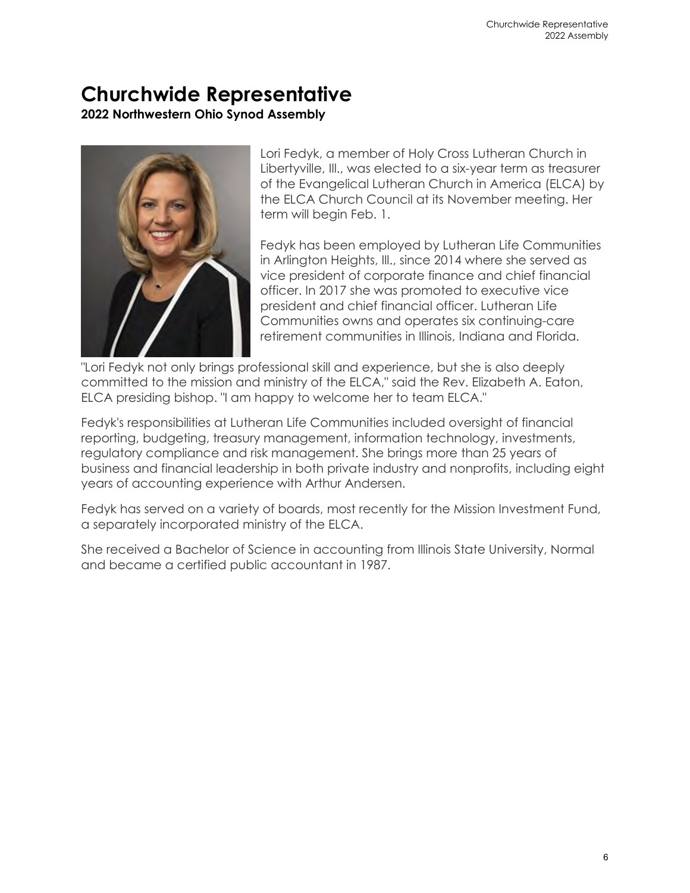# Churchwide Representative

**2022 Northwestern Ohio Synod Assembly**

Lori Fedyk, a member of Holy Cross Lutheran Church in Libertyville, Ill., was elected to a six-year term as treasurer of the Evangelical Lutheran Church in America (ELCA) by the ELCA Church Council at its November meeting. Her term will begin Feb. 1.

Fedyk has been employed by Lutheran Life Communities in Arlington Heights, Ill., since 2014 where she served as vice president of corporate finance and chief financial officer. In 2017 she was promoted to executive vice president and chief financial officer. Lutheran Life Communities owns and operates six continuing-care retirement communities in Illinois, Indiana and Florida.

"Lori Fedyk not only brings professional skill and experience, but she is also deeply committed to the mission and ministry of the ELCA," said the Rev. Elizabeth A. Eaton, ELCA presiding bishop. "I am happy to welcome her to team ELCA."

Fedyk's responsibilities at Lutheran Life Communities included oversight of financial reporting, budgeting, treasury management, information technology, investments, regulatory compliance and risk management. She brings more than 25 years of business and financial leadership in both private industry and nonprofits, including eight years of accounting experience with Arthur Andersen.

Fedyk has served on a variety of boards, most recently for the Mission Investment Fund, a separately incorporated ministry of the ELCA.

She received a Bachelor of Science in accounting from Illinois State University, Normal and became a certified public accountant in 1987.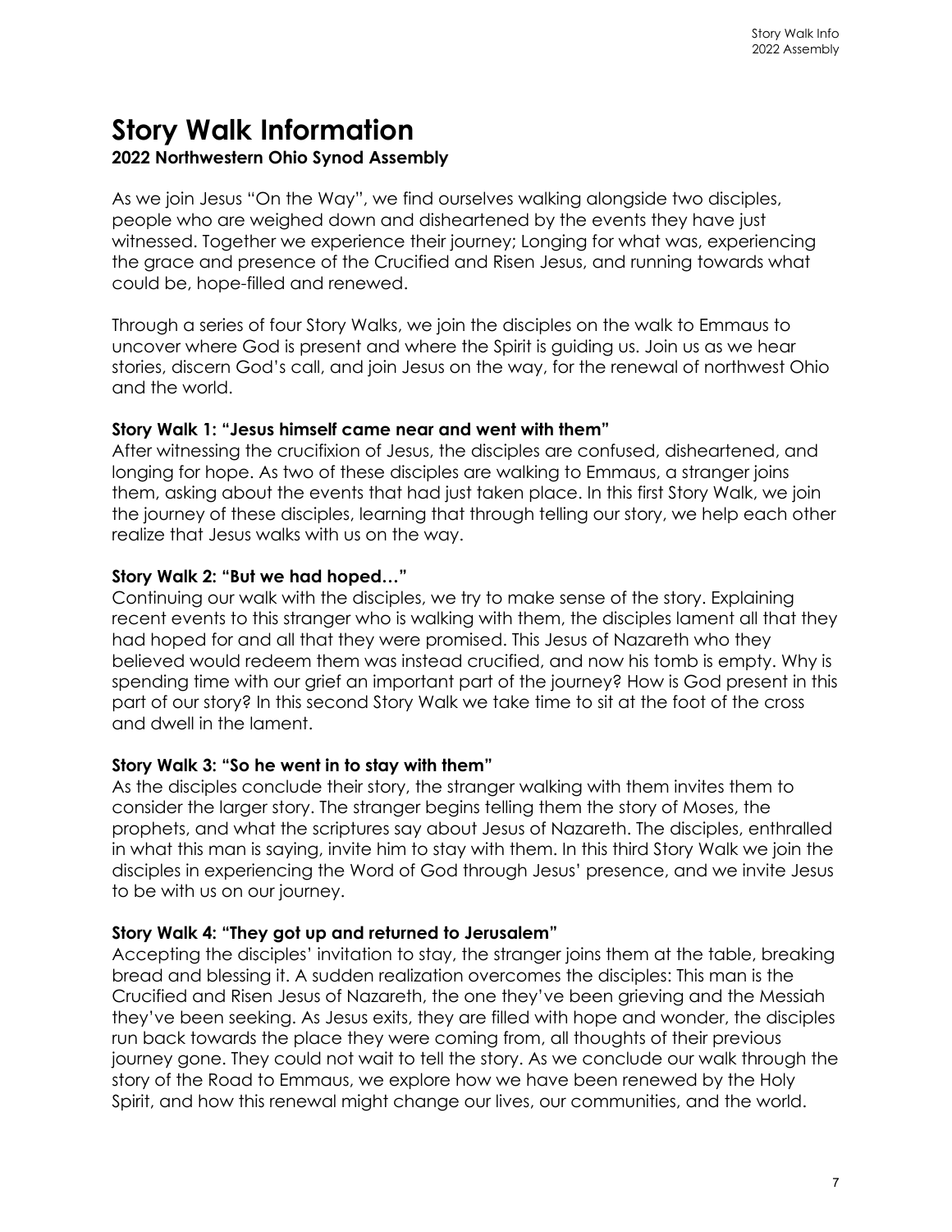# Story Walk Information

**2022 Northwestern Ohio Synod Assembly**

As we join Jesus "On the Way", we find ourselves walking alongside two disciples, people who are weighed down and disheartened by the events they have just witnessed. Together we experience their journey; Longing for what was, experiencing the grace and presence of the Crucified and Risen Jesus, and running towards what could be, hope-filled and renewed.

Through a series of four Story Walks, we join the disciples on the walk to Emmaus to uncover where God is present and where the Spirit is guiding us. Join us as we hear stories, discern God's call, and join Jesus on the way, for the renewal of northwest Ohio and the world.

**Story Walk 1: "Jesus himself came near and went with them"**

After witnessing the crucifixion of Jesus, the disciples are confused, disheartened, and longing for hope. As two of these disciples are walking to Emmaus, a stranger joins them, asking about the events that had just taken place. In this first Story Walk, we join the journey of these disciples, learning that through telling our story, we help each other realize that Jesus walks with us on the way.

**Story Walk 2: "But we had hoped…"**

Continuing our walk with the disciples, we try to make sense of the story. Explaining recent events to this stranger who is walking with them, the disciples lament all that they had hoped for and all that they were promised. This Jesus of Nazareth who they believed would redeem them was instead crucified, and now his tomb is empty. Why is spending time with our grief an important part of the journey? How is God present in this part of our story? In this second Story Walk we take time to sit at the foot of the cross and dwell in the lament.

**Story Walk 3: "So he went in to stay with them"**

As the disciples conclude their story, the stranger walking with them invites them to consider the larger story. The stranger begins telling them the story of Moses, the prophets, and what the scriptures say about Jesus of Nazareth. The disciples, enthralled in what this man is saying, invite him to stay with them. In this third Story Walk we join the disciples in experiencing the Word of God through Jesus' presence, and we invite Jesus to be with us on our journey.

**Story Walk 4: "They got up and returned to Jerusalem"**

Accepting the disciples' invitation to stay, the stranger joins them at the table, breaking bread and blessing it. A sudden realization overcomes the disciples: This man is the Crucified and Risen Jesus of Nazareth, the one they've been grieving and the Messiah they've been seeking. As Jesus exits, they are filled with hope and wonder, the disciples run back towards the place they were coming from, all thoughts of their previous journey gone. They could not wait to tell the story. As we conclude our walk through the story of the Road to Emmaus, we explore how we have been renewed by the Holy Spirit, and how this renewal might change our lives, our communities, and the world.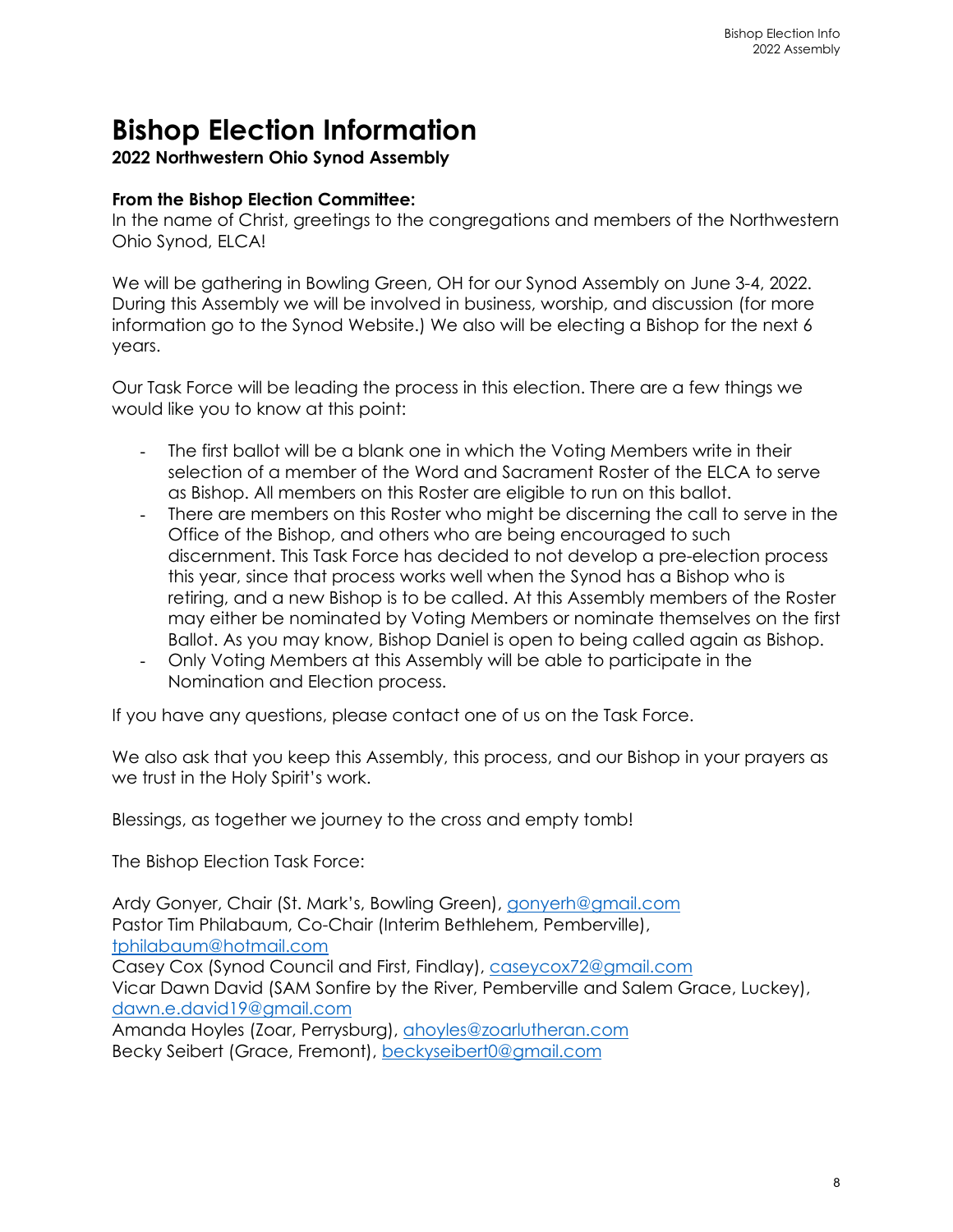# Bishop Election Information

**2022 Northwestern Ohio Synod Assembly**

**From the Bishop Election Committee:**
In the name of Christ, greetings to the congregations and members of the Northwestern Ohio Synod, ELCA!

We will be gathering in Bowling Green, OH for our Synod Assembly on June 3-4, 2022. During this Assembly we will be involved in business, worship, and discussion (for more information go to the Synod Website.) We also will be electing a Bishop for the next 6 years.

Our Task Force will be leading the process in this election. There are a few things we would like you to know at this point:

- The first ballot will be a blank one in which the Voting Members write in their selection of a member of the Word and Sacrament Roster of the ELCA to serve as Bishop. All members on this Roster are eligible to run on this ballot.
- There are members on this Roster who might be discerning the call to serve in the Office of the Bishop, and others who are being encouraged to such discernment. This Task Force has decided to not develop a pre-election process this year, since that process works well when the Synod has a Bishop who is retiring, and a new Bishop is to be called. At this Assembly members of the Roster may either be nominated by Voting Members or nominate themselves on the first Ballot. As you may know, Bishop Daniel is open to being called again as Bishop.
- Only Voting Members at this Assembly will be able to participate in the Nomination and Election process.

If you have any questions, please contact one of us on the Task Force.

We also ask that you keep this Assembly, this process, and our Bishop in your prayers as we trust in the Holy Spirit's work.

Blessings, as together we journey to the cross and empty tomb!

The Bishop Election Task Force:

Ardy Gonyer, Chair (St. Mark's, Bowling Green), gonyerh@gmail.com
Pastor Tim Philabaum, Co-Chair (Interim Bethlehem, Pemberville), tphilabaum@hotmail.com
Casey Cox (Synod Council and First, Findlay), caseycox72@gmail.com
Vicar Dawn David (SAM Sonfire by the River, Pemberville and Salem Grace, Luckey), dawn.e.david19@gmail.com
Amanda Hoyles (Zoar, Perrysburg), ahoyles@zoarlutheran.com
Becky Seibert (Grace, Fremont), beckyseibert0@gmail.com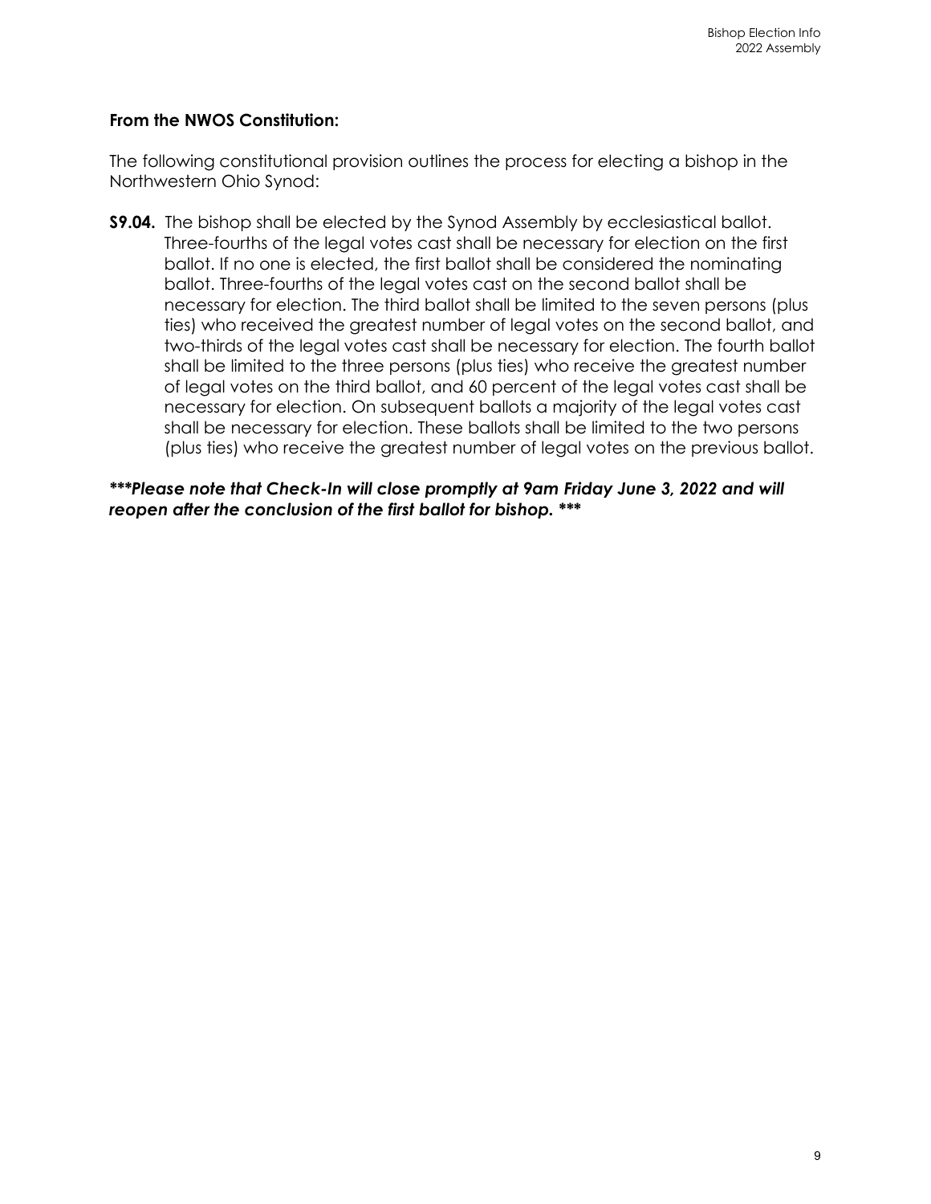**From the NWOS Constitution:**

The following constitutional provision outlines the process for electing a bishop in the Northwestern Ohio Synod:

**S9.04.** The bishop shall be elected by the Synod Assembly by ecclesiastical ballot. Three-fourths of the legal votes cast shall be necessary for election on the first ballot. If no one is elected, the first ballot shall be considered the nominating ballot. Three-fourths of the legal votes cast on the second ballot shall be necessary for election. The third ballot shall be limited to the seven persons (plus ties) who received the greatest number of legal votes on the second ballot, and two-thirds of the legal votes cast shall be necessary for election. The fourth ballot shall be limited to the three persons (plus ties) who receive the greatest number of legal votes on the third ballot, and 60 percent of the legal votes cast shall be necessary for election. On subsequent ballots a majority of the legal votes cast shall be necessary for election. These ballots shall be limited to the two persons (plus ties) who receive the greatest number of legal votes on the previous ballot.

***\*\*\*Please note that Check-In will close promptly at 9am Friday June 3, 2022 and will reopen after the conclusion of the first ballot for bishop. \*\*\****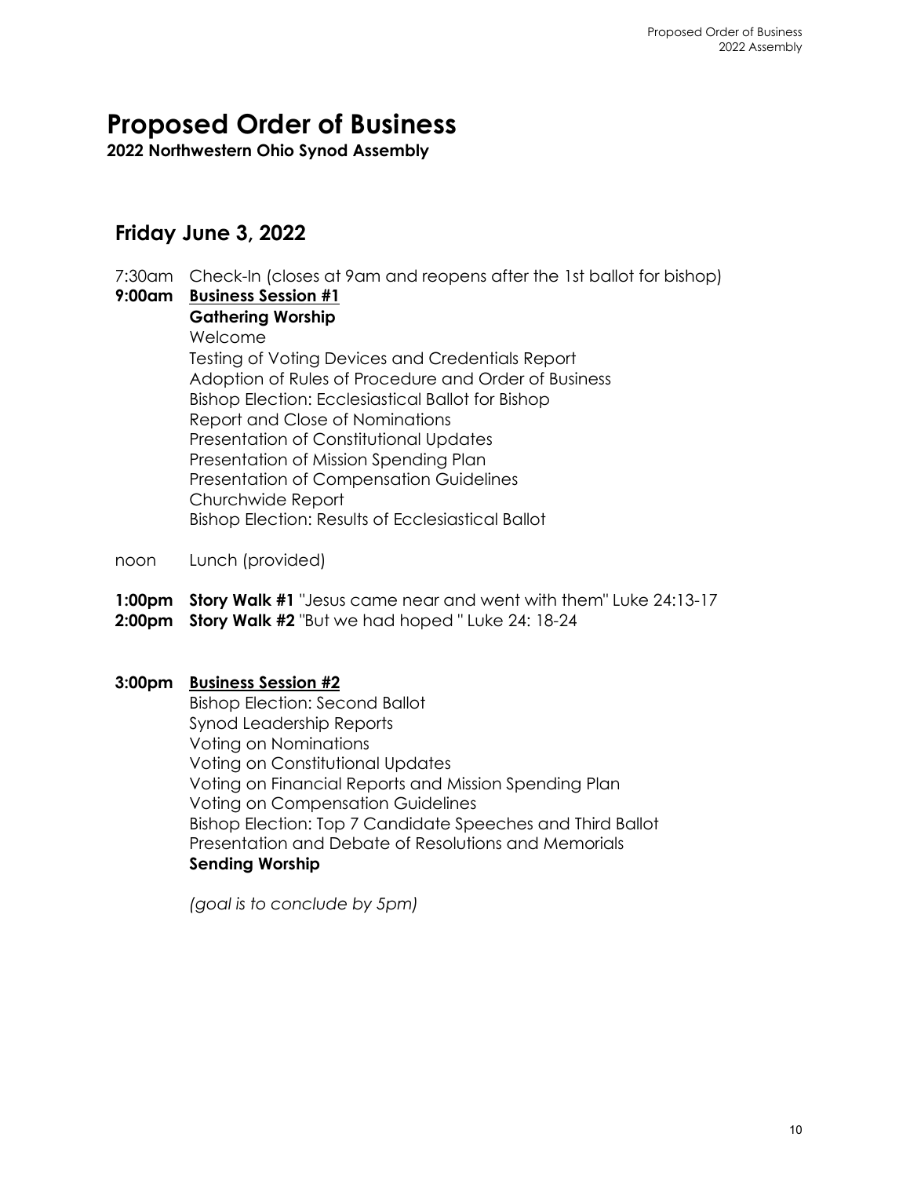# Proposed Order of Business

**2022 Northwestern Ohio Synod Assembly**

## Friday June 3, 2022

7:30am Check-In (closes at 9am and reopens after the 1st ballot for bishop)

**9:00am** **<u>Business Session #1</u>**

**Gathering Worship**

Welcome

Testing of Voting Devices and Credentials Report

Adoption of Rules of Procedure and Order of Business

Bishop Election: Ecclesiastical Ballot for Bishop

Report and Close of Nominations

Presentation of Constitutional Updates

Presentation of Mission Spending Plan

Presentation of Compensation Guidelines

Churchwide Report

Bishop Election: Results of Ecclesiastical Ballot

noon Lunch (provided)

**1:00pm** **Story Walk #1** "Jesus came near and went with them" Luke 24:13-17

**2:00pm** **Story Walk #2** "But we had hoped " Luke 24: 18-24

**3:00pm** **<u>Business Session #2</u>**

Bishop Election: Second Ballot

Synod Leadership Reports

Voting on Nominations

Voting on Constitutional Updates

Voting on Financial Reports and Mission Spending Plan

Voting on Compensation Guidelines

Bishop Election: Top 7 Candidate Speeches and Third Ballot

Presentation and Debate of Resolutions and Memorials

**Sending Worship**

*(goal is to conclude by 5pm)*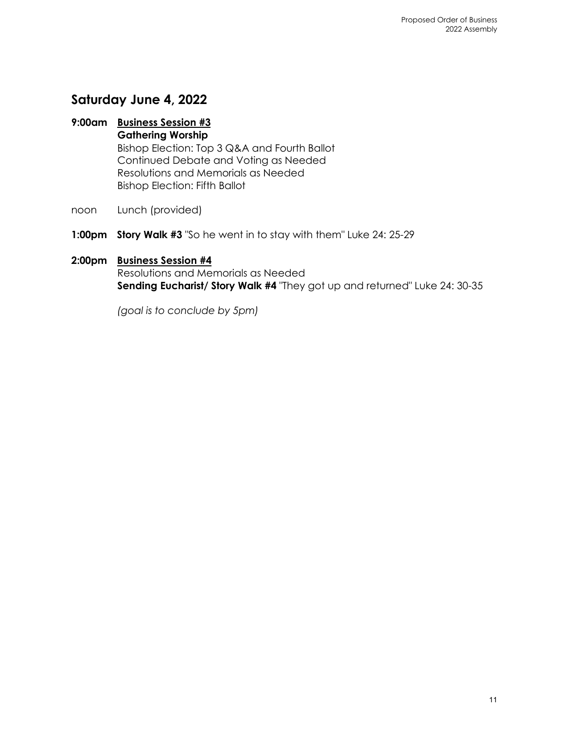## Saturday June 4, 2022

**9:00am** **<u>Business Session #3</u>**
**Gathering Worship**
Bishop Election: Top 3 Q&A and Fourth Ballot
Continued Debate and Voting as Needed
Resolutions and Memorials as Needed
Bishop Election: Fifth Ballot

noon Lunch (provided)

**1:00pm** **Story Walk #3** "So he went in to stay with them" Luke 24: 25-29

**2:00pm** **<u>Business Session #4</u>**
Resolutions and Memorials as Needed
**Sending Eucharist/ Story Walk #4** "They got up and returned" Luke 24: 30-35

*(goal is to conclude by 5pm)*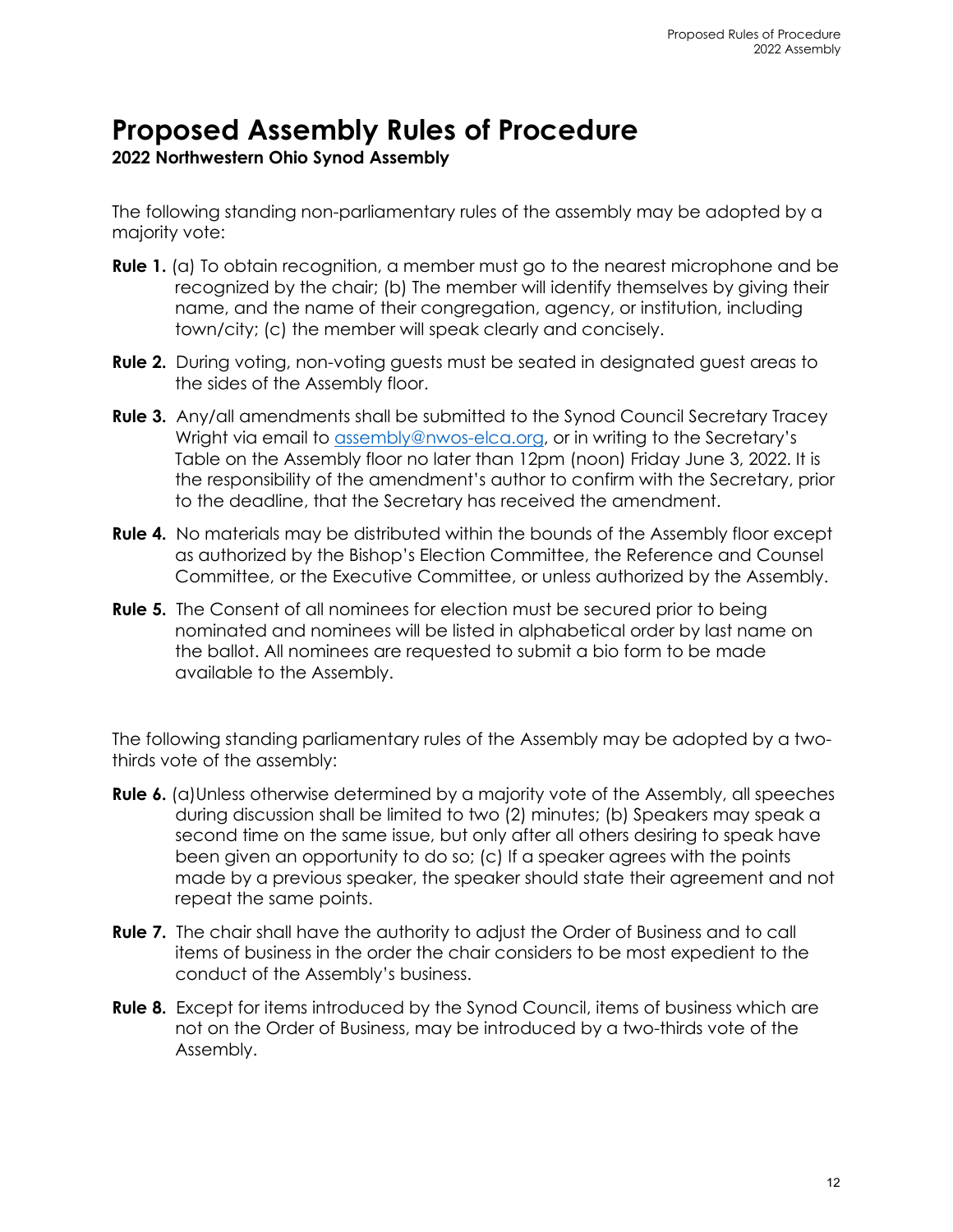# Proposed Assembly Rules of Procedure

**2022 Northwestern Ohio Synod Assembly**

The following standing non-parliamentary rules of the assembly may be adopted by a majority vote:

**Rule 1.** (a) To obtain recognition, a member must go to the nearest microphone and be recognized by the chair; (b) The member will identify themselves by giving their name, and the name of their congregation, agency, or institution, including town/city; (c) the member will speak clearly and concisely.

**Rule 2.** During voting, non-voting guests must be seated in designated guest areas to the sides of the Assembly floor.

**Rule 3.** Any/all amendments shall be submitted to the Synod Council Secretary Tracey Wright via email to assembly@nwos-elca.org, or in writing to the Secretary's Table on the Assembly floor no later than 12pm (noon) Friday June 3, 2022. It is the responsibility of the amendment's author to confirm with the Secretary, prior to the deadline, that the Secretary has received the amendment.

**Rule 4.** No materials may be distributed within the bounds of the Assembly floor except as authorized by the Bishop's Election Committee, the Reference and Counsel Committee, or the Executive Committee, or unless authorized by the Assembly.

**Rule 5.** The Consent of all nominees for election must be secured prior to being nominated and nominees will be listed in alphabetical order by last name on the ballot. All nominees are requested to submit a bio form to be made available to the Assembly.

The following standing parliamentary rules of the Assembly may be adopted by a two-thirds vote of the assembly:

**Rule 6.** (a)Unless otherwise determined by a majority vote of the Assembly, all speeches during discussion shall be limited to two (2) minutes; (b) Speakers may speak a second time on the same issue, but only after all others desiring to speak have been given an opportunity to do so; (c) If a speaker agrees with the points made by a previous speaker, the speaker should state their agreement and not repeat the same points.

**Rule 7.** The chair shall have the authority to adjust the Order of Business and to call items of business in the order the chair considers to be most expedient to the conduct of the Assembly's business.

**Rule 8.** Except for items introduced by the Synod Council, items of business which are not on the Order of Business, may be introduced by a two-thirds vote of the Assembly.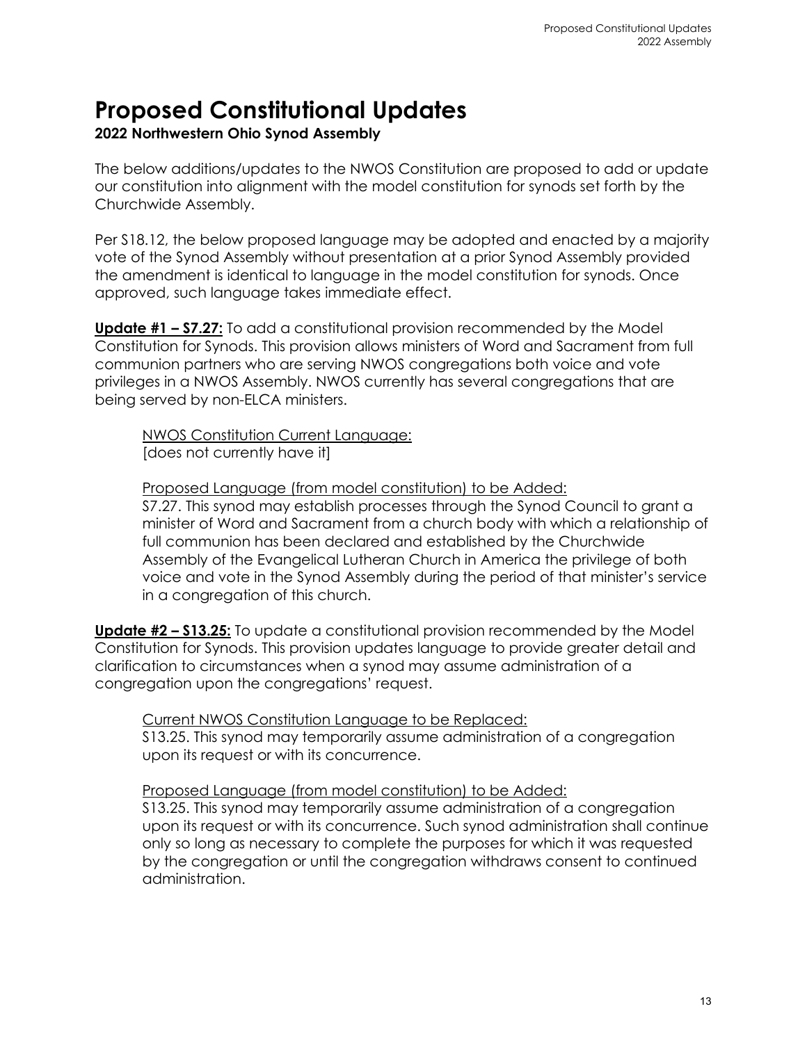# Proposed Constitutional Updates

**2022 Northwestern Ohio Synod Assembly**

The below additions/updates to the NWOS Constitution are proposed to add or update our constitution into alignment with the model constitution for synods set forth by the Churchwide Assembly.

Per S18.12, the below proposed language may be adopted and enacted by a majority vote of the Synod Assembly without presentation at a prior Synod Assembly provided the amendment is identical to language in the model constitution for synods. Once approved, such language takes immediate effect.

**Update #1 – S7.27:** To add a constitutional provision recommended by the Model Constitution for Synods. This provision allows ministers of Word and Sacrament from full communion partners who are serving NWOS congregations both voice and vote privileges in a NWOS Assembly. NWOS currently has several congregations that are being served by non-ELCA ministers.

> NWOS Constitution Current Language:
> [does not currently have it]
>
> Proposed Language (from model constitution) to be Added:
> S7.27. This synod may establish processes through the Synod Council to grant a minister of Word and Sacrament from a church body with which a relationship of full communion has been declared and established by the Churchwide Assembly of the Evangelical Lutheran Church in America the privilege of both voice and vote in the Synod Assembly during the period of that minister's service in a congregation of this church.

**Update #2 – S13.25:** To update a constitutional provision recommended by the Model Constitution for Synods. This provision updates language to provide greater detail and clarification to circumstances when a synod may assume administration of a congregation upon the congregations' request.

> Current NWOS Constitution Language to be Replaced:
> S13.25. This synod may temporarily assume administration of a congregation upon its request or with its concurrence.
>
> Proposed Language (from model constitution) to be Added:
> S13.25. This synod may temporarily assume administration of a congregation upon its request or with its concurrence. Such synod administration shall continue only so long as necessary to complete the purposes for which it was requested by the congregation or until the congregation withdraws consent to continued administration.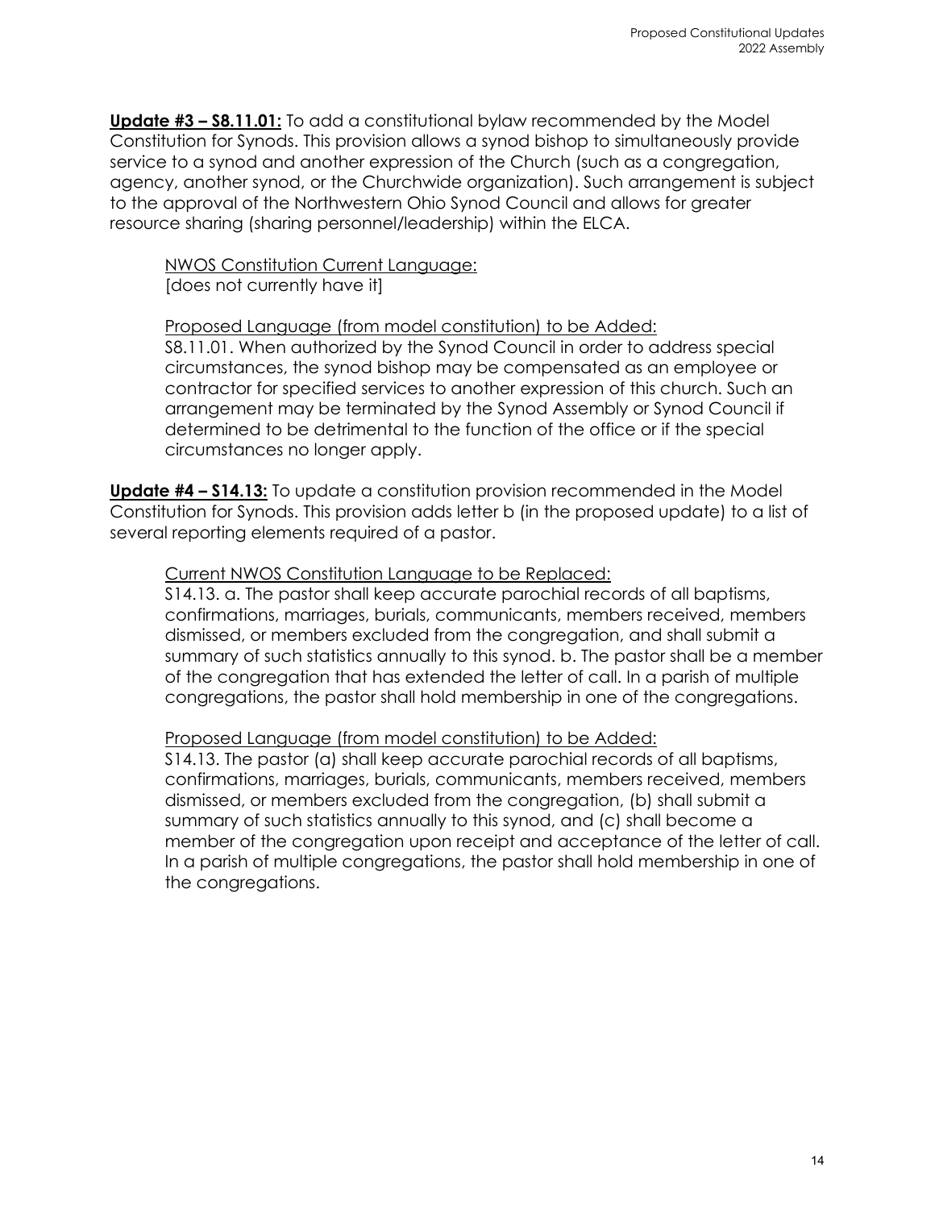**<u>Update #3 – S8.11.01:</u>** To add a constitutional bylaw recommended by the Model Constitution for Synods. This provision allows a synod bishop to simultaneously provide service to a synod and another expression of the Church (such as a congregation, agency, another synod, or the Churchwide organization). Such arrangement is subject to the approval of the Northwestern Ohio Synod Council and allows for greater resource sharing (sharing personnel/leadership) within the ELCA.

<u>NWOS Constitution Current Language:</u>
[does not currently have it]

<u>Proposed Language (from model constitution) to be Added:</u>
S8.11.01. When authorized by the Synod Council in order to address special circumstances, the synod bishop may be compensated as an employee or contractor for specified services to another expression of this church. Such an arrangement may be terminated by the Synod Assembly or Synod Council if determined to be detrimental to the function of the office or if the special circumstances no longer apply.

**<u>Update #4 – S14.13:</u>** To update a constitution provision recommended in the Model Constitution for Synods. This provision adds letter b (in the proposed update) to a list of several reporting elements required of a pastor.

<u>Current NWOS Constitution Language to be Replaced:</u>
S14.13. a. The pastor shall keep accurate parochial records of all baptisms, confirmations, marriages, burials, communicants, members received, members dismissed, or members excluded from the congregation, and shall submit a summary of such statistics annually to this synod. b. The pastor shall be a member of the congregation that has extended the letter of call. In a parish of multiple congregations, the pastor shall hold membership in one of the congregations.

<u>Proposed Language (from model constitution) to be Added:</u>
S14.13. The pastor (a) shall keep accurate parochial records of all baptisms, confirmations, marriages, burials, communicants, members received, members dismissed, or members excluded from the congregation, (b) shall submit a summary of such statistics annually to this synod, and (c) shall become a member of the congregation upon receipt and acceptance of the letter of call. In a parish of multiple congregations, the pastor shall hold membership in one of the congregations.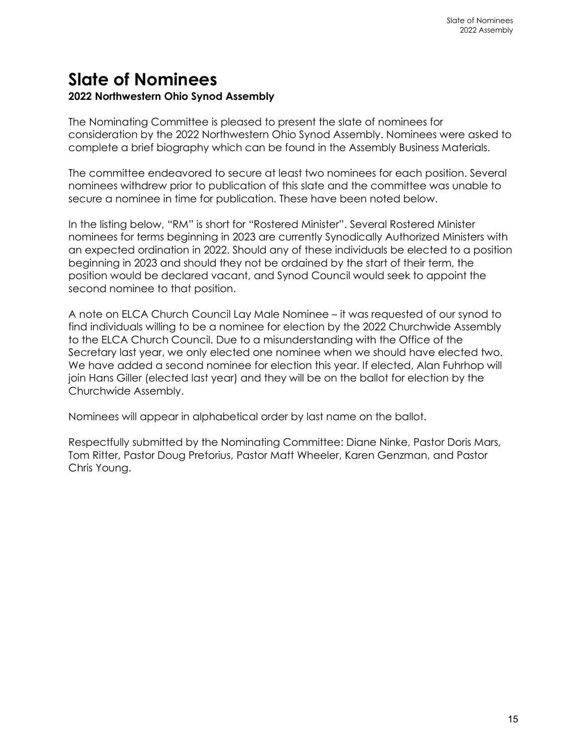# Slate of Nominees

**2022 Northwestern Ohio Synod Assembly**

The Nominating Committee is pleased to present the slate of nominees for consideration by the 2022 Northwestern Ohio Synod Assembly. Nominees were asked to complete a brief biography which can be found in the Assembly Business Materials.

The committee endeavored to secure at least two nominees for each position. Several nominees withdrew prior to publication of this slate and the committee was unable to secure a nominee in time for publication. These have been noted below.

In the listing below, "RM" is short for "Rostered Minister". Several Rostered Minister nominees for terms beginning in 2023 are currently Synodically Authorized Ministers with an expected ordination in 2022. Should any of these individuals be elected to a position beginning in 2023 and should they not be ordained by the start of their term, the position would be declared vacant, and Synod Council would seek to appoint the second nominee to that position.

A note on ELCA Church Council Lay Male Nominee – it was requested of our synod to find individuals willing to be a nominee for election by the 2022 Churchwide Assembly to the ELCA Church Council. Due to a misunderstanding with the Office of the Secretary last year, we only elected one nominee when we should have elected two. We have added a second nominee for election this year. If elected, Alan Fuhrhop will join Hans Giller (elected last year) and they will be on the ballot for election by the Churchwide Assembly.

Nominees will appear in alphabetical order by last name on the ballot.

Respectfully submitted by the Nominating Committee: Diane Ninke, Pastor Doris Mars, Tom Ritter, Pastor Doug Pretorius, Pastor Matt Wheeler, Karen Genzman, and Pastor Chris Young.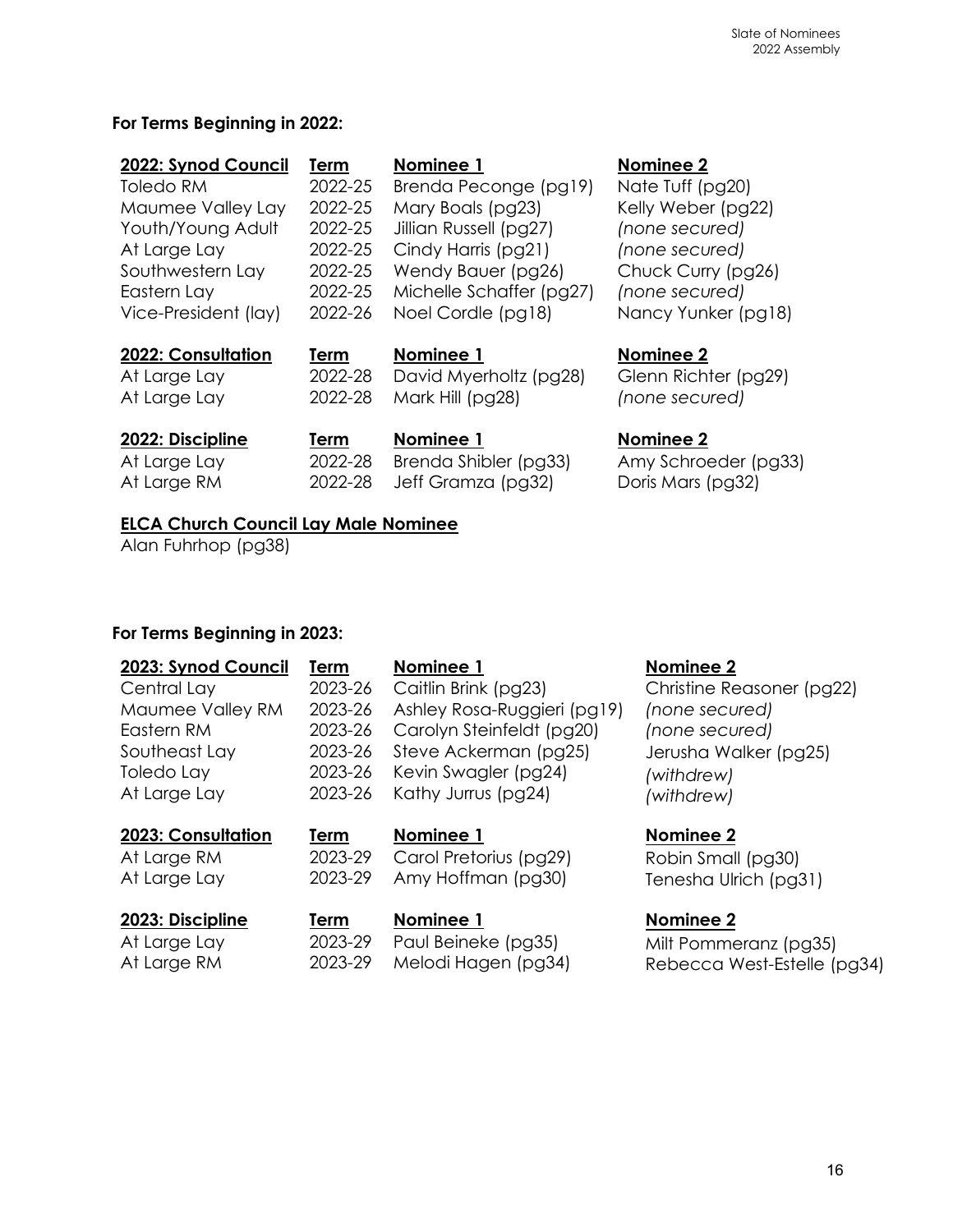### For Terms Beginning in 2022:

| 2022: Synod Council | Term | Nominee 1 | Nominee 2 |
|---|---|---|---|
| Toledo RM | 2022-25 | Brenda Peconge (pg19) | Nate Tuff (pg20) |
| Maumee Valley Lay | 2022-25 | Mary Boals (pg23) | Kelly Weber (pg22) |
| Youth/Young Adult | 2022-25 | Jillian Russell (pg27) | *(none secured)* |
| At Large Lay | 2022-25 | Cindy Harris (pg21) | *(none secured)* |
| Southwestern Lay | 2022-25 | Wendy Bauer (pg26) | Chuck Curry (pg26) |
| Eastern Lay | 2022-25 | Michelle Schaffer (pg27) | *(none secured)* |
| Vice-President (lay) | 2022-26 | Noel Cordle (pg18) | Nancy Yunker (pg18) |

| 2022: Consultation | Term | Nominee 1 | Nominee 2 |
|---|---|---|---|
| At Large Lay | 2022-28 | David Myerholtz (pg28) | Glenn Richter (pg29) |
| At Large Lay | 2022-28 | Mark Hill (pg28) | *(none secured)* |

| 2022: Discipline | Term | Nominee 1 | Nominee 2 |
|---|---|---|---|
| At Large Lay | 2022-28 | Brenda Shibler (pg33) | Amy Schroeder (pg33) |
| At Large RM | 2022-28 | Jeff Gramza (pg32) | Doris Mars (pg32) |

**ELCA Church Council Lay Male Nominee**

Alan Fuhrhop (pg38)

### For Terms Beginning in 2023:

| 2023: Synod Council | Term | Nominee 1 | Nominee 2 |
|---|---|---|---|
| Central Lay | 2023-26 | Caitlin Brink (pg23) | Christine Reasoner (pg22) |
| Maumee Valley RM | 2023-26 | Ashley Rosa-Ruggieri (pg19) | *(none secured)* |
| Eastern RM | 2023-26 | Carolyn Steinfeldt (pg20) | *(none secured)* |
| Southeast Lay | 2023-26 | Steve Ackerman (pg25) | Jerusha Walker (pg25) |
| Toledo Lay | 2023-26 | Kevin Swagler (pg24) | *(withdrew)* |
| At Large Lay | 2023-26 | Kathy Jurrus (pg24) | *(withdrew)* |

| 2023: Consultation | Term | Nominee 1 | Nominee 2 |
|---|---|---|---|
| At Large RM | 2023-29 | Carol Pretorius (pg29) | Robin Small (pg30) |
| At Large Lay | 2023-29 | Amy Hoffman (pg30) | Tenesha Ulrich (pg31) |

| 2023: Discipline | Term | Nominee 1 | Nominee 2 |
|---|---|---|---|
| At Large Lay | 2023-29 | Paul Beineke (pg35) | Milt Pommeranz (pg35) |
| At Large RM | 2023-29 | Melodi Hagen (pg34) | Rebecca West-Estelle (pg34) |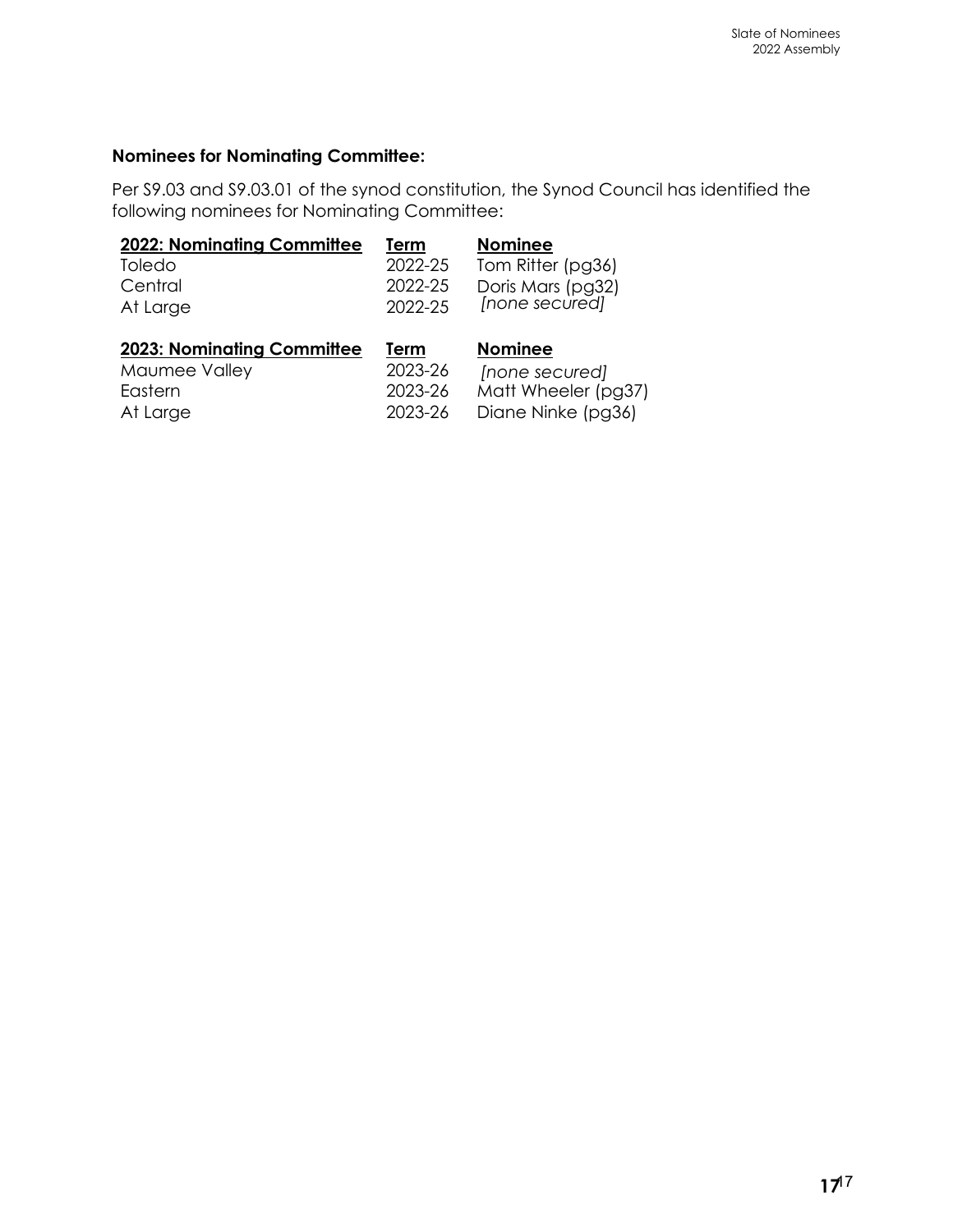**Nominees for Nominating Committee:**

Per S9.03 and S9.03.01 of the synod constitution, the Synod Council has identified the following nominees for Nominating Committee:

| **2022: Nominating Committee** | **Term** | **Nominee** |
|---|---|---|
| Toledo | 2022-25 | Tom Ritter (pg36) |
| Central | 2022-25 | Doris Mars (pg32) |
| At Large | 2022-25 | *[none secured]* |

| **2023: Nominating Committee** | **Term** | **Nominee** |
|---|---|---|
| Maumee Valley | 2023-26 | *[none secured]* |
| Eastern | 2023-26 | Matt Wheeler (pg37) |
| At Large | 2023-26 | Diane Ninke (pg36) |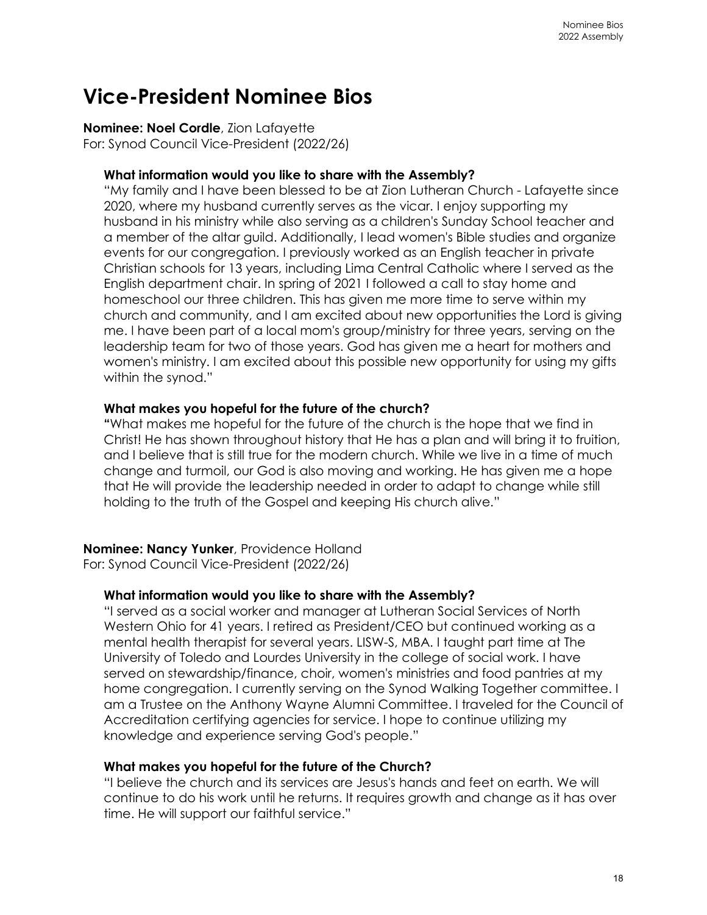# Vice-President Nominee Bios

**Nominee: Noel Cordle**, Zion Lafayette
For: Synod Council Vice-President (2022/26)

**What information would you like to share with the Assembly?**

"My family and I have been blessed to be at Zion Lutheran Church - Lafayette since 2020, where my husband currently serves as the vicar. I enjoy supporting my husband in his ministry while also serving as a children's Sunday School teacher and a member of the altar guild. Additionally, I lead women's Bible studies and organize events for our congregation. I previously worked as an English teacher in private Christian schools for 13 years, including Lima Central Catholic where I served as the English department chair. In spring of 2021 I followed a call to stay home and homeschool our three children. This has given me more time to serve within my church and community, and I am excited about new opportunities the Lord is giving me. I have been part of a local mom's group/ministry for three years, serving on the leadership team for two of those years. God has given me a heart for mothers and women's ministry. I am excited about this possible new opportunity for using my gifts within the synod."

**What makes you hopeful for the future of the church?**

**"**What makes me hopeful for the future of the church is the hope that we find in Christ! He has shown throughout history that He has a plan and will bring it to fruition, and I believe that is still true for the modern church. While we live in a time of much change and turmoil, our God is also moving and working. He has given me a hope that He will provide the leadership needed in order to adapt to change while still holding to the truth of the Gospel and keeping His church alive."

**Nominee: Nancy Yunker**, Providence Holland
For: Synod Council Vice-President (2022/26)

**What information would you like to share with the Assembly?**

"I served as a social worker and manager at Lutheran Social Services of North Western Ohio for 41 years. I retired as President/CEO but continued working as a mental health therapist for several years. LISW-S, MBA. I taught part time at The University of Toledo and Lourdes University in the college of social work. I have served on stewardship/finance, choir, women's ministries and food pantries at my home congregation. I currently serving on the Synod Walking Together committee. I am a Trustee on the Anthony Wayne Alumni Committee. I traveled for the Council of Accreditation certifying agencies for service. I hope to continue utilizing my knowledge and experience serving God's people."

**What makes you hopeful for the future of the Church?**

"I believe the church and its services are Jesus's hands and feet on earth. We will continue to do his work until he returns. It requires growth and change as it has over time. He will support our faithful service."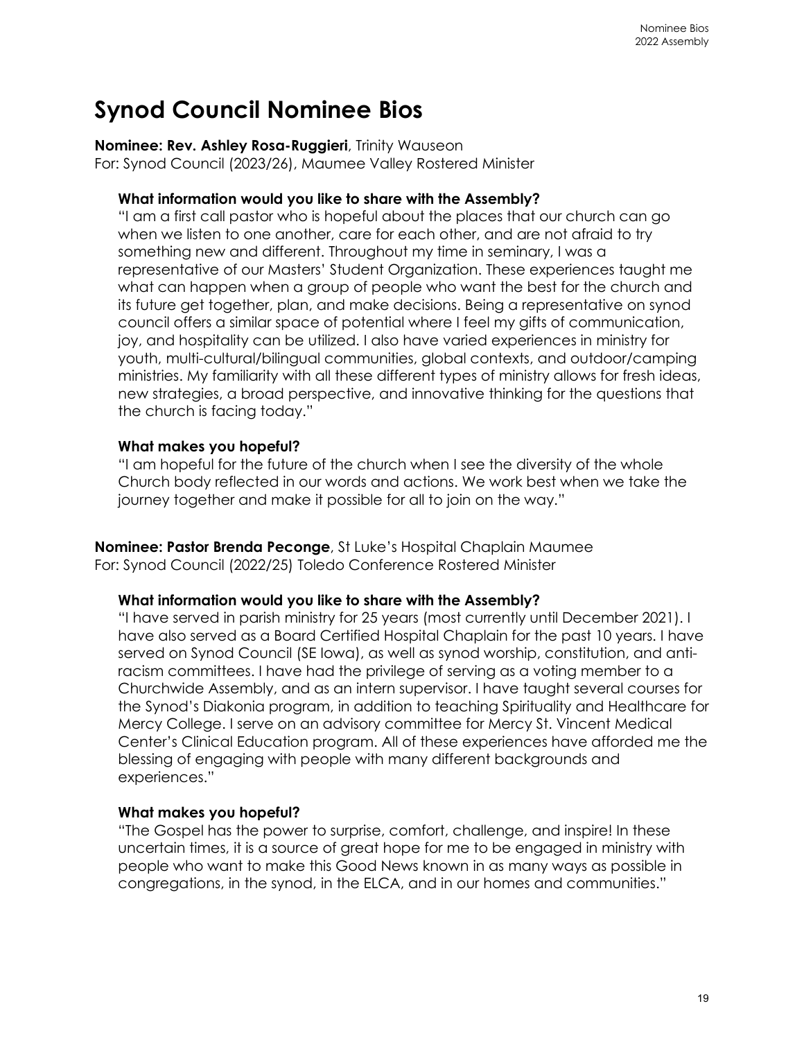# Synod Council Nominee Bios

**Nominee: Rev. Ashley Rosa-Ruggieri**, Trinity Wauseon
For: Synod Council (2023/26), Maumee Valley Rostered Minister

**What information would you like to share with the Assembly?**

"I am a first call pastor who is hopeful about the places that our church can go when we listen to one another, care for each other, and are not afraid to try something new and different. Throughout my time in seminary, I was a representative of our Masters' Student Organization. These experiences taught me what can happen when a group of people who want the best for the church and its future get together, plan, and make decisions. Being a representative on synod council offers a similar space of potential where I feel my gifts of communication, joy, and hospitality can be utilized. I also have varied experiences in ministry for youth, multi-cultural/bilingual communities, global contexts, and outdoor/camping ministries. My familiarity with all these different types of ministry allows for fresh ideas, new strategies, a broad perspective, and innovative thinking for the questions that the church is facing today."

**What makes you hopeful?**

"I am hopeful for the future of the church when I see the diversity of the whole Church body reflected in our words and actions. We work best when we take the journey together and make it possible for all to join on the way."

**Nominee: Pastor Brenda Peconge**, St Luke's Hospital Chaplain Maumee
For: Synod Council (2022/25) Toledo Conference Rostered Minister

**What information would you like to share with the Assembly?**

"I have served in parish ministry for 25 years (most currently until December 2021). I have also served as a Board Certified Hospital Chaplain for the past 10 years. I have served on Synod Council (SE Iowa), as well as synod worship, constitution, and anti-racism committees. I have had the privilege of serving as a voting member to a Churchwide Assembly, and as an intern supervisor. I have taught several courses for the Synod's Diakonia program, in addition to teaching Spirituality and Healthcare for Mercy College. I serve on an advisory committee for Mercy St. Vincent Medical Center's Clinical Education program. All of these experiences have afforded me the blessing of engaging with people with many different backgrounds and experiences."

**What makes you hopeful?**

"The Gospel has the power to surprise, comfort, challenge, and inspire! In these uncertain times, it is a source of great hope for me to be engaged in ministry with people who want to make this Good News known in as many ways as possible in congregations, in the synod, in the ELCA, and in our homes and communities."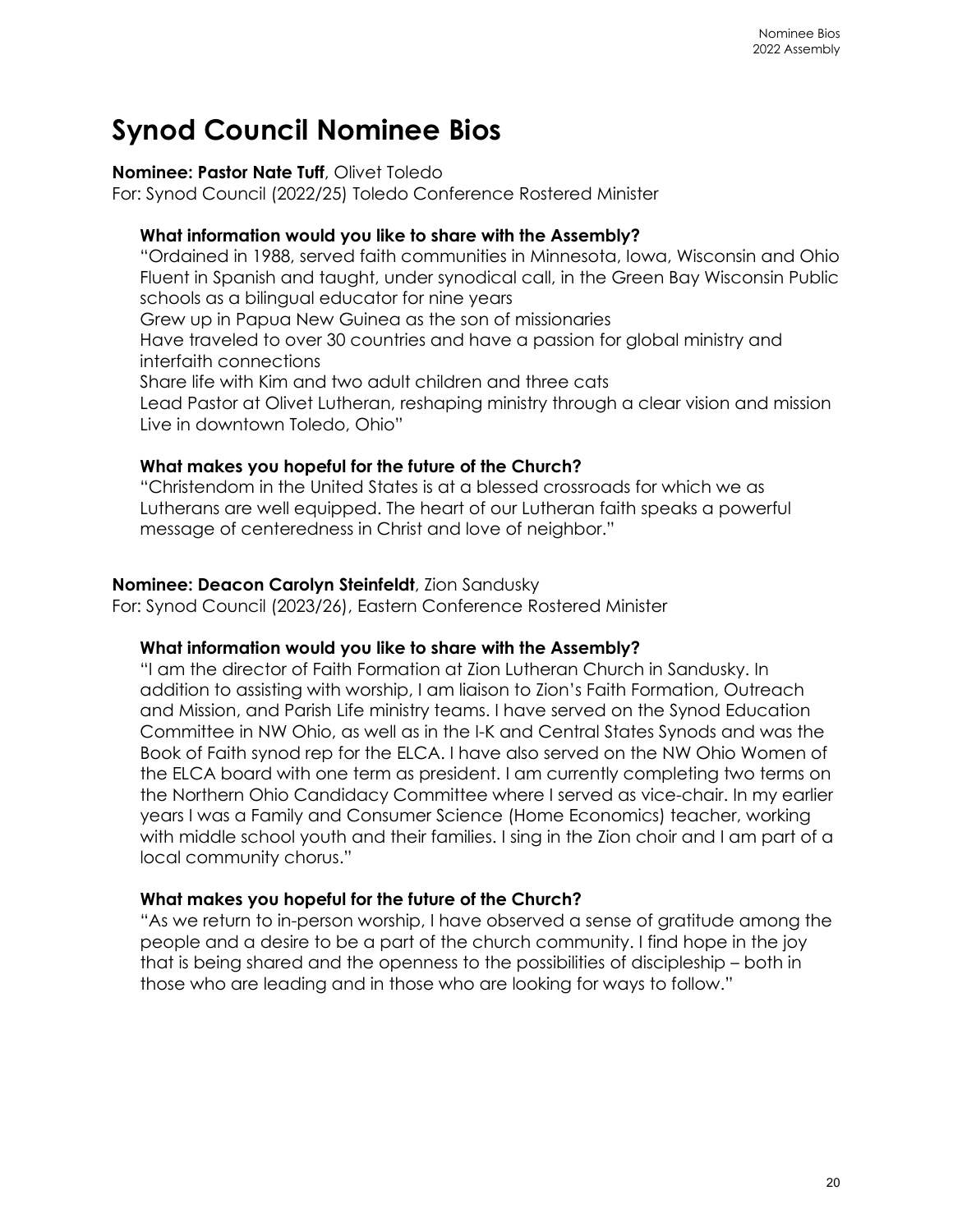# Synod Council Nominee Bios

**Nominee: Pastor Nate Tuff**, Olivet Toledo
For: Synod Council (2022/25) Toledo Conference Rostered Minister

**What information would you like to share with the Assembly?**

"Ordained in 1988, served faith communities in Minnesota, Iowa, Wisconsin and Ohio
Fluent in Spanish and taught, under synodical call, in the Green Bay Wisconsin Public schools as a bilingual educator for nine years
Grew up in Papua New Guinea as the son of missionaries
Have traveled to over 30 countries and have a passion for global ministry and interfaith connections
Share life with Kim and two adult children and three cats
Lead Pastor at Olivet Lutheran, reshaping ministry through a clear vision and mission
Live in downtown Toledo, Ohio"

**What makes you hopeful for the future of the Church?**

"Christendom in the United States is at a blessed crossroads for which we as Lutherans are well equipped. The heart of our Lutheran faith speaks a powerful message of centeredness in Christ and love of neighbor."

**Nominee: Deacon Carolyn Steinfeldt**, Zion Sandusky
For: Synod Council (2023/26), Eastern Conference Rostered Minister

**What information would you like to share with the Assembly?**

"I am the director of Faith Formation at Zion Lutheran Church in Sandusky. In addition to assisting with worship, I am liaison to Zion's Faith Formation, Outreach and Mission, and Parish Life ministry teams. I have served on the Synod Education Committee in NW Ohio, as well as in the I-K and Central States Synods and was the Book of Faith synod rep for the ELCA. I have also served on the NW Ohio Women of the ELCA board with one term as president. I am currently completing two terms on the Northern Ohio Candidacy Committee where I served as vice-chair. In my earlier years I was a Family and Consumer Science (Home Economics) teacher, working with middle school youth and their families. I sing in the Zion choir and I am part of a local community chorus."

**What makes you hopeful for the future of the Church?**

"As we return to in-person worship, I have observed a sense of gratitude among the people and a desire to be a part of the church community. I find hope in the joy that is being shared and the openness to the possibilities of discipleship – both in those who are leading and in those who are looking for ways to follow."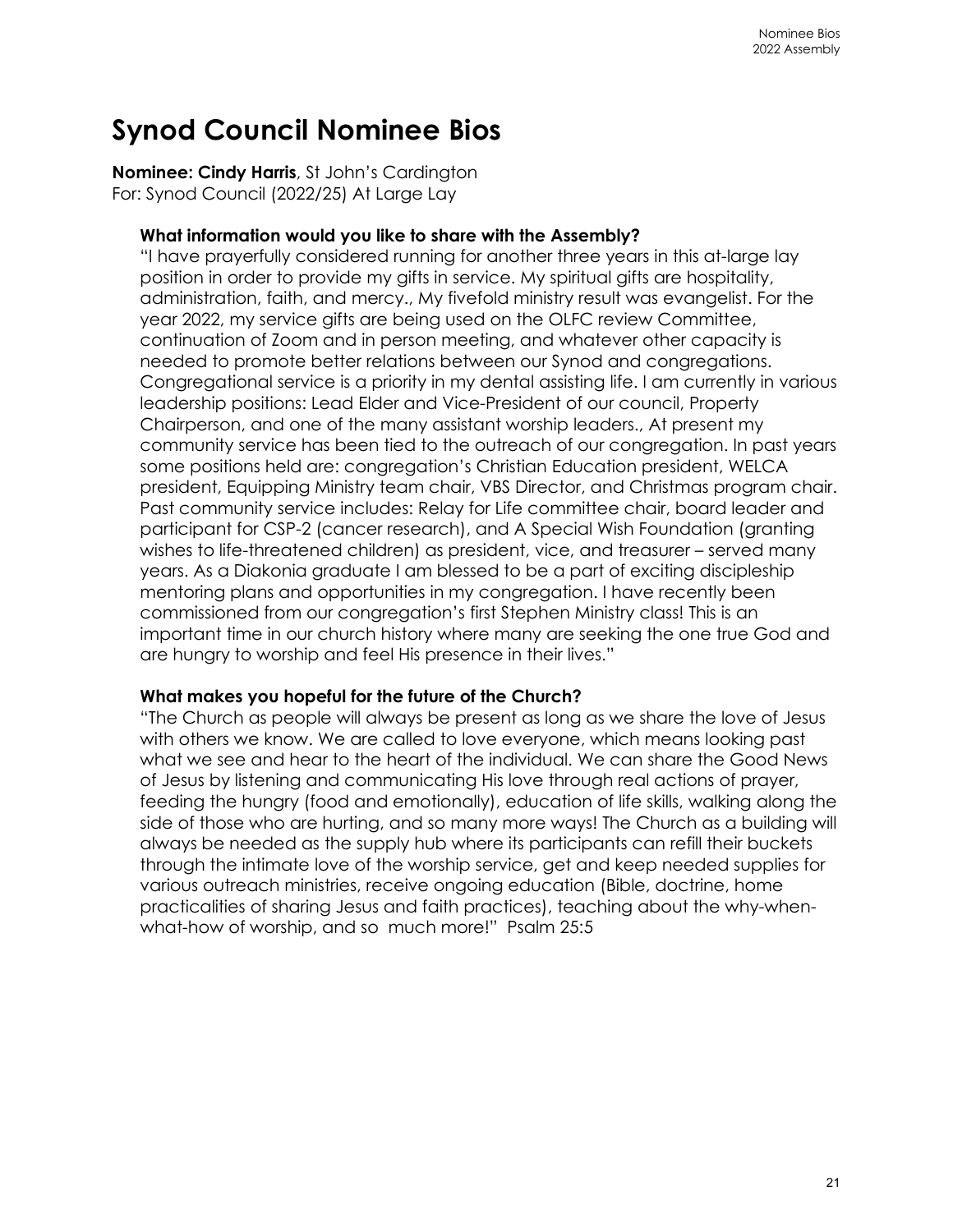# Synod Council Nominee Bios

**Nominee: Cindy Harris**, St John's Cardington
For: Synod Council (2022/25) At Large Lay

**What information would you like to share with the Assembly?**

"I have prayerfully considered running for another three years in this at-large lay position in order to provide my gifts in service. My spiritual gifts are hospitality, administration, faith, and mercy., My fivefold ministry result was evangelist. For the year 2022, my service gifts are being used on the OLFC review Committee, continuation of Zoom and in person meeting, and whatever other capacity is needed to promote better relations between our Synod and congregations. Congregational service is a priority in my dental assisting life. I am currently in various leadership positions: Lead Elder and Vice-President of our council, Property Chairperson, and one of the many assistant worship leaders., At present my community service has been tied to the outreach of our congregation. In past years some positions held are: congregation's Christian Education president, WELCA president, Equipping Ministry team chair, VBS Director, and Christmas program chair. Past community service includes: Relay for Life committee chair, board leader and participant for CSP-2 (cancer research), and A Special Wish Foundation (granting wishes to life-threatened children) as president, vice, and treasurer – served many years. As a Diakonia graduate I am blessed to be a part of exciting discipleship mentoring plans and opportunities in my congregation. I have recently been commissioned from our congregation's first Stephen Ministry class! This is an important time in our church history where many are seeking the one true God and are hungry to worship and feel His presence in their lives."

**What makes you hopeful for the future of the Church?**

"The Church as people will always be present as long as we share the love of Jesus with others we know. We are called to love everyone, which means looking past what we see and hear to the heart of the individual. We can share the Good News of Jesus by listening and communicating His love through real actions of prayer, feeding the hungry (food and emotionally), education of life skills, walking along the side of those who are hurting, and so many more ways! The Church as a building will always be needed as the supply hub where its participants can refill their buckets through the intimate love of the worship service, get and keep needed supplies for various outreach ministries, receive ongoing education (Bible, doctrine, home practicalities of sharing Jesus and faith practices), teaching about the why-when-what-how of worship, and so much more!" Psalm 25:5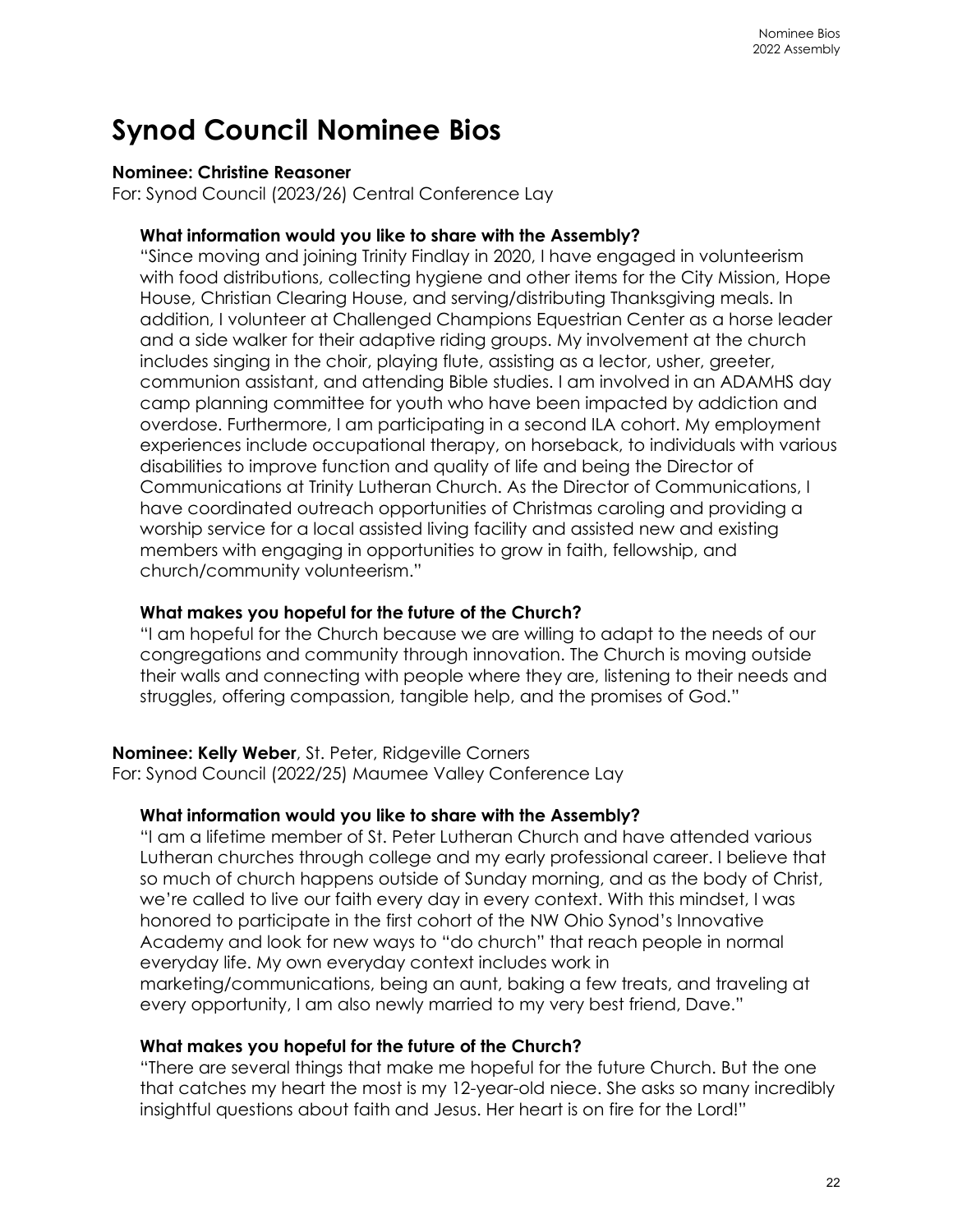# Synod Council Nominee Bios

**Nominee: Christine Reasoner**
For: Synod Council (2023/26) Central Conference Lay

**What information would you like to share with the Assembly?**

"Since moving and joining Trinity Findlay in 2020, I have engaged in volunteerism with food distributions, collecting hygiene and other items for the City Mission, Hope House, Christian Clearing House, and serving/distributing Thanksgiving meals. In addition, I volunteer at Challenged Champions Equestrian Center as a horse leader and a side walker for their adaptive riding groups. My involvement at the church includes singing in the choir, playing flute, assisting as a lector, usher, greeter, communion assistant, and attending Bible studies. I am involved in an ADAMHS day camp planning committee for youth who have been impacted by addiction and overdose. Furthermore, I am participating in a second ILA cohort. My employment experiences include occupational therapy, on horseback, to individuals with various disabilities to improve function and quality of life and being the Director of Communications at Trinity Lutheran Church. As the Director of Communications, I have coordinated outreach opportunities of Christmas caroling and providing a worship service for a local assisted living facility and assisted new and existing members with engaging in opportunities to grow in faith, fellowship, and church/community volunteerism."

**What makes you hopeful for the future of the Church?**

"I am hopeful for the Church because we are willing to adapt to the needs of our congregations and community through innovation. The Church is moving outside their walls and connecting with people where they are, listening to their needs and struggles, offering compassion, tangible help, and the promises of God."

**Nominee: Kelly Weber**, St. Peter, Ridgeville Corners
For: Synod Council (2022/25) Maumee Valley Conference Lay

**What information would you like to share with the Assembly?**

"I am a lifetime member of St. Peter Lutheran Church and have attended various Lutheran churches through college and my early professional career. I believe that so much of church happens outside of Sunday morning, and as the body of Christ, we're called to live our faith every day in every context. With this mindset, I was honored to participate in the first cohort of the NW Ohio Synod's Innovative Academy and look for new ways to "do church" that reach people in normal everyday life. My own everyday context includes work in marketing/communications, being an aunt, baking a few treats, and traveling at every opportunity, I am also newly married to my very best friend, Dave."

**What makes you hopeful for the future of the Church?**

"There are several things that make me hopeful for the future Church. But the one that catches my heart the most is my 12-year-old niece. She asks so many incredibly insightful questions about faith and Jesus. Her heart is on fire for the Lord!"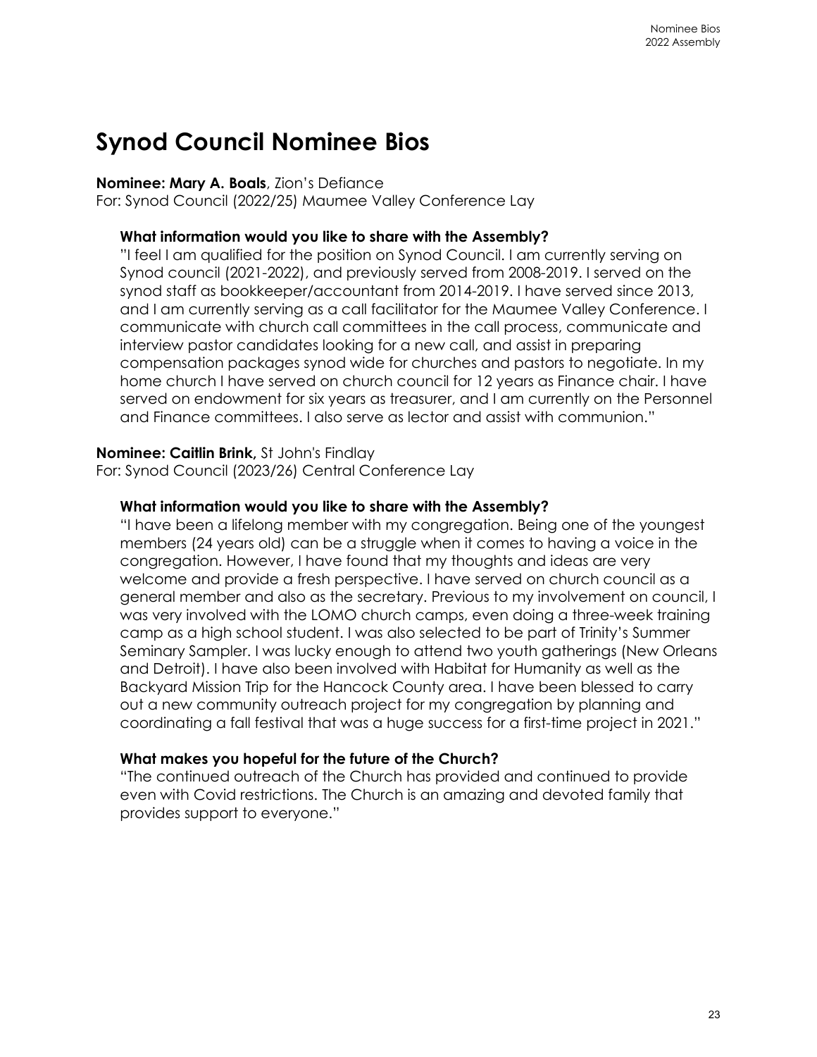# Synod Council Nominee Bios

**Nominee: Mary A. Boals**, Zion's Defiance
For: Synod Council (2022/25) Maumee Valley Conference Lay

**What information would you like to share with the Assembly?**

"I feel I am qualified for the position on Synod Council. I am currently serving on Synod council (2021-2022), and previously served from 2008-2019. I served on the synod staff as bookkeeper/accountant from 2014-2019. I have served since 2013, and I am currently serving as a call facilitator for the Maumee Valley Conference. I communicate with church call committees in the call process, communicate and interview pastor candidates looking for a new call, and assist in preparing compensation packages synod wide for churches and pastors to negotiate. In my home church I have served on church council for 12 years as Finance chair. I have served on endowment for six years as treasurer, and I am currently on the Personnel and Finance committees. I also serve as lector and assist with communion."

**Nominee: Caitlin Brink,** St John's Findlay
For: Synod Council (2023/26) Central Conference Lay

**What information would you like to share with the Assembly?**

"I have been a lifelong member with my congregation. Being one of the youngest members (24 years old) can be a struggle when it comes to having a voice in the congregation. However, I have found that my thoughts and ideas are very welcome and provide a fresh perspective. I have served on church council as a general member and also as the secretary. Previous to my involvement on council, I was very involved with the LOMO church camps, even doing a three-week training camp as a high school student. I was also selected to be part of Trinity's Summer Seminary Sampler. I was lucky enough to attend two youth gatherings (New Orleans and Detroit). I have also been involved with Habitat for Humanity as well as the Backyard Mission Trip for the Hancock County area. I have been blessed to carry out a new community outreach project for my congregation by planning and coordinating a fall festival that was a huge success for a first-time project in 2021."

**What makes you hopeful for the future of the Church?**

"The continued outreach of the Church has provided and continued to provide even with Covid restrictions. The Church is an amazing and devoted family that provides support to everyone."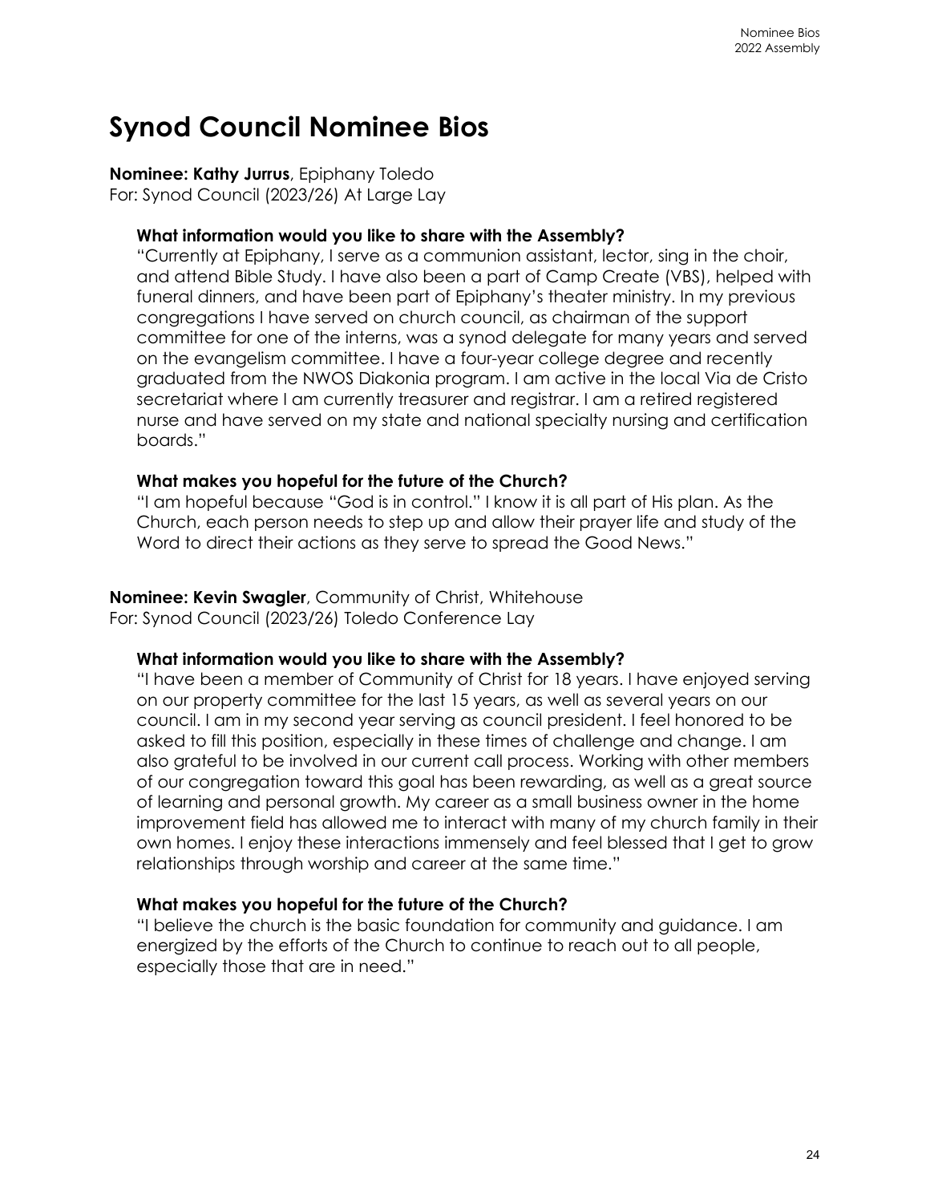# Synod Council Nominee Bios

**Nominee: Kathy Jurrus**, Epiphany Toledo
For: Synod Council (2023/26) At Large Lay

**What information would you like to share with the Assembly?**

"Currently at Epiphany, I serve as a communion assistant, lector, sing in the choir, and attend Bible Study. I have also been a part of Camp Create (VBS), helped with funeral dinners, and have been part of Epiphany's theater ministry. In my previous congregations I have served on church council, as chairman of the support committee for one of the interns, was a synod delegate for many years and served on the evangelism committee. I have a four-year college degree and recently graduated from the NWOS Diakonia program. I am active in the local Via de Cristo secretariat where I am currently treasurer and registrar. I am a retired registered nurse and have served on my state and national specialty nursing and certification boards."

**What makes you hopeful for the future of the Church?**

"I am hopeful because "God is in control." I know it is all part of His plan. As the Church, each person needs to step up and allow their prayer life and study of the Word to direct their actions as they serve to spread the Good News."

**Nominee: Kevin Swagler**, Community of Christ, Whitehouse
For: Synod Council (2023/26) Toledo Conference Lay

**What information would you like to share with the Assembly?**

"I have been a member of Community of Christ for 18 years. I have enjoyed serving on our property committee for the last 15 years, as well as several years on our council. I am in my second year serving as council president. I feel honored to be asked to fill this position, especially in these times of challenge and change. I am also grateful to be involved in our current call process. Working with other members of our congregation toward this goal has been rewarding, as well as a great source of learning and personal growth. My career as a small business owner in the home improvement field has allowed me to interact with many of my church family in their own homes. I enjoy these interactions immensely and feel blessed that I get to grow relationships through worship and career at the same time."

**What makes you hopeful for the future of the Church?**

"I believe the church is the basic foundation for community and guidance. I am energized by the efforts of the Church to continue to reach out to all people, especially those that are in need."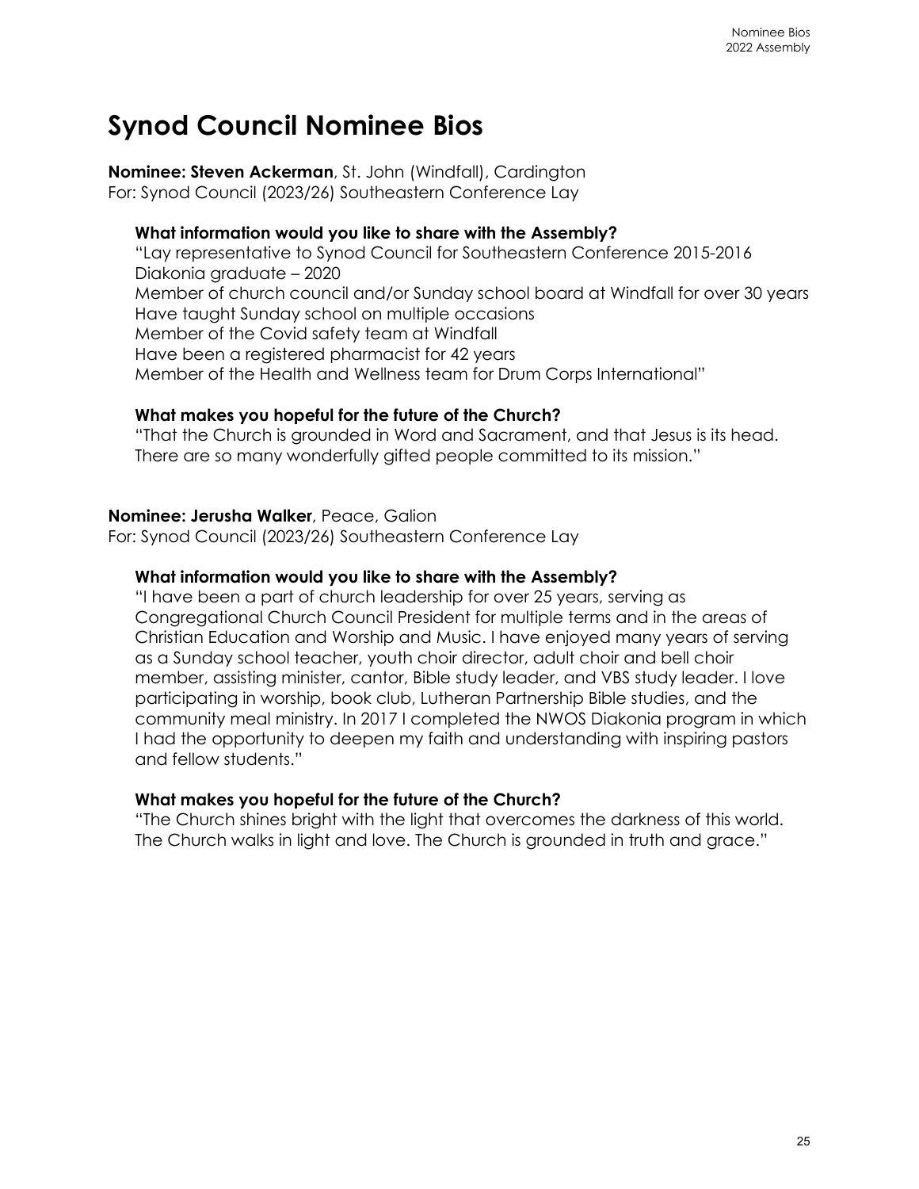# Synod Council Nominee Bios

**Nominee: Steven Ackerman**, St. John (Windfall), Cardington
For: Synod Council (2023/26) Southeastern Conference Lay

**What information would you like to share with the Assembly?**

"Lay representative to Synod Council for Southeastern Conference 2015-2016
Diakonia graduate – 2020
Member of church council and/or Sunday school board at Windfall for over 30 years
Have taught Sunday school on multiple occasions
Member of the Covid safety team at Windfall
Have been a registered pharmacist for 42 years
Member of the Health and Wellness team for Drum Corps International"

**What makes you hopeful for the future of the Church?**

"That the Church is grounded in Word and Sacrament, and that Jesus is its head. There are so many wonderfully gifted people committed to its mission."

**Nominee: Jerusha Walker**, Peace, Galion
For: Synod Council (2023/26) Southeastern Conference Lay

**What information would you like to share with the Assembly?**

"I have been a part of church leadership for over 25 years, serving as Congregational Church Council President for multiple terms and in the areas of Christian Education and Worship and Music. I have enjoyed many years of serving as a Sunday school teacher, youth choir director, adult choir and bell choir member, assisting minister, cantor, Bible study leader, and VBS study leader. I love participating in worship, book club, Lutheran Partnership Bible studies, and the community meal ministry. In 2017 I completed the NWOS Diakonia program in which I had the opportunity to deepen my faith and understanding with inspiring pastors and fellow students."

**What makes you hopeful for the future of the Church?**

"The Church shines bright with the light that overcomes the darkness of this world. The Church walks in light and love. The Church is grounded in truth and grace."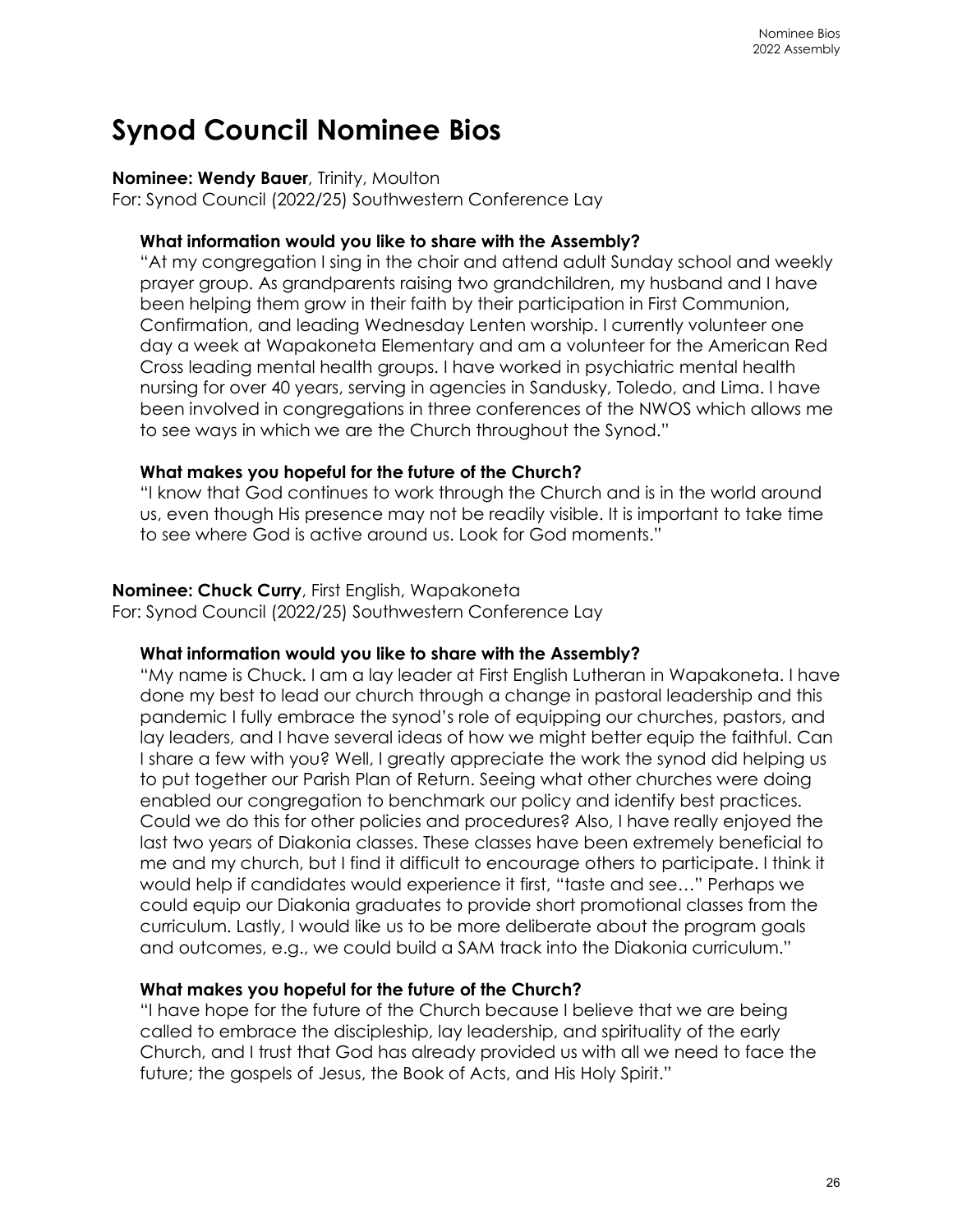# Synod Council Nominee Bios

**Nominee: Wendy Bauer**, Trinity, Moulton
For: Synod Council (2022/25) Southwestern Conference Lay

**What information would you like to share with the Assembly?**

"At my congregation I sing in the choir and attend adult Sunday school and weekly prayer group. As grandparents raising two grandchildren, my husband and I have been helping them grow in their faith by their participation in First Communion, Confirmation, and leading Wednesday Lenten worship. I currently volunteer one day a week at Wapakoneta Elementary and am a volunteer for the American Red Cross leading mental health groups. I have worked in psychiatric mental health nursing for over 40 years, serving in agencies in Sandusky, Toledo, and Lima. I have been involved in congregations in three conferences of the NWOS which allows me to see ways in which we are the Church throughout the Synod."

**What makes you hopeful for the future of the Church?**

"I know that God continues to work through the Church and is in the world around us, even though His presence may not be readily visible. It is important to take time to see where God is active around us. Look for God moments."

**Nominee: Chuck Curry**, First English, Wapakoneta
For: Synod Council (2022/25) Southwestern Conference Lay

**What information would you like to share with the Assembly?**

"My name is Chuck. I am a lay leader at First English Lutheran in Wapakoneta. I have done my best to lead our church through a change in pastoral leadership and this pandemic I fully embrace the synod's role of equipping our churches, pastors, and lay leaders, and I have several ideas of how we might better equip the faithful. Can I share a few with you? Well, I greatly appreciate the work the synod did helping us to put together our Parish Plan of Return. Seeing what other churches were doing enabled our congregation to benchmark our policy and identify best practices. Could we do this for other policies and procedures? Also, I have really enjoyed the last two years of Diakonia classes. These classes have been extremely beneficial to me and my church, but I find it difficult to encourage others to participate. I think it would help if candidates would experience it first, "taste and see…" Perhaps we could equip our Diakonia graduates to provide short promotional classes from the curriculum. Lastly, I would like us to be more deliberate about the program goals and outcomes, e.g., we could build a SAM track into the Diakonia curriculum."

**What makes you hopeful for the future of the Church?**

"I have hope for the future of the Church because I believe that we are being called to embrace the discipleship, lay leadership, and spirituality of the early Church, and I trust that God has already provided us with all we need to face the future; the gospels of Jesus, the Book of Acts, and His Holy Spirit."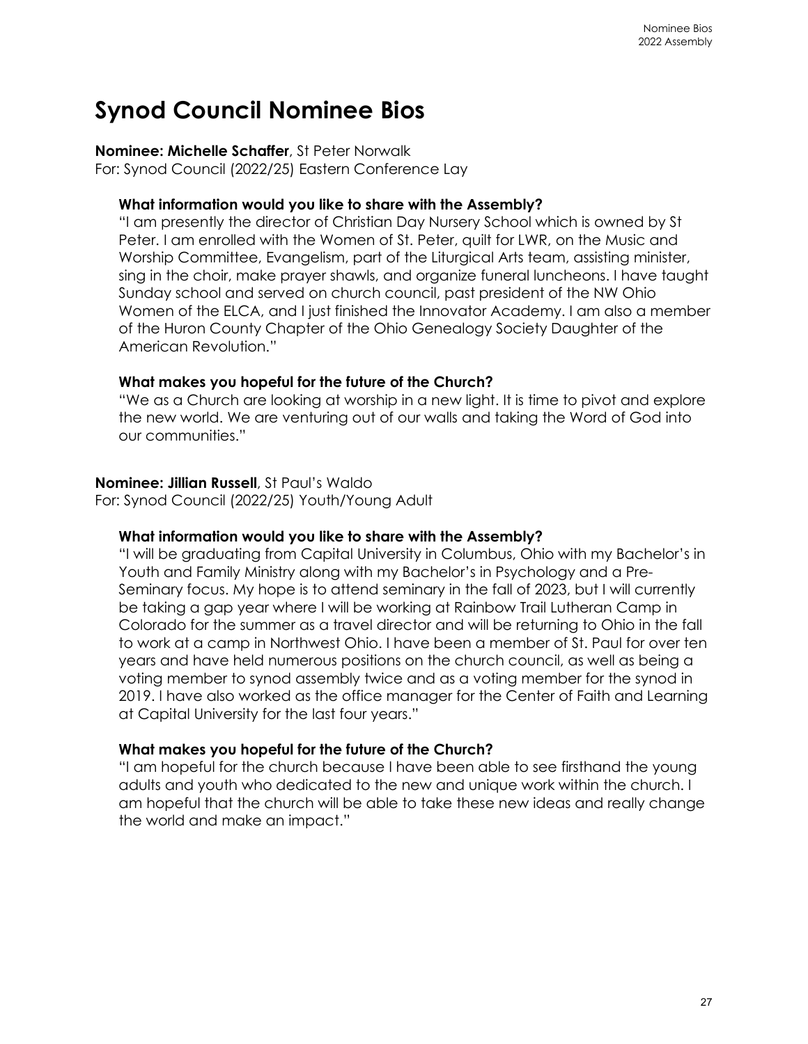# Synod Council Nominee Bios

**Nominee: Michelle Schaffer**, St Peter Norwalk
For: Synod Council (2022/25) Eastern Conference Lay

**What information would you like to share with the Assembly?**

"I am presently the director of Christian Day Nursery School which is owned by St Peter. I am enrolled with the Women of St. Peter, quilt for LWR, on the Music and Worship Committee, Evangelism, part of the Liturgical Arts team, assisting minister, sing in the choir, make prayer shawls, and organize funeral luncheons. I have taught Sunday school and served on church council, past president of the NW Ohio Women of the ELCA, and I just finished the Innovator Academy. I am also a member of the Huron County Chapter of the Ohio Genealogy Society Daughter of the American Revolution."

**What makes you hopeful for the future of the Church?**

"We as a Church are looking at worship in a new light. It is time to pivot and explore the new world. We are venturing out of our walls and taking the Word of God into our communities."

**Nominee: Jillian Russell**, St Paul's Waldo
For: Synod Council (2022/25) Youth/Young Adult

**What information would you like to share with the Assembly?**

"I will be graduating from Capital University in Columbus, Ohio with my Bachelor's in Youth and Family Ministry along with my Bachelor's in Psychology and a Pre-Seminary focus. My hope is to attend seminary in the fall of 2023, but I will currently be taking a gap year where I will be working at Rainbow Trail Lutheran Camp in Colorado for the summer as a travel director and will be returning to Ohio in the fall to work at a camp in Northwest Ohio. I have been a member of St. Paul for over ten years and have held numerous positions on the church council, as well as being a voting member to synod assembly twice and as a voting member for the synod in 2019. I have also worked as the office manager for the Center of Faith and Learning at Capital University for the last four years."

**What makes you hopeful for the future of the Church?**

"I am hopeful for the church because I have been able to see firsthand the young adults and youth who dedicated to the new and unique work within the church. I am hopeful that the church will be able to take these new ideas and really change the world and make an impact."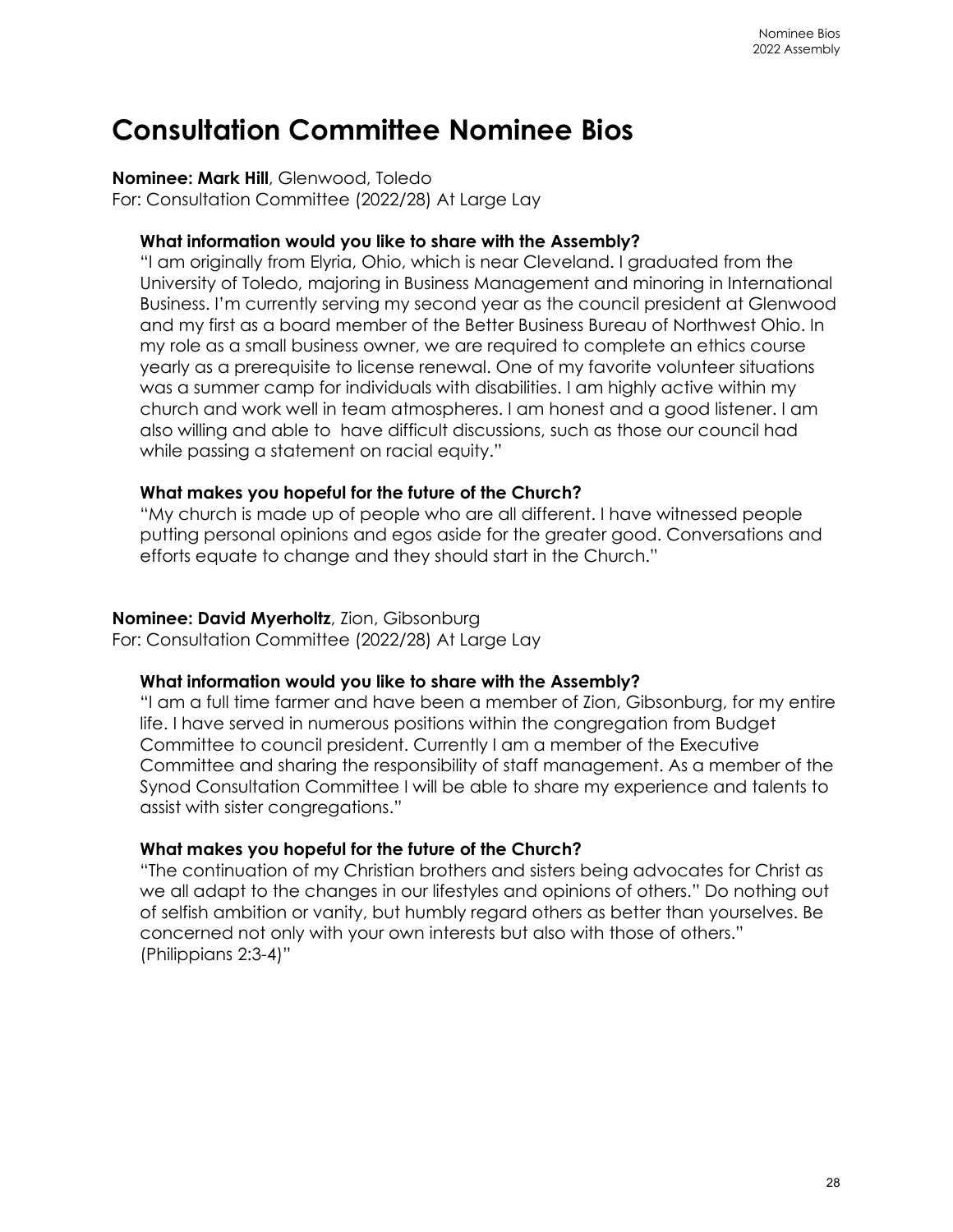# Consultation Committee Nominee Bios

**Nominee: Mark Hill**, Glenwood, Toledo
For: Consultation Committee (2022/28) At Large Lay

**What information would you like to share with the Assembly?**

"I am originally from Elyria, Ohio, which is near Cleveland. I graduated from the University of Toledo, majoring in Business Management and minoring in International Business. I'm currently serving my second year as the council president at Glenwood and my first as a board member of the Better Business Bureau of Northwest Ohio. In my role as a small business owner, we are required to complete an ethics course yearly as a prerequisite to license renewal. One of my favorite volunteer situations was a summer camp for individuals with disabilities. I am highly active within my church and work well in team atmospheres. I am honest and a good listener. I am also willing and able to have difficult discussions, such as those our council had while passing a statement on racial equity."

**What makes you hopeful for the future of the Church?**

"My church is made up of people who are all different. I have witnessed people putting personal opinions and egos aside for the greater good. Conversations and efforts equate to change and they should start in the Church."

**Nominee: David Myerholtz**, Zion, Gibsonburg
For: Consultation Committee (2022/28) At Large Lay

**What information would you like to share with the Assembly?**

"I am a full time farmer and have been a member of Zion, Gibsonburg, for my entire life. I have served in numerous positions within the congregation from Budget Committee to council president. Currently I am a member of the Executive Committee and sharing the responsibility of staff management. As a member of the Synod Consultation Committee I will be able to share my experience and talents to assist with sister congregations."

**What makes you hopeful for the future of the Church?**

"The continuation of my Christian brothers and sisters being advocates for Christ as we all adapt to the changes in our lifestyles and opinions of others." Do nothing out of selfish ambition or vanity, but humbly regard others as better than yourselves. Be concerned not only with your own interests but also with those of others." (Philippians 2:3-4)"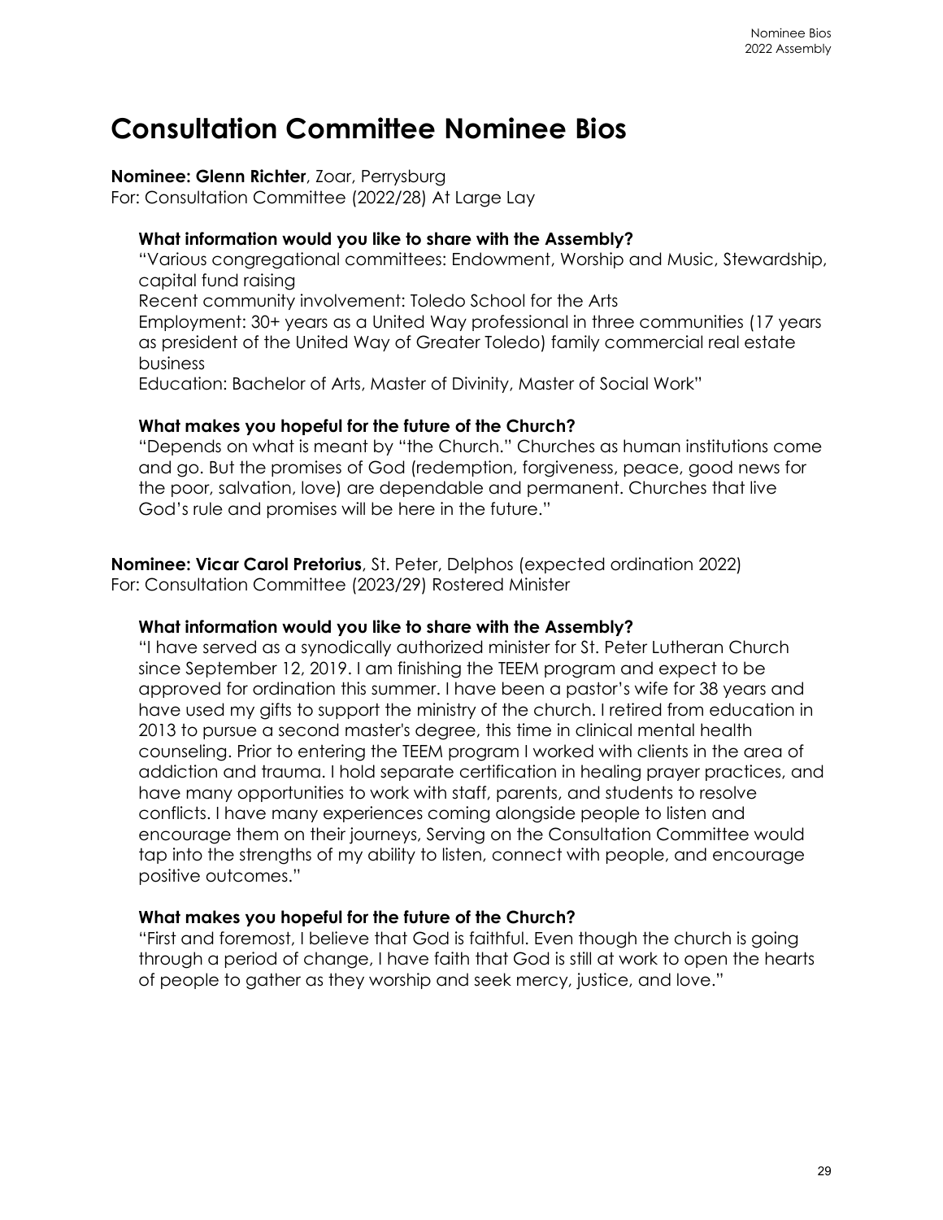# Consultation Committee Nominee Bios

**Nominee: Glenn Richter**, Zoar, Perrysburg
For: Consultation Committee (2022/28) At Large Lay

**What information would you like to share with the Assembly?**

"Various congregational committees: Endowment, Worship and Music, Stewardship, capital fund raising
Recent community involvement: Toledo School for the Arts
Employment: 30+ years as a United Way professional in three communities (17 years as president of the United Way of Greater Toledo) family commercial real estate business
Education: Bachelor of Arts, Master of Divinity, Master of Social Work"

**What makes you hopeful for the future of the Church?**

"Depends on what is meant by "the Church." Churches as human institutions come and go. But the promises of God (redemption, forgiveness, peace, good news for the poor, salvation, love) are dependable and permanent. Churches that live God's rule and promises will be here in the future."

**Nominee: Vicar Carol Pretorius**, St. Peter, Delphos (expected ordination 2022)
For: Consultation Committee (2023/29) Rostered Minister

**What information would you like to share with the Assembly?**

"I have served as a synodically authorized minister for St. Peter Lutheran Church since September 12, 2019. I am finishing the TEEM program and expect to be approved for ordination this summer. I have been a pastor's wife for 38 years and have used my gifts to support the ministry of the church. I retired from education in 2013 to pursue a second master's degree, this time in clinical mental health counseling. Prior to entering the TEEM program I worked with clients in the area of addiction and trauma. I hold separate certification in healing prayer practices, and have many opportunities to work with staff, parents, and students to resolve conflicts. I have many experiences coming alongside people to listen and encourage them on their journeys, Serving on the Consultation Committee would tap into the strengths of my ability to listen, connect with people, and encourage positive outcomes."

**What makes you hopeful for the future of the Church?**

"First and foremost, I believe that God is faithful. Even though the church is going through a period of change, I have faith that God is still at work to open the hearts of people to gather as they worship and seek mercy, justice, and love."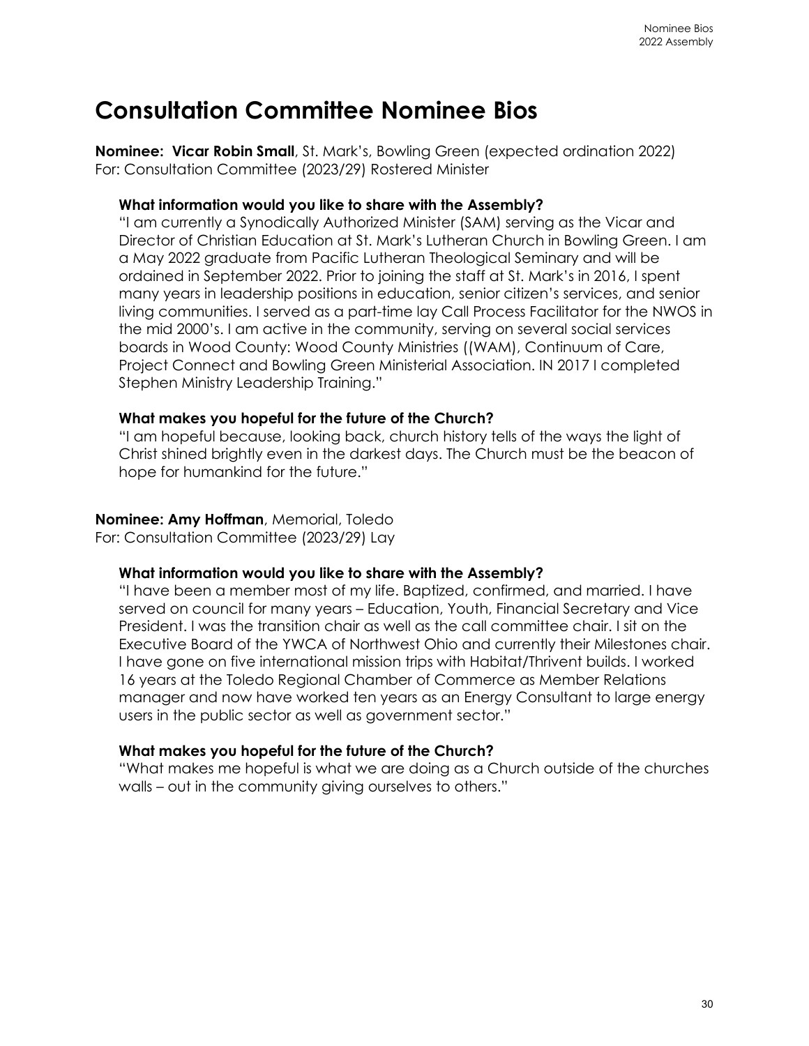# Consultation Committee Nominee Bios

**Nominee: Vicar Robin Small**, St. Mark's, Bowling Green (expected ordination 2022)
For: Consultation Committee (2023/29) Rostered Minister

**What information would you like to share with the Assembly?**

"I am currently a Synodically Authorized Minister (SAM) serving as the Vicar and Director of Christian Education at St. Mark's Lutheran Church in Bowling Green. I am a May 2022 graduate from Pacific Lutheran Theological Seminary and will be ordained in September 2022. Prior to joining the staff at St. Mark's in 2016, I spent many years in leadership positions in education, senior citizen's services, and senior living communities. I served as a part-time lay Call Process Facilitator for the NWOS in the mid 2000's. I am active in the community, serving on several social services boards in Wood County: Wood County Ministries ((WAM), Continuum of Care, Project Connect and Bowling Green Ministerial Association. IN 2017 I completed Stephen Ministry Leadership Training."

**What makes you hopeful for the future of the Church?**

"I am hopeful because, looking back, church history tells of the ways the light of Christ shined brightly even in the darkest days. The Church must be the beacon of hope for humankind for the future."

**Nominee: Amy Hoffman**, Memorial, Toledo
For: Consultation Committee (2023/29) Lay

**What information would you like to share with the Assembly?**

"I have been a member most of my life. Baptized, confirmed, and married. I have served on council for many years – Education, Youth, Financial Secretary and Vice President. I was the transition chair as well as the call committee chair. I sit on the Executive Board of the YWCA of Northwest Ohio and currently their Milestones chair. I have gone on five international mission trips with Habitat/Thrivent builds. I worked 16 years at the Toledo Regional Chamber of Commerce as Member Relations manager and now have worked ten years as an Energy Consultant to large energy users in the public sector as well as government sector."

**What makes you hopeful for the future of the Church?**

"What makes me hopeful is what we are doing as a Church outside of the churches walls – out in the community giving ourselves to others."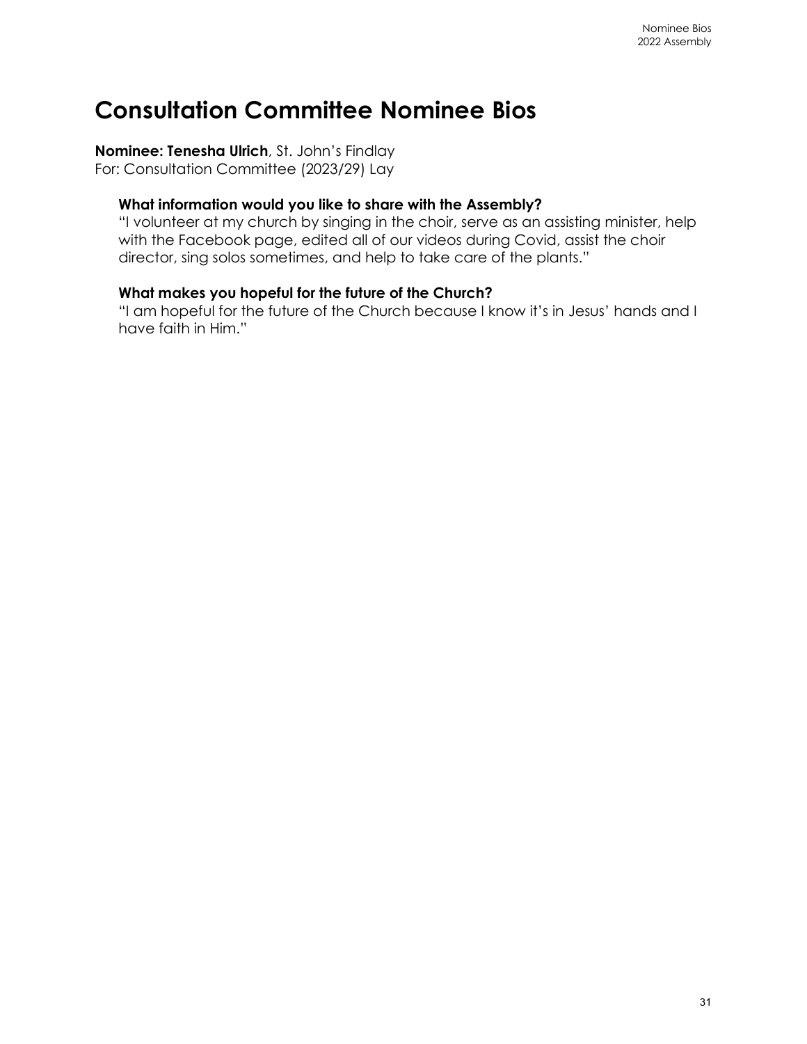# Consultation Committee Nominee Bios

**Nominee: Tenesha Ulrich**, St. John's Findlay
For: Consultation Committee (2023/29) Lay

**What information would you like to share with the Assembly?**
"I volunteer at my church by singing in the choir, serve as an assisting minister, help with the Facebook page, edited all of our videos during Covid, assist the choir director, sing solos sometimes, and help to take care of the plants."

**What makes you hopeful for the future of the Church?**
"I am hopeful for the future of the Church because I know it's in Jesus' hands and I have faith in Him."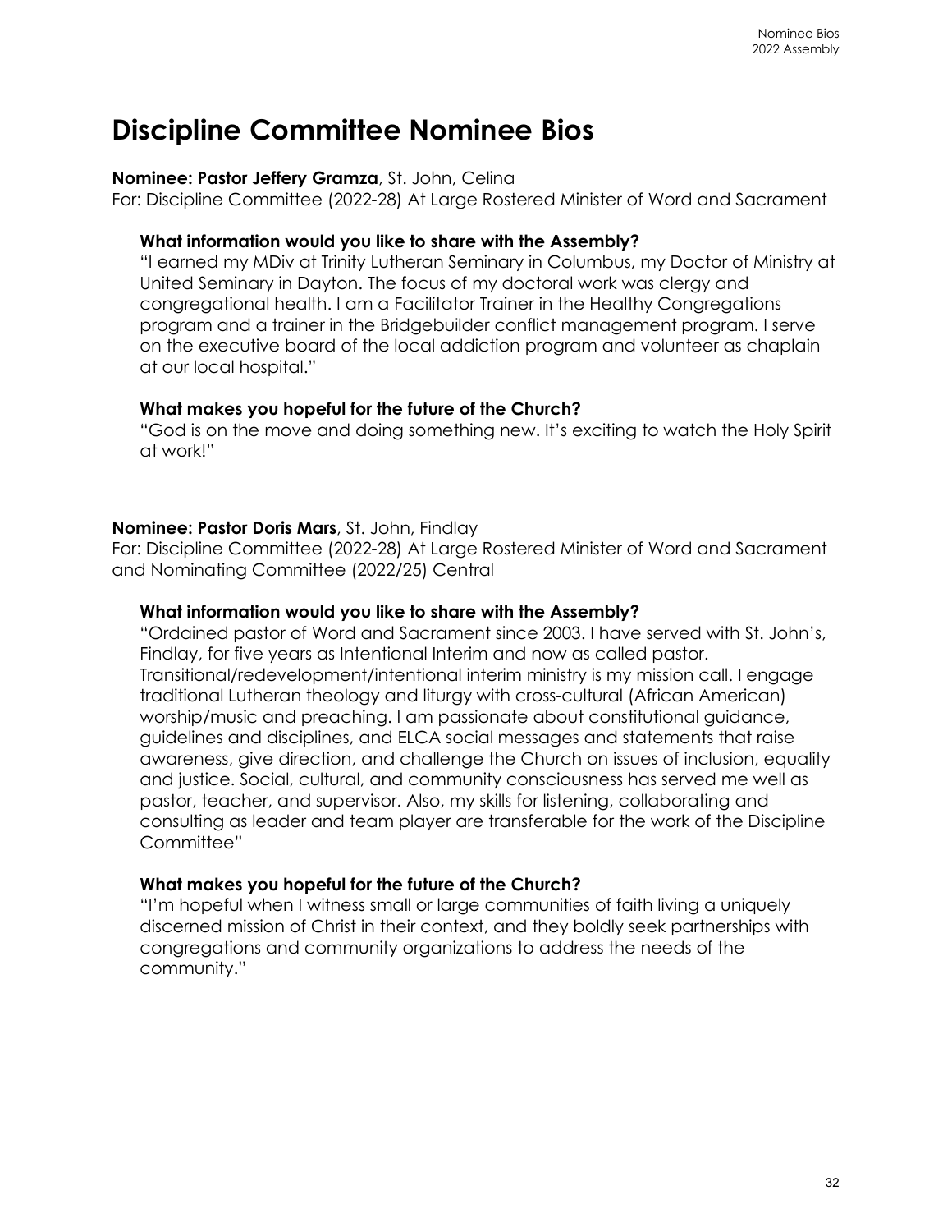# Discipline Committee Nominee Bios

**Nominee: Pastor Jeffery Gramza**, St. John, Celina
For: Discipline Committee (2022-28) At Large Rostered Minister of Word and Sacrament

**What information would you like to share with the Assembly?**
"I earned my MDiv at Trinity Lutheran Seminary in Columbus, my Doctor of Ministry at United Seminary in Dayton. The focus of my doctoral work was clergy and congregational health. I am a Facilitator Trainer in the Healthy Congregations program and a trainer in the Bridgebuilder conflict management program. I serve on the executive board of the local addiction program and volunteer as chaplain at our local hospital."

**What makes you hopeful for the future of the Church?**
"God is on the move and doing something new. It's exciting to watch the Holy Spirit at work!"

**Nominee: Pastor Doris Mars**, St. John, Findlay
For: Discipline Committee (2022-28) At Large Rostered Minister of Word and Sacrament and Nominating Committee (2022/25) Central

**What information would you like to share with the Assembly?**
"Ordained pastor of Word and Sacrament since 2003. I have served with St. John's, Findlay, for five years as Intentional Interim and now as called pastor. Transitional/redevelopment/intentional interim ministry is my mission call. I engage traditional Lutheran theology and liturgy with cross-cultural (African American) worship/music and preaching. I am passionate about constitutional guidance, guidelines and disciplines, and ELCA social messages and statements that raise awareness, give direction, and challenge the Church on issues of inclusion, equality and justice. Social, cultural, and community consciousness has served me well as pastor, teacher, and supervisor. Also, my skills for listening, collaborating and consulting as leader and team player are transferable for the work of the Discipline Committee"

**What makes you hopeful for the future of the Church?**
"I'm hopeful when I witness small or large communities of faith living a uniquely discerned mission of Christ in their context, and they boldly seek partnerships with congregations and community organizations to address the needs of the community."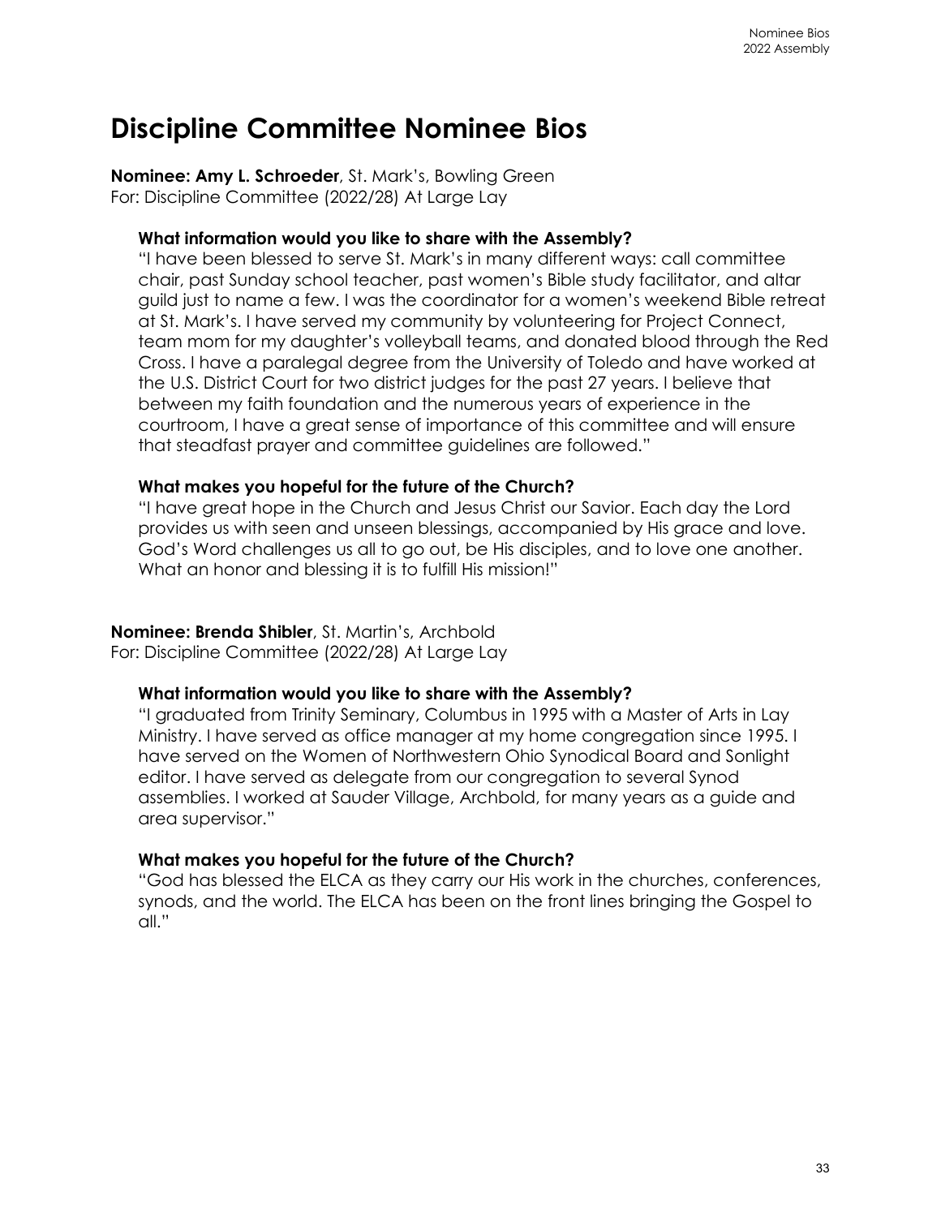# Discipline Committee Nominee Bios

**Nominee: Amy L. Schroeder**, St. Mark's, Bowling Green
For: Discipline Committee (2022/28) At Large Lay

**What information would you like to share with the Assembly?**

"I have been blessed to serve St. Mark's in many different ways: call committee chair, past Sunday school teacher, past women's Bible study facilitator, and altar guild just to name a few. I was the coordinator for a women's weekend Bible retreat at St. Mark's. I have served my community by volunteering for Project Connect, team mom for my daughter's volleyball teams, and donated blood through the Red Cross. I have a paralegal degree from the University of Toledo and have worked at the U.S. District Court for two district judges for the past 27 years. I believe that between my faith foundation and the numerous years of experience in the courtroom, I have a great sense of importance of this committee and will ensure that steadfast prayer and committee guidelines are followed."

**What makes you hopeful for the future of the Church?**

"I have great hope in the Church and Jesus Christ our Savior. Each day the Lord provides us with seen and unseen blessings, accompanied by His grace and love. God's Word challenges us all to go out, be His disciples, and to love one another. What an honor and blessing it is to fulfill His mission!"

**Nominee: Brenda Shibler**, St. Martin's, Archbold
For: Discipline Committee (2022/28) At Large Lay

**What information would you like to share with the Assembly?**

"I graduated from Trinity Seminary, Columbus in 1995 with a Master of Arts in Lay Ministry. I have served as office manager at my home congregation since 1995. I have served on the Women of Northwestern Ohio Synodical Board and Sonlight editor. I have served as delegate from our congregation to several Synod assemblies. I worked at Sauder Village, Archbold, for many years as a guide and area supervisor."

**What makes you hopeful for the future of the Church?**

"God has blessed the ELCA as they carry our His work in the churches, conferences, synods, and the world. The ELCA has been on the front lines bringing the Gospel to all."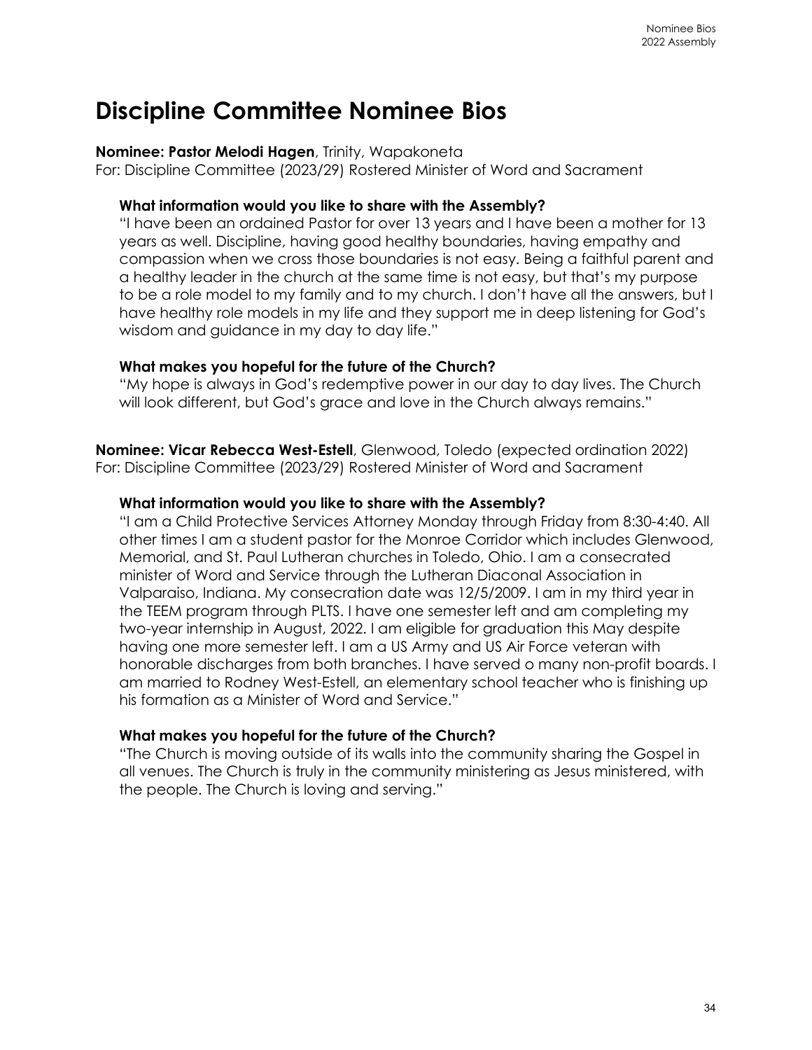# Discipline Committee Nominee Bios

**Nominee: Pastor Melodi Hagen**, Trinity, Wapakoneta
For: Discipline Committee (2023/29) Rostered Minister of Word and Sacrament

**What information would you like to share with the Assembly?**

"I have been an ordained Pastor for over 13 years and I have been a mother for 13 years as well. Discipline, having good healthy boundaries, having empathy and compassion when we cross those boundaries is not easy. Being a faithful parent and a healthy leader in the church at the same time is not easy, but that's my purpose to be a role model to my family and to my church. I don't have all the answers, but I have healthy role models in my life and they support me in deep listening for God's wisdom and guidance in my day to day life."

**What makes you hopeful for the future of the Church?**

"My hope is always in God's redemptive power in our day to day lives. The Church will look different, but God's grace and love in the Church always remains."

**Nominee: Vicar Rebecca West-Estell**, Glenwood, Toledo (expected ordination 2022)
For: Discipline Committee (2023/29) Rostered Minister of Word and Sacrament

**What information would you like to share with the Assembly?**

"I am a Child Protective Services Attorney Monday through Friday from 8:30-4:40. All other times I am a student pastor for the Monroe Corridor which includes Glenwood, Memorial, and St. Paul Lutheran churches in Toledo, Ohio. I am a consecrated minister of Word and Service through the Lutheran Diaconal Association in Valparaiso, Indiana. My consecration date was 12/5/2009. I am in my third year in the TEEM program through PLTS. I have one semester left and am completing my two-year internship in August, 2022. I am eligible for graduation this May despite having one more semester left. I am a US Army and US Air Force veteran with honorable discharges from both branches. I have served o many non-profit boards. I am married to Rodney West-Estell, an elementary school teacher who is finishing up his formation as a Minister of Word and Service."

**What makes you hopeful for the future of the Church?**

"The Church is moving outside of its walls into the community sharing the Gospel in all venues. The Church is truly in the community ministering as Jesus ministered, with the people. The Church is loving and serving."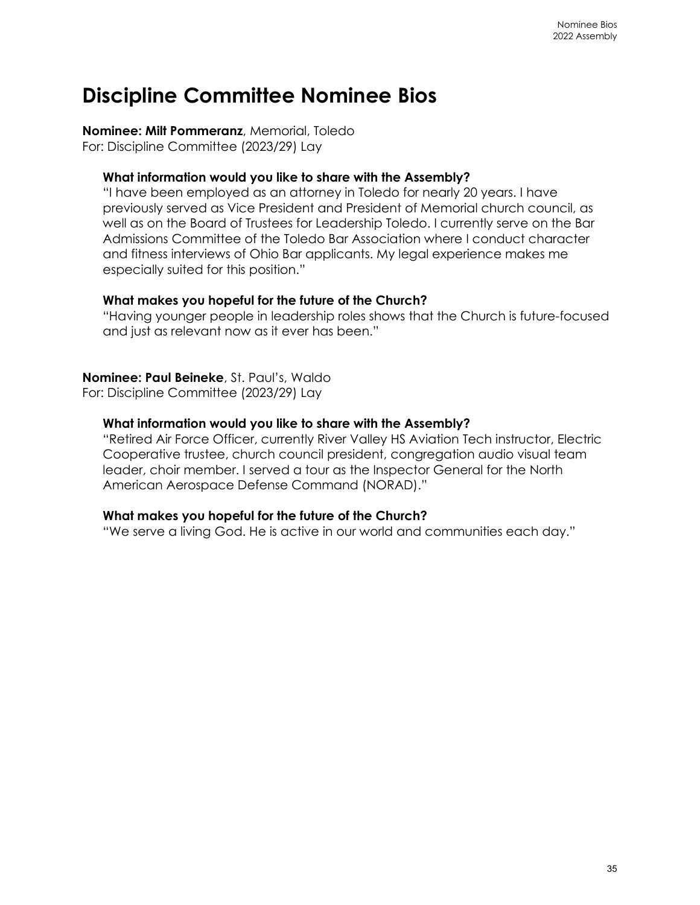# Discipline Committee Nominee Bios

**Nominee: Milt Pommeranz**, Memorial, Toledo
For: Discipline Committee (2023/29) Lay

**What information would you like to share with the Assembly?**

"I have been employed as an attorney in Toledo for nearly 20 years. I have previously served as Vice President and President of Memorial church council, as well as on the Board of Trustees for Leadership Toledo. I currently serve on the Bar Admissions Committee of the Toledo Bar Association where I conduct character and fitness interviews of Ohio Bar applicants. My legal experience makes me especially suited for this position."

**What makes you hopeful for the future of the Church?**

"Having younger people in leadership roles shows that the Church is future-focused and just as relevant now as it ever has been."

**Nominee: Paul Beineke**, St. Paul's, Waldo
For: Discipline Committee (2023/29) Lay

**What information would you like to share with the Assembly?**

"Retired Air Force Officer, currently River Valley HS Aviation Tech instructor, Electric Cooperative trustee, church council president, congregation audio visual team leader, choir member. I served a tour as the Inspector General for the North American Aerospace Defense Command (NORAD)."

**What makes you hopeful for the future of the Church?**

"We serve a living God. He is active in our world and communities each day."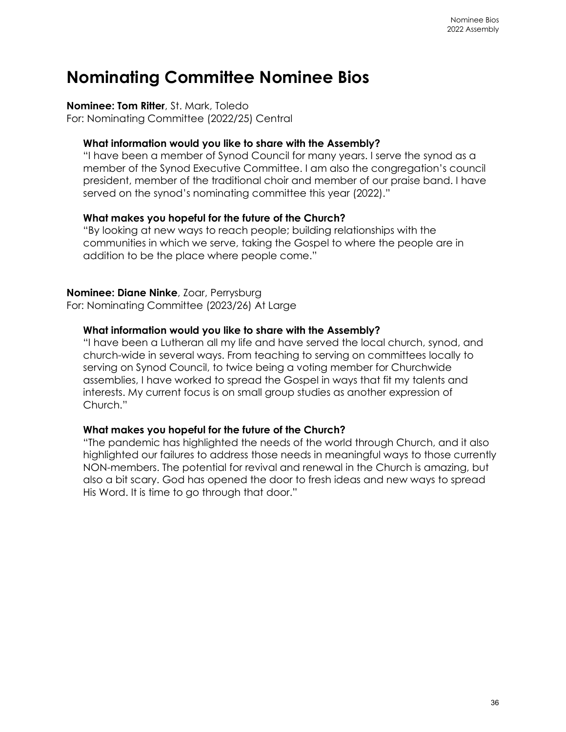# Nominating Committee Nominee Bios

**Nominee: Tom Ritter**, St. Mark, Toledo
For: Nominating Committee (2022/25) Central

**What information would you like to share with the Assembly?**
"I have been a member of Synod Council for many years. I serve the synod as a member of the Synod Executive Committee. I am also the congregation's council president, member of the traditional choir and member of our praise band. I have served on the synod's nominating committee this year (2022)."

**What makes you hopeful for the future of the Church?**
"By looking at new ways to reach people; building relationships with the communities in which we serve, taking the Gospel to where the people are in addition to be the place where people come."

**Nominee: Diane Ninke**, Zoar, Perrysburg
For: Nominating Committee (2023/26) At Large

**What information would you like to share with the Assembly?**
"I have been a Lutheran all my life and have served the local church, synod, and church-wide in several ways. From teaching to serving on committees locally to serving on Synod Council, to twice being a voting member for Churchwide assemblies, I have worked to spread the Gospel in ways that fit my talents and interests. My current focus is on small group studies as another expression of Church."

**What makes you hopeful for the future of the Church?**
"The pandemic has highlighted the needs of the world through Church, and it also highlighted our failures to address those needs in meaningful ways to those currently NON-members. The potential for revival and renewal in the Church is amazing, but also a bit scary. God has opened the door to fresh ideas and new ways to spread His Word. It is time to go through that door."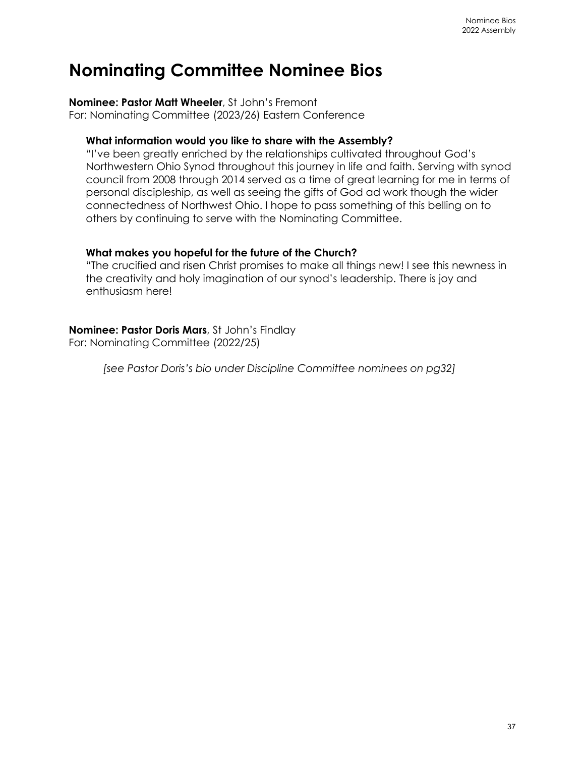# Nominating Committee Nominee Bios

**Nominee: Pastor Matt Wheeler**, St John's Fremont
For: Nominating Committee (2023/26) Eastern Conference

**What information would you like to share with the Assembly?**
"I've been greatly enriched by the relationships cultivated throughout God's Northwestern Ohio Synod throughout this journey in life and faith. Serving with synod council from 2008 through 2014 served as a time of great learning for me in terms of personal discipleship, as well as seeing the gifts of God ad work though the wider connectedness of Northwest Ohio. I hope to pass something of this belling on to others by continuing to serve with the Nominating Committee.

**What makes you hopeful for the future of the Church?**
"The crucified and risen Christ promises to make all things new! I see this newness in the creativity and holy imagination of our synod's leadership. There is joy and enthusiasm here!

**Nominee: Pastor Doris Mars**, St John's Findlay
For: Nominating Committee (2022/25)

*[see Pastor Doris's bio under Discipline Committee nominees on pg32]*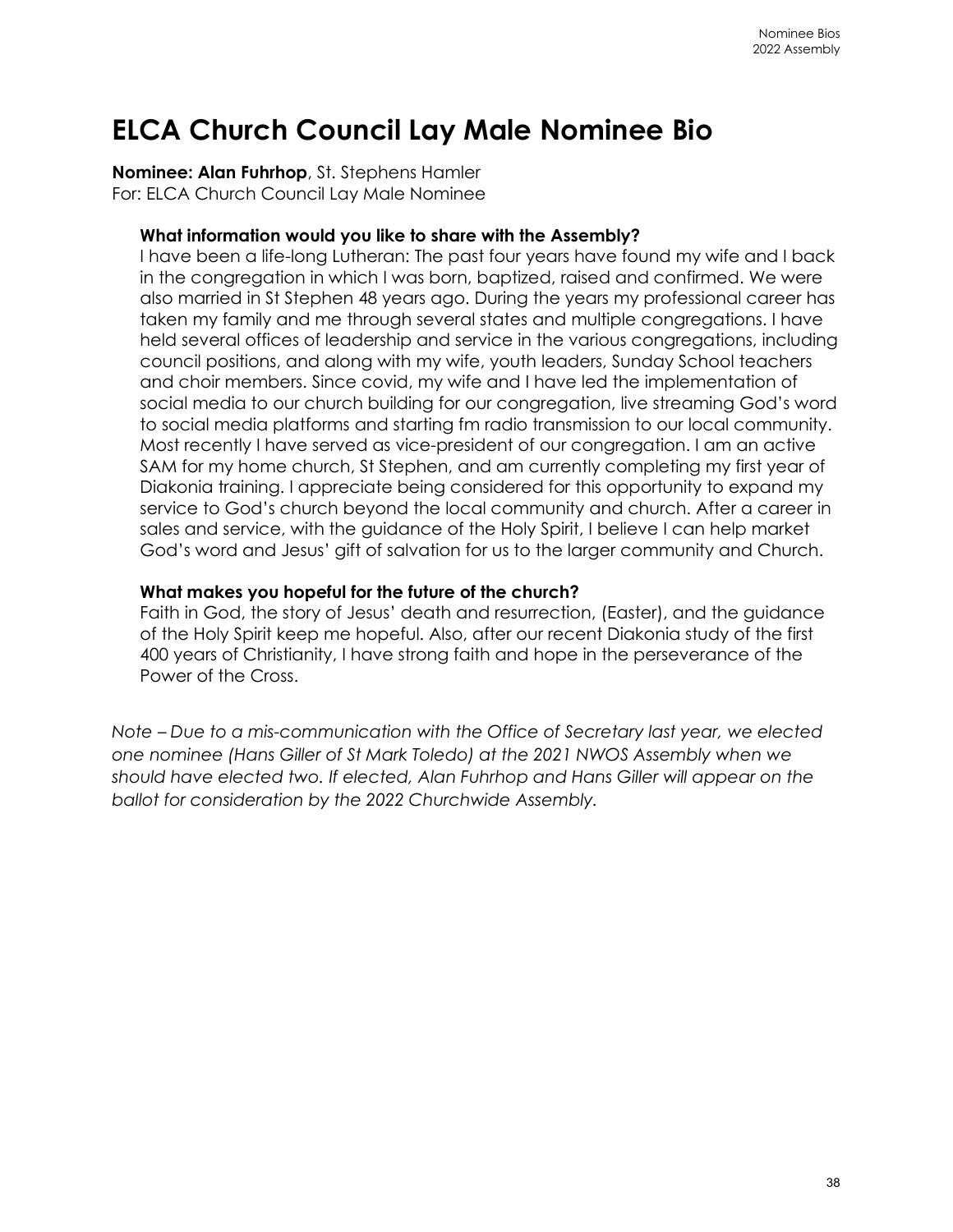# ELCA Church Council Lay Male Nominee Bio

**Nominee: Alan Fuhrhop**, St. Stephens Hamler
For: ELCA Church Council Lay Male Nominee

**What information would you like to share with the Assembly?**

I have been a life-long Lutheran: The past four years have found my wife and I back in the congregation in which I was born, baptized, raised and confirmed. We were also married in St Stephen 48 years ago. During the years my professional career has taken my family and me through several states and multiple congregations. I have held several offices of leadership and service in the various congregations, including council positions, and along with my wife, youth leaders, Sunday School teachers and choir members. Since covid, my wife and I have led the implementation of social media to our church building for our congregation, live streaming God's word to social media platforms and starting fm radio transmission to our local community. Most recently I have served as vice-president of our congregation. I am an active SAM for my home church, St Stephen, and am currently completing my first year of Diakonia training. I appreciate being considered for this opportunity to expand my service to God's church beyond the local community and church. After a career in sales and service, with the guidance of the Holy Spirit, I believe I can help market God's word and Jesus' gift of salvation for us to the larger community and Church.

**What makes you hopeful for the future of the church?**

Faith in God, the story of Jesus' death and resurrection, (Easter), and the guidance of the Holy Spirit keep me hopeful. Also, after our recent Diakonia study of the first 400 years of Christianity, I have strong faith and hope in the perseverance of the Power of the Cross.

*Note – Due to a mis-communication with the Office of Secretary last year, we elected one nominee (Hans Giller of St Mark Toledo) at the 2021 NWOS Assembly when we should have elected two. If elected, Alan Fuhrhop and Hans Giller will appear on the ballot for consideration by the 2022 Churchwide Assembly.*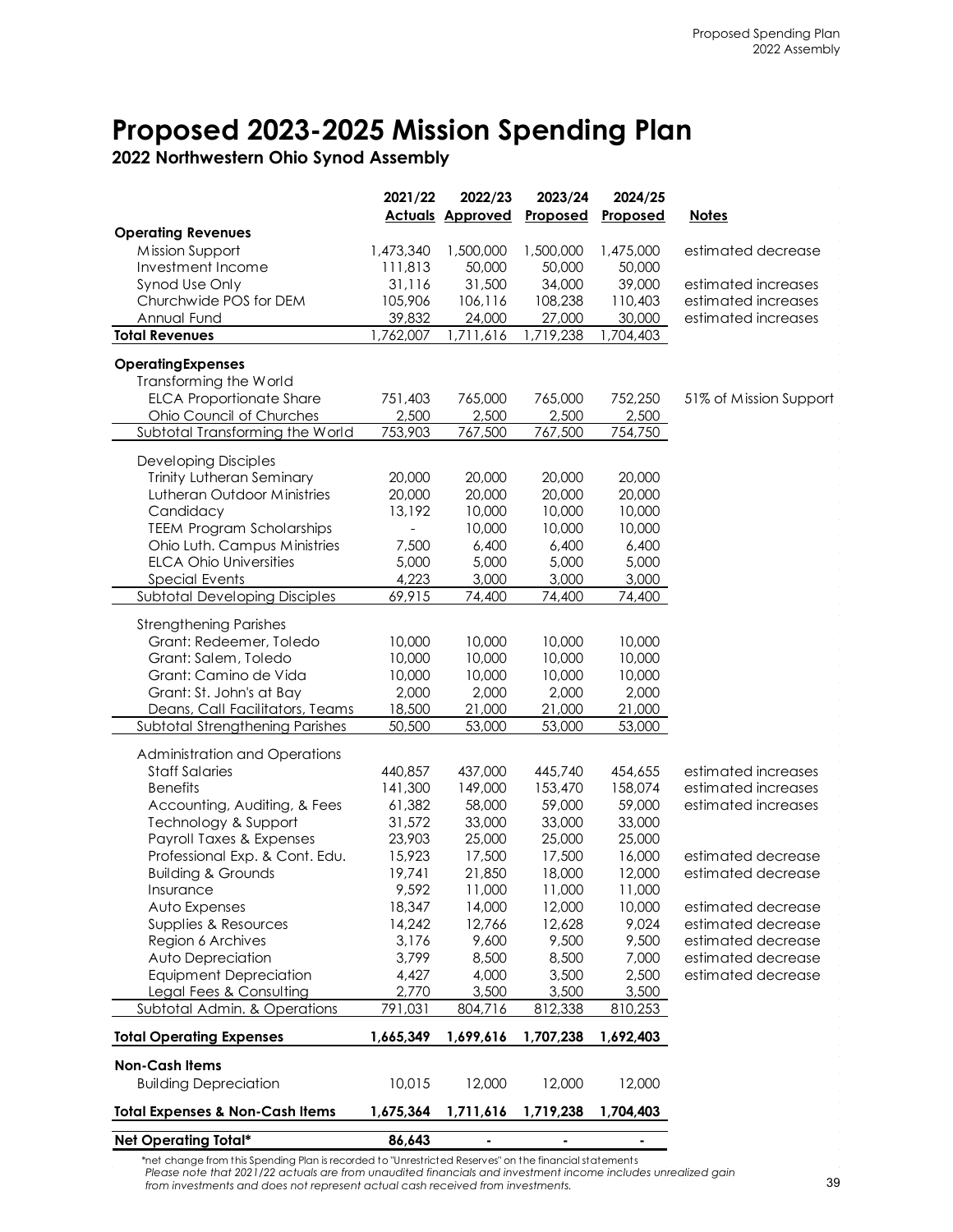# Proposed 2023-2025 Mission Spending Plan

## 2022 Northwestern Ohio Synod Assembly

| | 2021/22 Actuals | 2022/23 Approved | 2023/24 Proposed | 2024/25 Proposed | Notes |
|---|---|---|---|---|---|
| **Operating Revenues** | | | | | |
| Mission Support | 1,473,340 | 1,500,000 | 1,500,000 | 1,475,000 | estimated decrease |
| Investment Income | 111,813 | 50,000 | 50,000 | 50,000 | |
| Synod Use Only | 31,116 | 31,500 | 34,000 | 39,000 | estimated increases |
| Churchwide POS for DEM | 105,906 | 106,116 | 108,238 | 110,403 | estimated increases |
| Annual Fund | 39,832 | 24,000 | 27,000 | 30,000 | estimated increases |
| **Total Revenues** | 1,762,007 | 1,711,616 | 1,719,238 | 1,704,403 | |
| **OperatingExpenses** | | | | | |
| Transforming the World | | | | | |
| ELCA Proportionate Share | 751,403 | 765,000 | 765,000 | 752,250 | 51% of Mission Support |
| Ohio Council of Churches | 2,500 | 2,500 | 2,500 | 2,500 | |
| Subtotal Transforming the World | 753,903 | 767,500 | 767,500 | 754,750 | |
| Developing Disciples | | | | | |
| Trinity Lutheran Seminary | 20,000 | 20,000 | 20,000 | 20,000 | |
| Lutheran Outdoor Ministries | 20,000 | 20,000 | 20,000 | 20,000 | |
| Candidacy | 13,192 | 10,000 | 10,000 | 10,000 | |
| TEEM Program Scholarships | - | 10,000 | 10,000 | 10,000 | |
| Ohio Luth. Campus Ministries | 7,500 | 6,400 | 6,400 | 6,400 | |
| ELCA Ohio Universities | 5,000 | 5,000 | 5,000 | 5,000 | |
| Special Events | 4,223 | 3,000 | 3,000 | 3,000 | |
| Subtotal Developing Disciples | 69,915 | 74,400 | 74,400 | 74,400 | |
| Strengthening Parishes | | | | | |
| Grant: Redeemer, Toledo | 10,000 | 10,000 | 10,000 | 10,000 | |
| Grant: Salem, Toledo | 10,000 | 10,000 | 10,000 | 10,000 | |
| Grant: Camino de Vida | 10,000 | 10,000 | 10,000 | 10,000 | |
| Grant: St. John's at Bay | 2,000 | 2,000 | 2,000 | 2,000 | |
| Deans, Call Facilitators, Teams | 18,500 | 21,000 | 21,000 | 21,000 | |
| Subtotal Strengthening Parishes | 50,500 | 53,000 | 53,000 | 53,000 | |
| Administration and Operations | | | | | |
| Staff Salaries | 440,857 | 437,000 | 445,740 | 454,655 | estimated increases |
| Benefits | 141,300 | 149,000 | 153,470 | 158,074 | estimated increases |
| Accounting, Auditing, & Fees | 61,382 | 58,000 | 59,000 | 59,000 | estimated increases |
| Technology & Support | 31,572 | 33,000 | 33,000 | 33,000 | |
| Payroll Taxes & Expenses | 23,903 | 25,000 | 25,000 | 25,000 | |
| Professional Exp. & Cont. Edu. | 15,923 | 17,500 | 17,500 | 16,000 | estimated decrease |
| Building & Grounds | 19,741 | 21,850 | 18,000 | 12,000 | estimated decrease |
| Insurance | 9,592 | 11,000 | 11,000 | 11,000 | |
| Auto Expenses | 18,347 | 14,000 | 12,000 | 10,000 | estimated decrease |
| Supplies & Resources | 14,242 | 12,766 | 12,628 | 9,024 | estimated decrease |
| Region 6 Archives | 3,176 | 9,600 | 9,500 | 9,500 | estimated decrease |
| Auto Depreciation | 3,799 | 8,500 | 8,500 | 7,000 | estimated decrease |
| Equipment Depreciation | 4,427 | 4,000 | 3,500 | 2,500 | estimated decrease |
| Legal Fees & Consulting | 2,770 | 3,500 | 3,500 | 3,500 | |
| Subtotal Admin. & Operations | 791,031 | 804,716 | 812,338 | 810,253 | |
| **Total Operating Expenses** | **1,665,349** | **1,699,616** | **1,707,238** | **1,692,403** | |
| **Non-Cash Items** | | | | | |
| Building Depreciation | 10,015 | 12,000 | 12,000 | 12,000 | |
| **Total Expenses & Non-Cash Items** | **1,675,364** | **1,711,616** | **1,719,238** | **1,704,403** | |
| **Net Operating Total*** | **86,643** | **-** | **-** | **-** | |

*net change from this Spending Plan is recorded to "Unrestricted Reserves" on the financial statements

*Please note that 2021/22 actuals are from unaudited financials and investment income includes unrealized gain from investments and does not represent actual cash received from investments.*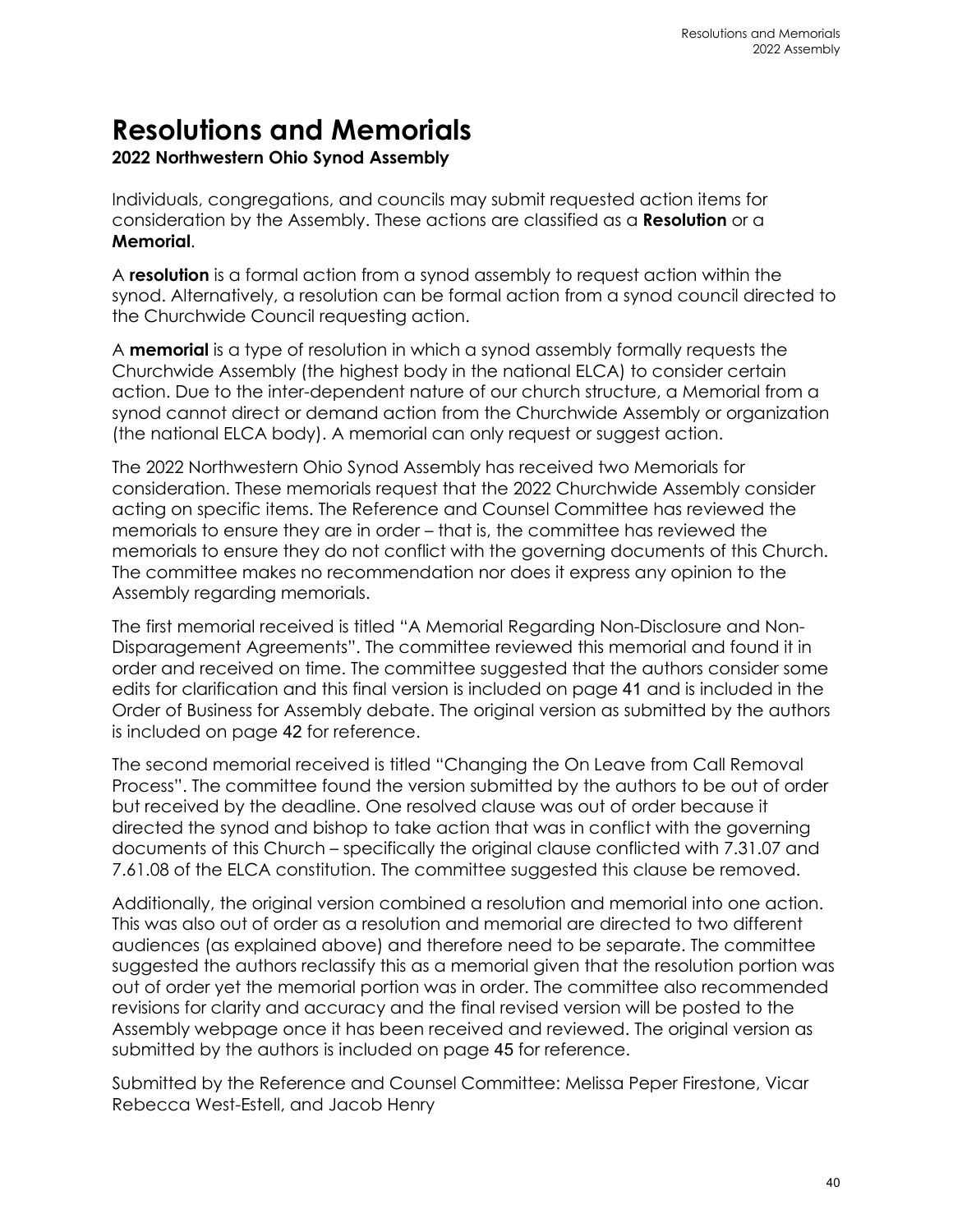# Resolutions and Memorials

**2022 Northwestern Ohio Synod Assembly**

Individuals, congregations, and councils may submit requested action items for consideration by the Assembly. These actions are classified as a **Resolution** or a **Memorial**.

A **resolution** is a formal action from a synod assembly to request action within the synod. Alternatively, a resolution can be formal action from a synod council directed to the Churchwide Council requesting action.

A **memorial** is a type of resolution in which a synod assembly formally requests the Churchwide Assembly (the highest body in the national ELCA) to consider certain action. Due to the inter-dependent nature of our church structure, a Memorial from a synod cannot direct or demand action from the Churchwide Assembly or organization (the national ELCA body). A memorial can only request or suggest action.

The 2022 Northwestern Ohio Synod Assembly has received two Memorials for consideration. These memorials request that the 2022 Churchwide Assembly consider acting on specific items. The Reference and Counsel Committee has reviewed the memorials to ensure they are in order – that is, the committee has reviewed the memorials to ensure they do not conflict with the governing documents of this Church. The committee makes no recommendation nor does it express any opinion to the Assembly regarding memorials.

The first memorial received is titled "A Memorial Regarding Non-Disclosure and Non-Disparagement Agreements". The committee reviewed this memorial and found it in order and received on time. The committee suggested that the authors consider some edits for clarification and this final version is included on page 41 and is included in the Order of Business for Assembly debate. The original version as submitted by the authors is included on page 42 for reference.

The second memorial received is titled "Changing the On Leave from Call Removal Process". The committee found the version submitted by the authors to be out of order but received by the deadline. One resolved clause was out of order because it directed the synod and bishop to take action that was in conflict with the governing documents of this Church – specifically the original clause conflicted with 7.31.07 and 7.61.08 of the ELCA constitution. The committee suggested this clause be removed.

Additionally, the original version combined a resolution and memorial into one action. This was also out of order as a resolution and memorial are directed to two different audiences (as explained above) and therefore need to be separate. The committee suggested the authors reclassify this as a memorial given that the resolution portion was out of order yet the memorial portion was in order. The committee also recommended revisions for clarity and accuracy and the final revised version will be posted to the Assembly webpage once it has been received and reviewed. The original version as submitted by the authors is included on page 45 for reference.

Submitted by the Reference and Counsel Committee: Melissa Peper Firestone, Vicar Rebecca West-Estell, and Jacob Henry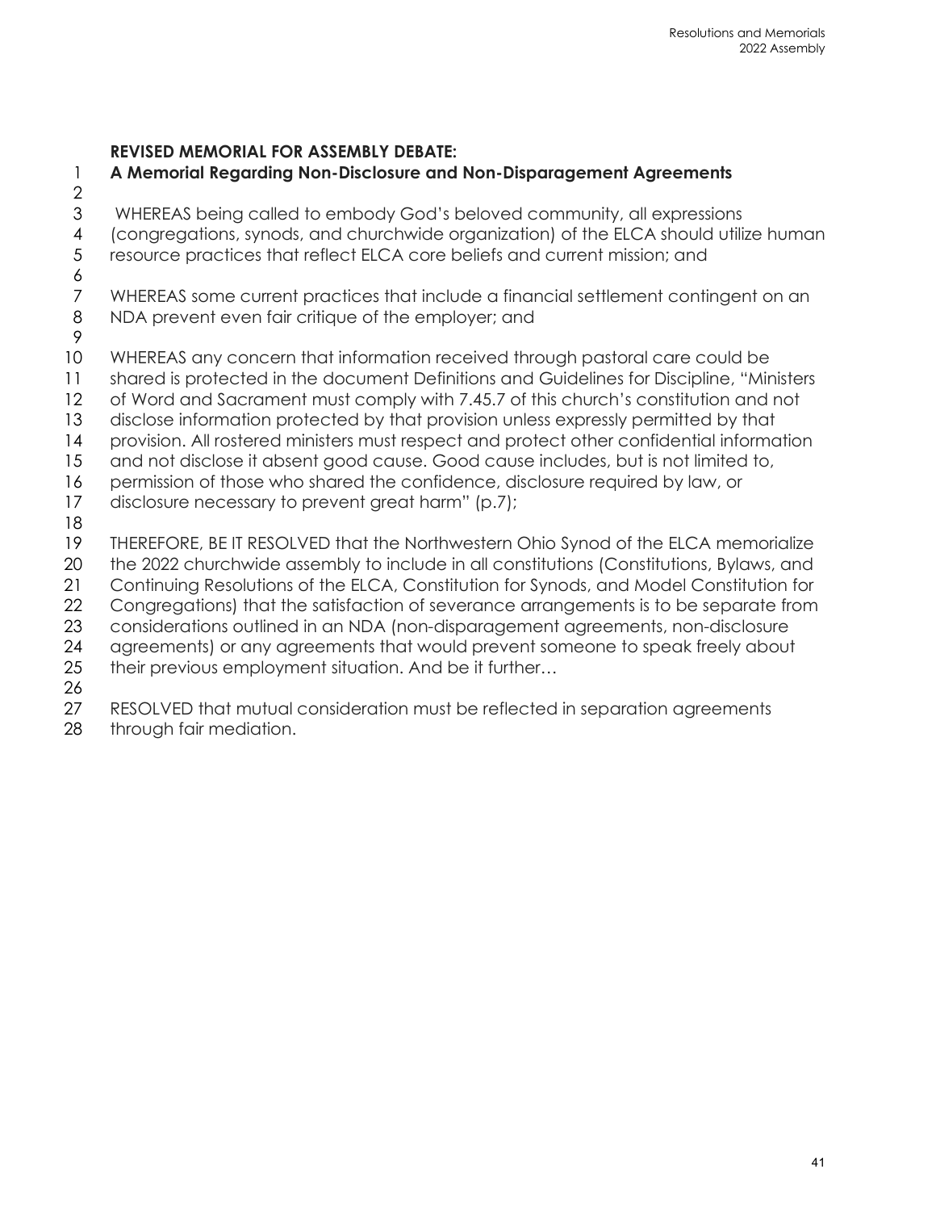**REVISED MEMORIAL FOR ASSEMBLY DEBATE:**

**A Memorial Regarding Non-Disclosure and Non-Disparagement Agreements**

WHEREAS being called to embody God's beloved community, all expressions (congregations, synods, and churchwide organization) of the ELCA should utilize human resource practices that reflect ELCA core beliefs and current mission; and

WHEREAS some current practices that include a financial settlement contingent on an NDA prevent even fair critique of the employer; and

WHEREAS any concern that information received through pastoral care could be shared is protected in the document Definitions and Guidelines for Discipline, "Ministers of Word and Sacrament must comply with 7.45.7 of this church's constitution and not disclose information protected by that provision unless expressly permitted by that provision. All rostered ministers must respect and protect other confidential information and not disclose it absent good cause. Good cause includes, but is not limited to, permission of those who shared the confidence, disclosure required by law, or disclosure necessary to prevent great harm" (p.7);

THEREFORE, BE IT RESOLVED that the Northwestern Ohio Synod of the ELCA memorialize the 2022 churchwide assembly to include in all constitutions (Constitutions, Bylaws, and Continuing Resolutions of the ELCA, Constitution for Synods, and Model Constitution for Congregations) that the satisfaction of severance arrangements is to be separate from considerations outlined in an NDA (non-disparagement agreements, non-disclosure agreements) or any agreements that would prevent someone to speak freely about their previous employment situation. And be it further…

RESOLVED that mutual consideration must be reflected in separation agreements through fair mediation.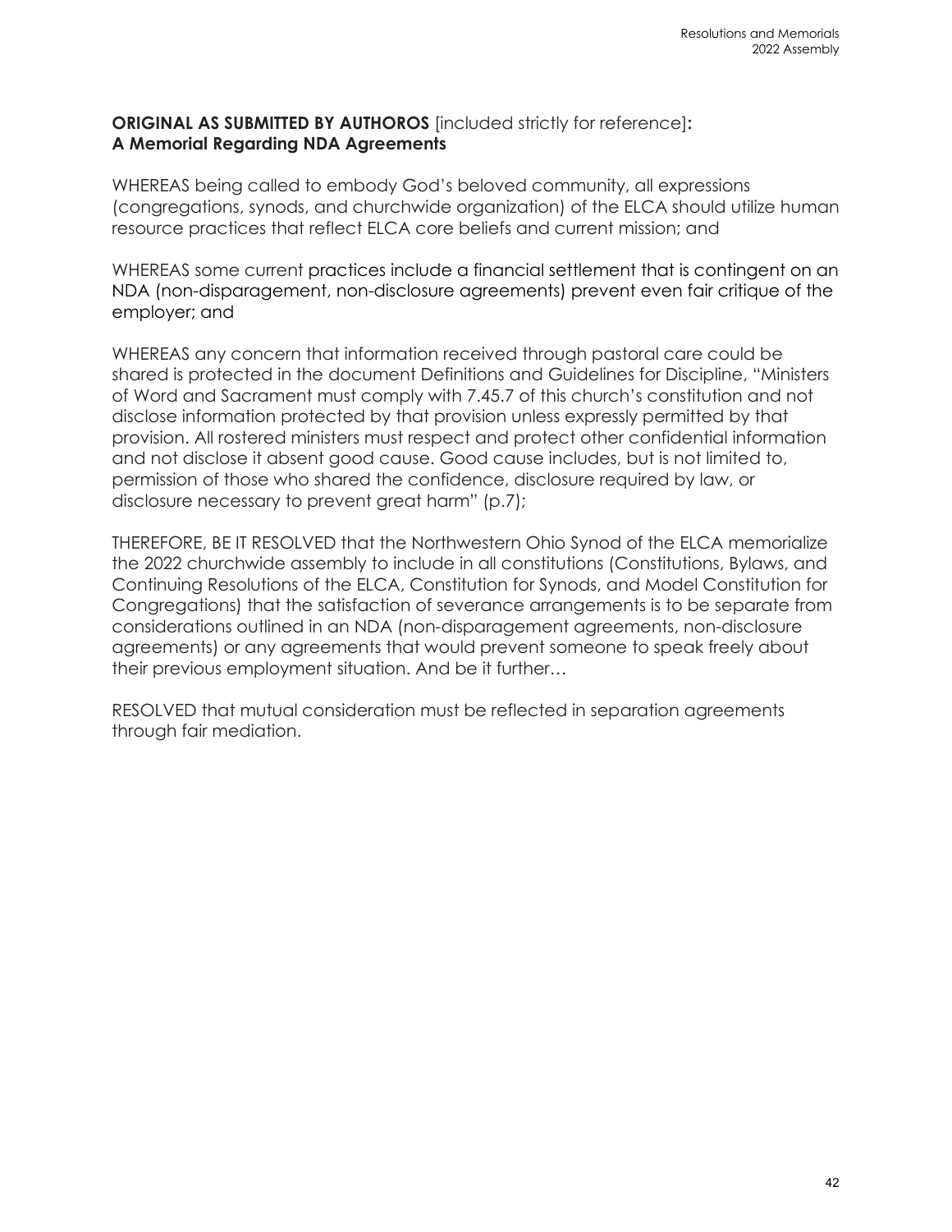**ORIGINAL AS SUBMITTED BY AUTHOROS** [included strictly for reference]**:**
**A Memorial Regarding NDA Agreements**

WHEREAS being called to embody God's beloved community, all expressions (congregations, synods, and churchwide organization) of the ELCA should utilize human resource practices that reflect ELCA core beliefs and current mission; and

WHEREAS some current practices include a financial settlement that is contingent on an NDA (non-disparagement, non-disclosure agreements) prevent even fair critique of the employer; and

WHEREAS any concern that information received through pastoral care could be shared is protected in the document Definitions and Guidelines for Discipline, "Ministers of Word and Sacrament must comply with 7.45.7 of this church's constitution and not disclose information protected by that provision unless expressly permitted by that provision. All rostered ministers must respect and protect other confidential information and not disclose it absent good cause. Good cause includes, but is not limited to, permission of those who shared the confidence, disclosure required by law, or disclosure necessary to prevent great harm" (p.7);

THEREFORE, BE IT RESOLVED that the Northwestern Ohio Synod of the ELCA memorialize the 2022 churchwide assembly to include in all constitutions (Constitutions, Bylaws, and Continuing Resolutions of the ELCA, Constitution for Synods, and Model Constitution for Congregations) that the satisfaction of severance arrangements is to be separate from considerations outlined in an NDA (non-disparagement agreements, non-disclosure agreements) or any agreements that would prevent someone to speak freely about their previous employment situation. And be it further…

RESOLVED that mutual consideration must be reflected in separation agreements through fair mediation.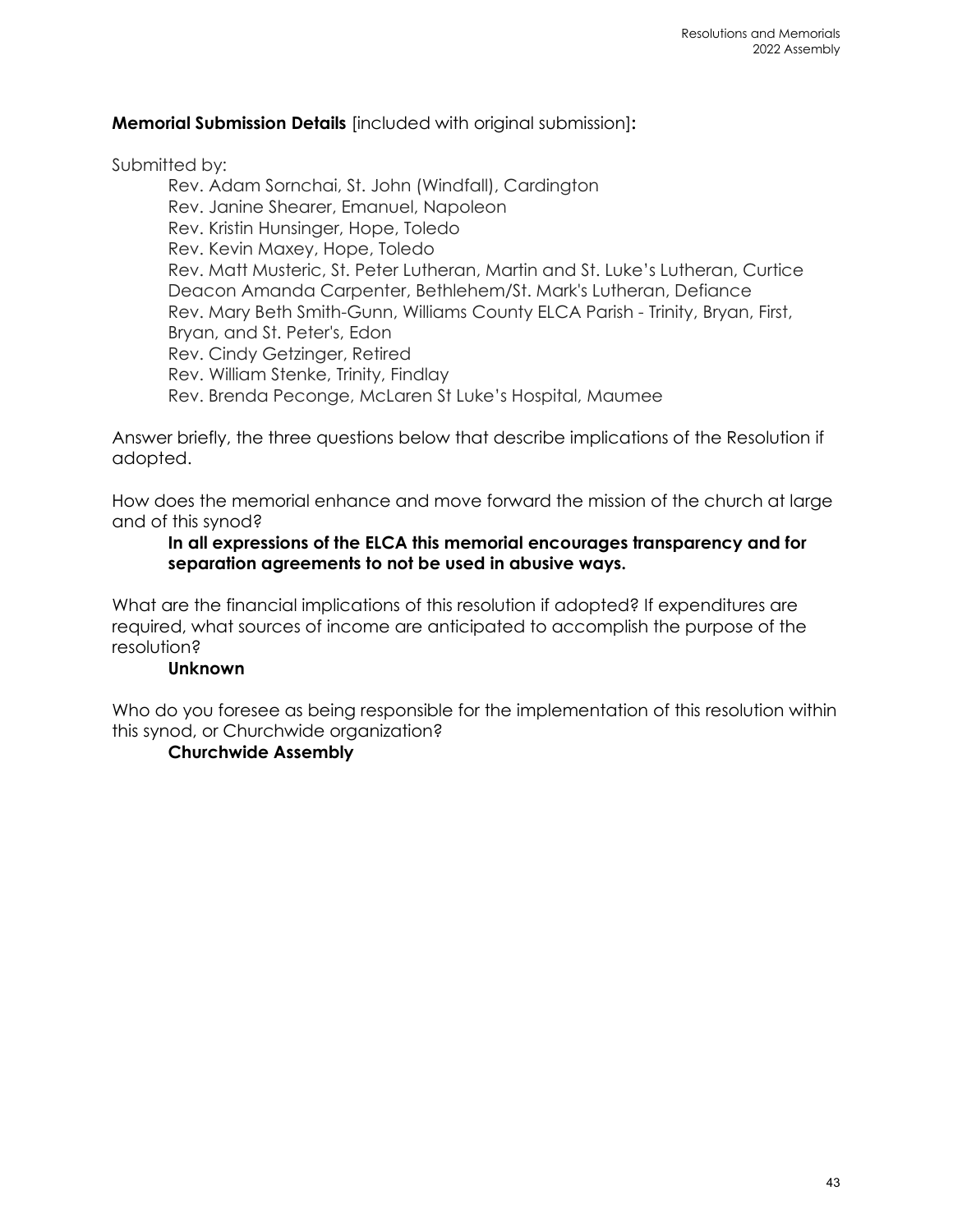**Memorial Submission Details** [included with original submission]**:**

Submitted by:

Rev. Adam Sornchai, St. John (Windfall), Cardington
Rev. Janine Shearer, Emanuel, Napoleon
Rev. Kristin Hunsinger, Hope, Toledo
Rev. Kevin Maxey, Hope, Toledo
Rev. Matt Musteric, St. Peter Lutheran, Martin and St. Luke's Lutheran, Curtice
Deacon Amanda Carpenter, Bethlehem/St. Mark's Lutheran, Defiance
Rev. Mary Beth Smith-Gunn, Williams County ELCA Parish - Trinity, Bryan, First, Bryan, and St. Peter's, Edon
Rev. Cindy Getzinger, Retired
Rev. William Stenke, Trinity, Findlay
Rev. Brenda Peconge, McLaren St Luke's Hospital, Maumee

Answer briefly, the three questions below that describe implications of the Resolution if adopted.

How does the memorial enhance and move forward the mission of the church at large and of this synod?

**In all expressions of the ELCA this memorial encourages transparency and for separation agreements to not be used in abusive ways.**

What are the financial implications of this resolution if adopted? If expenditures are required, what sources of income are anticipated to accomplish the purpose of the resolution?

**Unknown**

Who do you foresee as being responsible for the implementation of this resolution within this synod, or Churchwide organization?

**Churchwide Assembly**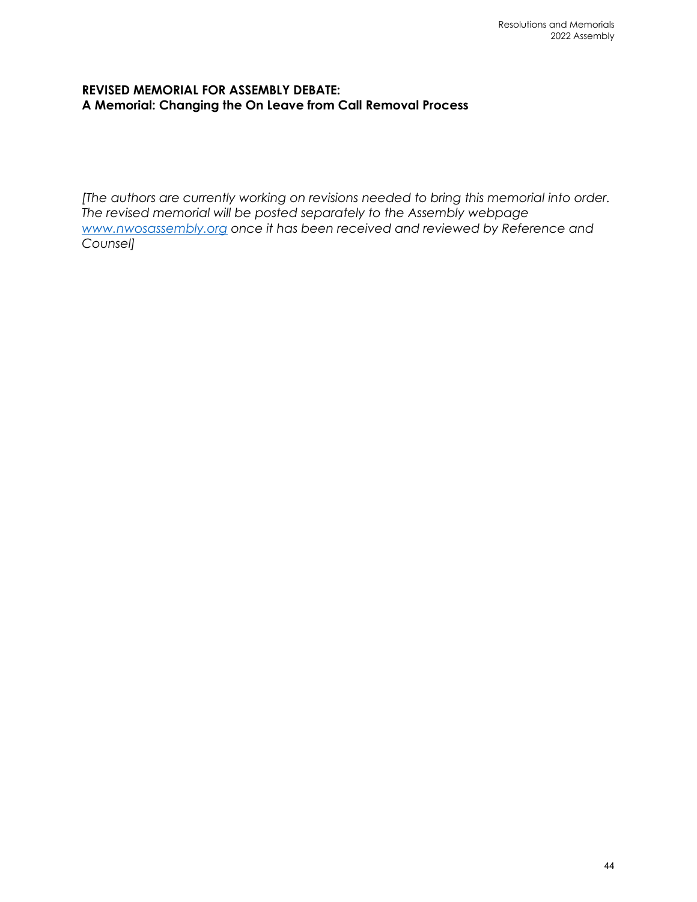**REVISED MEMORIAL FOR ASSEMBLY DEBATE:**
**A Memorial: Changing the On Leave from Call Removal Process**

*[The authors are currently working on revisions needed to bring this memorial into order. The revised memorial will be posted separately to the Assembly webpage [www.nwosassembly.org](http://www.nwosassembly.org) once it has been received and reviewed by Reference and Counsel]*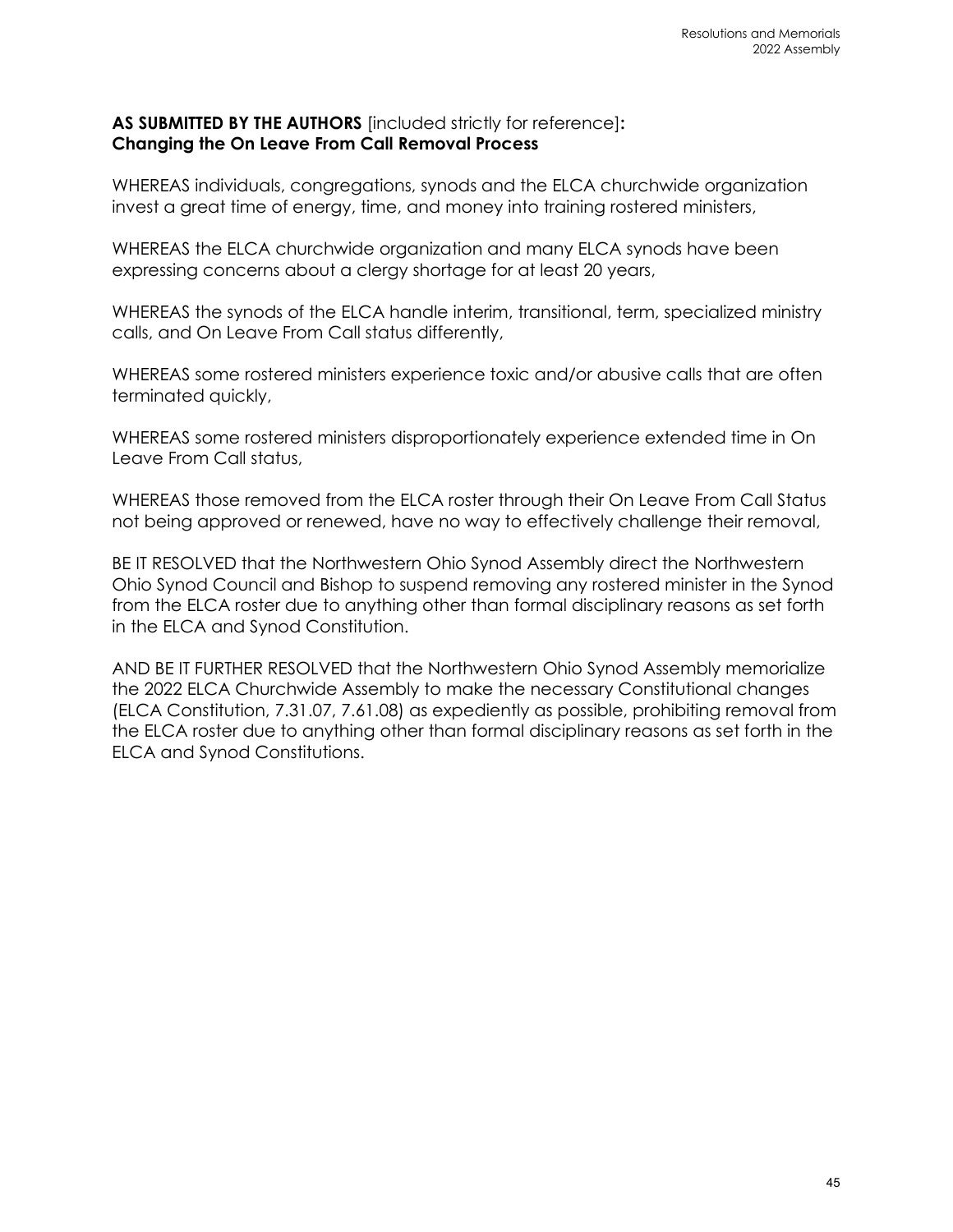**AS SUBMITTED BY THE AUTHORS** [included strictly for reference]**:**
**Changing the On Leave From Call Removal Process**

WHEREAS individuals, congregations, synods and the ELCA churchwide organization invest a great time of energy, time, and money into training rostered ministers,

WHEREAS the ELCA churchwide organization and many ELCA synods have been expressing concerns about a clergy shortage for at least 20 years,

WHEREAS the synods of the ELCA handle interim, transitional, term, specialized ministry calls, and On Leave From Call status differently,

WHEREAS some rostered ministers experience toxic and/or abusive calls that are often terminated quickly,

WHEREAS some rostered ministers disproportionately experience extended time in On Leave From Call status,

WHEREAS those removed from the ELCA roster through their On Leave From Call Status not being approved or renewed, have no way to effectively challenge their removal,

BE IT RESOLVED that the Northwestern Ohio Synod Assembly direct the Northwestern Ohio Synod Council and Bishop to suspend removing any rostered minister in the Synod from the ELCA roster due to anything other than formal disciplinary reasons as set forth in the ELCA and Synod Constitution.

AND BE IT FURTHER RESOLVED that the Northwestern Ohio Synod Assembly memorialize the 2022 ELCA Churchwide Assembly to make the necessary Constitutional changes (ELCA Constitution, 7.31.07, 7.61.08) as expediently as possible, prohibiting removal from the ELCA roster due to anything other than formal disciplinary reasons as set forth in the ELCA and Synod Constitutions.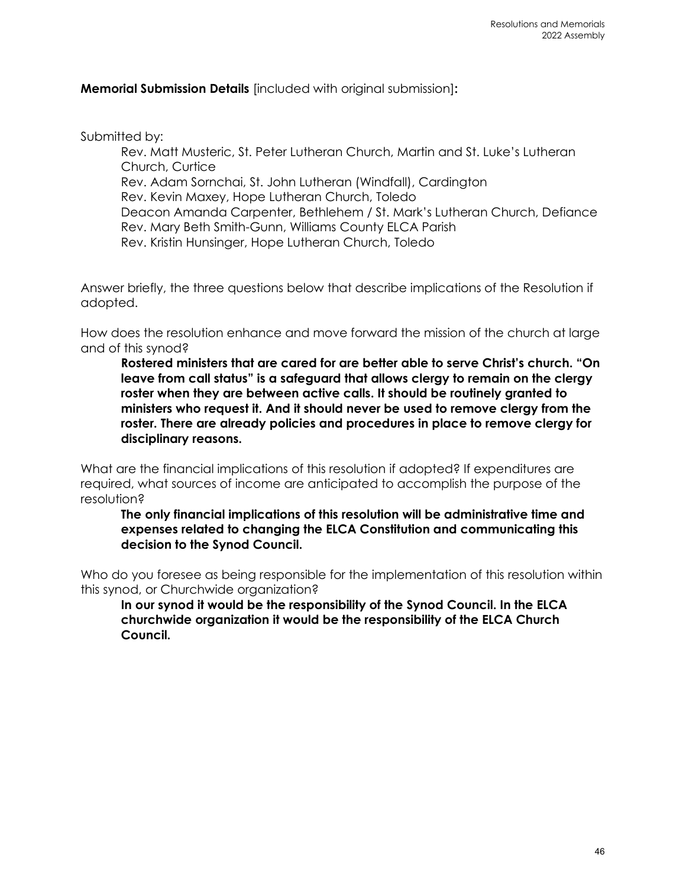**Memorial Submission Details** [included with original submission]**:**

Submitted by:

Rev. Matt Musteric, St. Peter Lutheran Church, Martin and St. Luke's Lutheran Church, Curtice
Rev. Adam Sornchai, St. John Lutheran (Windfall), Cardington
Rev. Kevin Maxey, Hope Lutheran Church, Toledo
Deacon Amanda Carpenter, Bethlehem / St. Mark's Lutheran Church, Defiance
Rev. Mary Beth Smith-Gunn, Williams County ELCA Parish
Rev. Kristin Hunsinger, Hope Lutheran Church, Toledo

Answer briefly, the three questions below that describe implications of the Resolution if adopted.

How does the resolution enhance and move forward the mission of the church at large and of this synod?

**Rostered ministers that are cared for are better able to serve Christ's church. "On leave from call status" is a safeguard that allows clergy to remain on the clergy roster when they are between active calls. It should be routinely granted to ministers who request it. And it should never be used to remove clergy from the roster. There are already policies and procedures in place to remove clergy for disciplinary reasons.**

What are the financial implications of this resolution if adopted? If expenditures are required, what sources of income are anticipated to accomplish the purpose of the resolution?

**The only financial implications of this resolution will be administrative time and expenses related to changing the ELCA Constitution and communicating this decision to the Synod Council.**

Who do you foresee as being responsible for the implementation of this resolution within this synod, or Churchwide organization?

**In our synod it would be the responsibility of the Synod Council. In the ELCA churchwide organization it would be the responsibility of the ELCA Church Council.**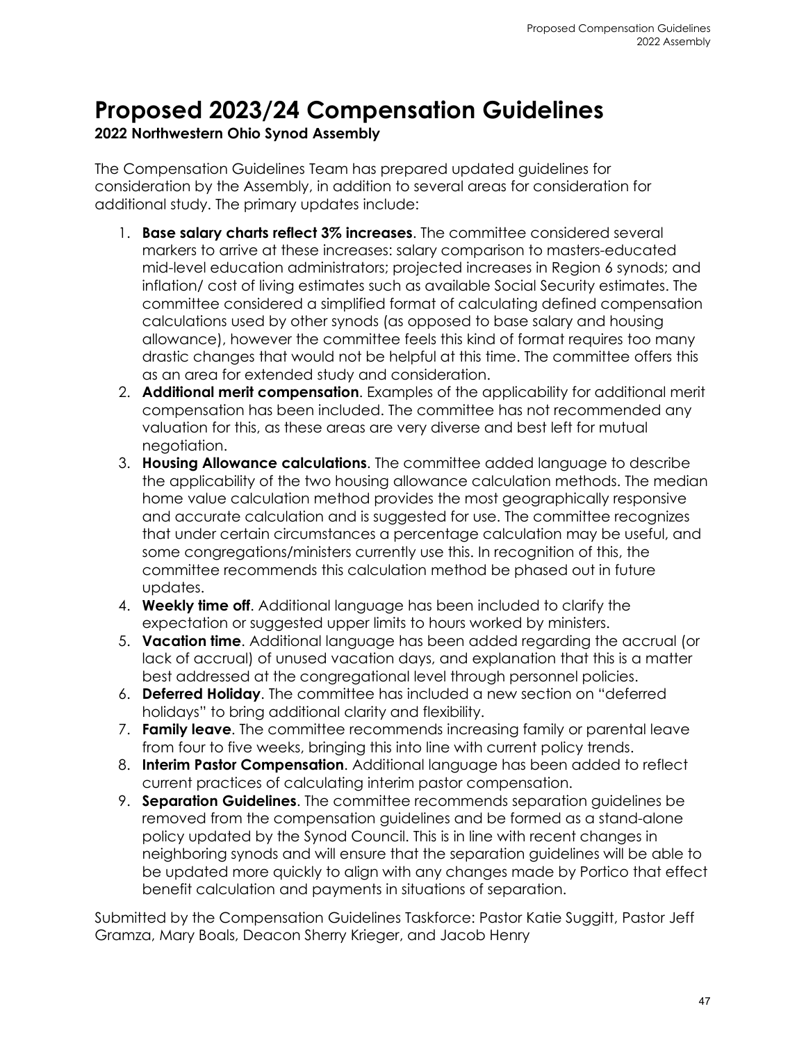# Proposed 2023/24 Compensation Guidelines

**2022 Northwestern Ohio Synod Assembly**

The Compensation Guidelines Team has prepared updated guidelines for consideration by the Assembly, in addition to several areas for consideration for additional study. The primary updates include:

1. **Base salary charts reflect 3% increases**. The committee considered several markers to arrive at these increases: salary comparison to masters-educated mid-level education administrators; projected increases in Region 6 synods; and inflation/ cost of living estimates such as available Social Security estimates. The committee considered a simplified format of calculating defined compensation calculations used by other synods (as opposed to base salary and housing allowance), however the committee feels this kind of format requires too many drastic changes that would not be helpful at this time. The committee offers this as an area for extended study and consideration.
2. **Additional merit compensation**. Examples of the applicability for additional merit compensation has been included. The committee has not recommended any valuation for this, as these areas are very diverse and best left for mutual negotiation.
3. **Housing Allowance calculations**. The committee added language to describe the applicability of the two housing allowance calculation methods. The median home value calculation method provides the most geographically responsive and accurate calculation and is suggested for use. The committee recognizes that under certain circumstances a percentage calculation may be useful, and some congregations/ministers currently use this. In recognition of this, the committee recommends this calculation method be phased out in future updates.
4. **Weekly time off**. Additional language has been included to clarify the expectation or suggested upper limits to hours worked by ministers.
5. **Vacation time**. Additional language has been added regarding the accrual (or lack of accrual) of unused vacation days, and explanation that this is a matter best addressed at the congregational level through personnel policies.
6. **Deferred Holiday**. The committee has included a new section on "deferred holidays" to bring additional clarity and flexibility.
7. **Family leave**. The committee recommends increasing family or parental leave from four to five weeks, bringing this into line with current policy trends.
8. **Interim Pastor Compensation**. Additional language has been added to reflect current practices of calculating interim pastor compensation.
9. **Separation Guidelines**. The committee recommends separation guidelines be removed from the compensation guidelines and be formed as a stand-alone policy updated by the Synod Council. This is in line with recent changes in neighboring synods and will ensure that the separation guidelines will be able to be updated more quickly to align with any changes made by Portico that effect benefit calculation and payments in situations of separation.

Submitted by the Compensation Guidelines Taskforce: Pastor Katie Suggitt, Pastor Jeff Gramza, Mary Boals, Deacon Sherry Krieger, and Jacob Henry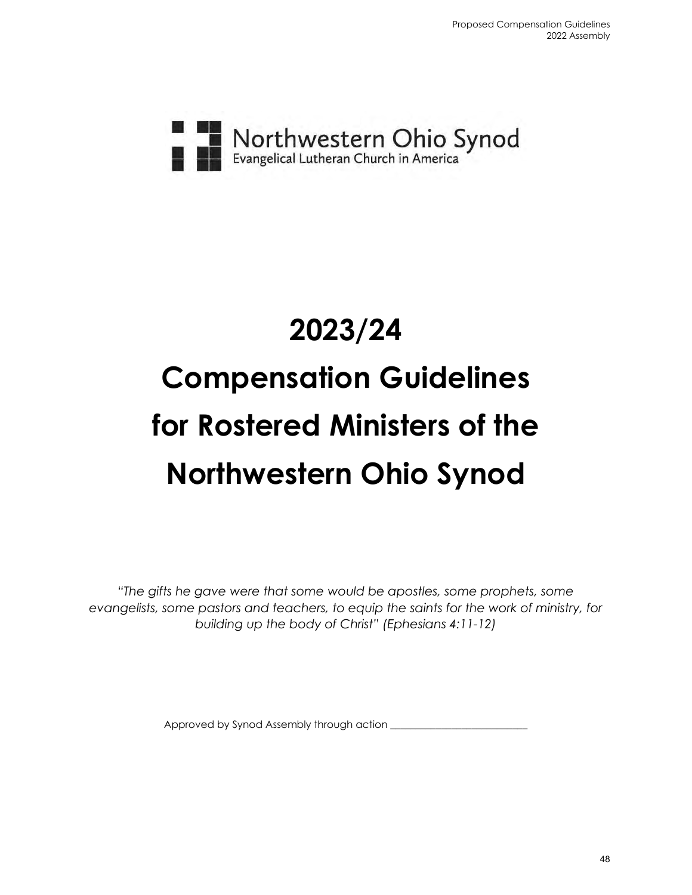Northwestern Ohio Synod
Evangelical Lutheran Church in America

# 2023/24 Compensation Guidelines for Rostered Ministers of the Northwestern Ohio Synod

*"The gifts he gave were that some would be apostles, some prophets, some evangelists, some pastors and teachers, to equip the saints for the work of ministry, for building up the body of Christ" (Ephesians 4:11-12)*

Approved by Synod Assembly through action ___________________________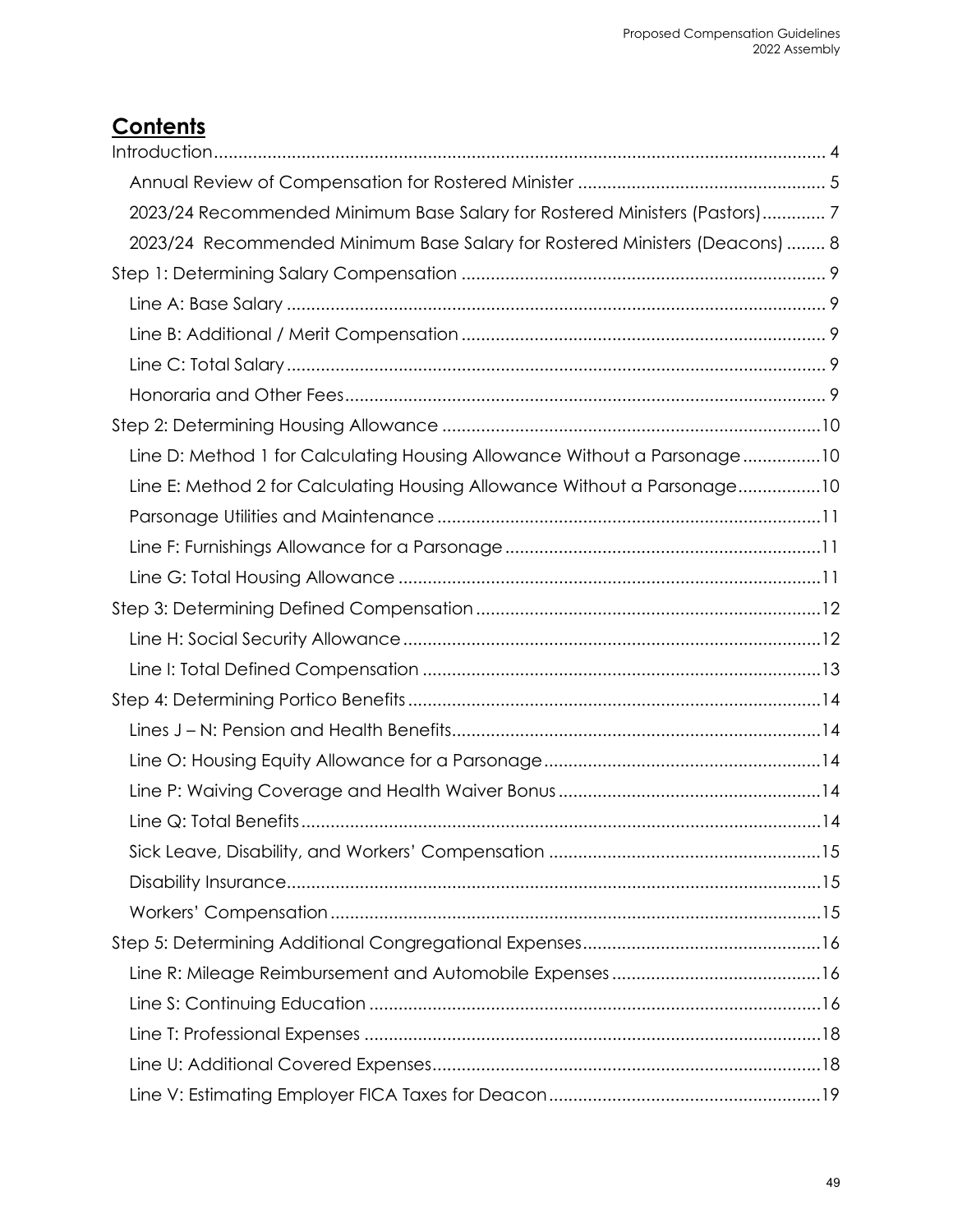## **Contents**

Introduction .............................................................................................................. 4

- Annual Review of Compensation for Rostered Minister .................................................. 5
- 2023/24 Recommended Minimum Base Salary for Rostered Ministers (Pastors)............. 7
- 2023/24 Recommended Minimum Base Salary for Rostered Ministers (Deacons) ........ 8

Step 1: Determining Salary Compensation ........................................................................... 9

- Line A: Base Salary ............................................................................................................. 9
- Line B: Additional / Merit Compensation .......................................................................... 9
- Line C: Total Salary ............................................................................................................. 9
- Honoraria and Other Fees .................................................................................................. 9

Step 2: Determining Housing Allowance ............................................................................. 10

- Line D: Method 1 for Calculating Housing Allowance Without a Parsonage ................ 10
- Line E: Method 2 for Calculating Housing Allowance Without a Parsonage ................. 10
- Parsonage Utilities and Maintenance .............................................................................. 11
- Line F: Furnishings Allowance for a Parsonage ................................................................ 11
- Line G: Total Housing Allowance ...................................................................................... 11

Step 3: Determining Defined Compensation ...................................................................... 12

- Line H: Social Security Allowance ..................................................................................... 12
- Line I: Total Defined Compensation ................................................................................. 13

Step 4: Determining Portico Benefits .................................................................................... 14

- Lines J – N: Pension and Health Benefits .......................................................................... 14
- Line O: Housing Equity Allowance for a Parsonage ......................................................... 14
- Line P: Waiving Coverage and Health Waiver Bonus ...................................................... 14
- Line Q: Total Benefits .......................................................................................................... 14
- Sick Leave, Disability, and Workers' Compensation ........................................................ 15
- Disability Insurance ............................................................................................................. 15
- Workers' Compensation ..................................................................................................... 15

Step 5: Determining Additional Congregational Expenses ................................................. 16

- Line R: Mileage Reimbursement and Automobile Expenses ........................................... 16
- Line S: Continuing Education ............................................................................................. 16
- Line T: Professional Expenses ............................................................................................. 18
- Line U: Additional Covered Expenses ................................................................................ 18
- Line V: Estimating Employer FICA Taxes for Deacon ........................................................ 19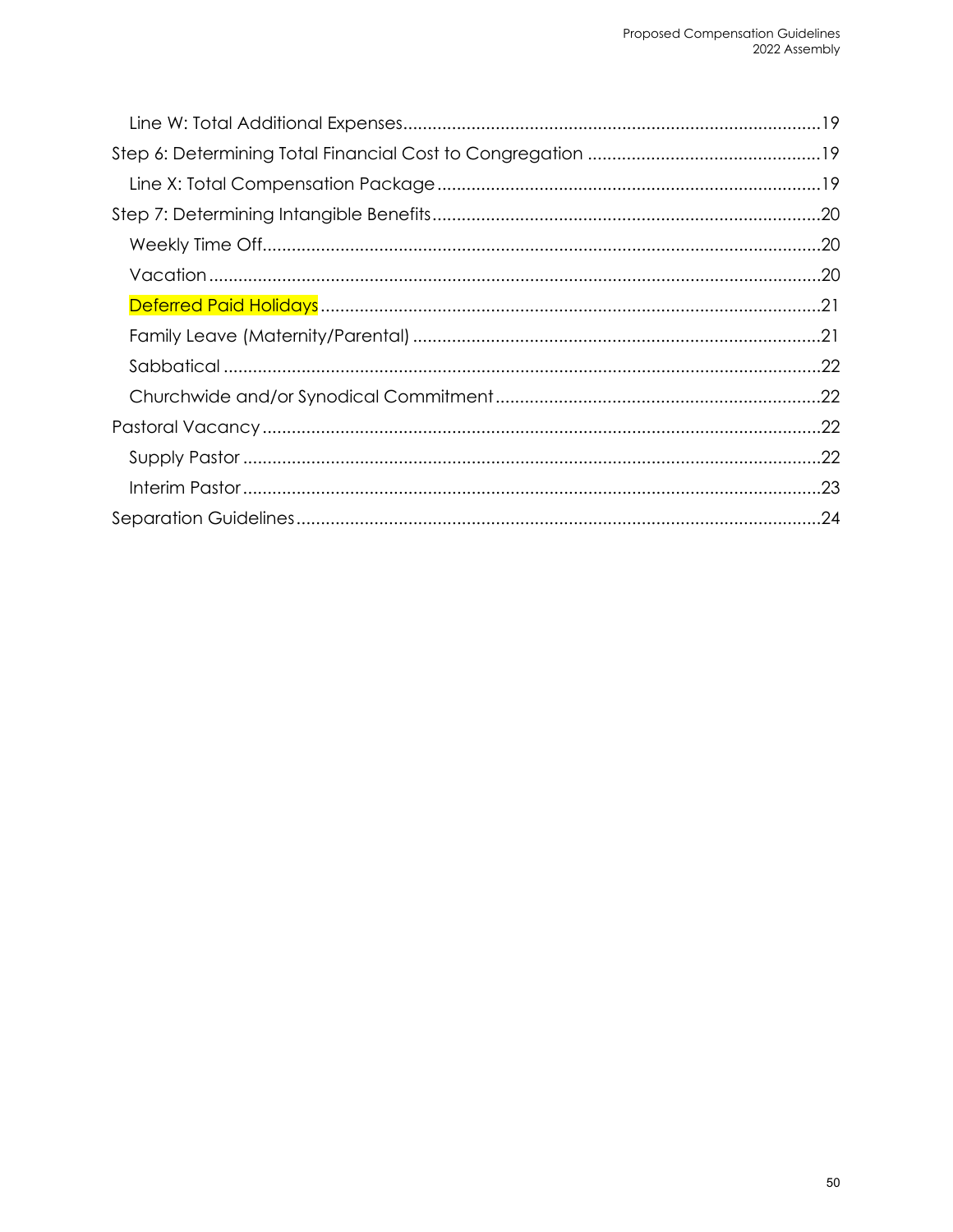- Line W: Total Additional Expenses ..... 19
- Step 6: Determining Total Financial Cost to Congregation ..... 19
  - Line X: Total Compensation Package ..... 19
- Step 7: Determining Intangible Benefits ..... 20
  - Weekly Time Off ..... 20
  - Vacation ..... 20
  - Deferred Paid Holidays ..... 21
  - Family Leave (Maternity/Parental) ..... 21
  - Sabbatical ..... 22
  - Churchwide and/or Synodical Commitment ..... 22
- Pastoral Vacancy ..... 22
  - Supply Pastor ..... 22
  - Interim Pastor ..... 23
- Separation Guidelines ..... 24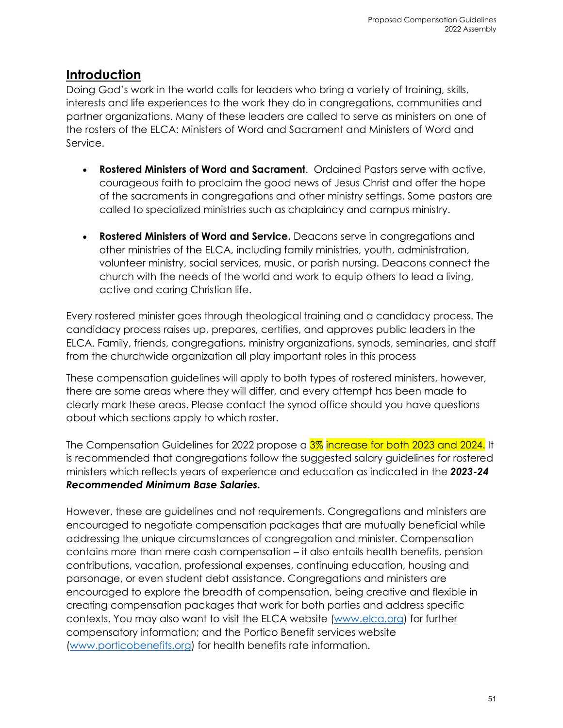## Introduction

Doing God's work in the world calls for leaders who bring a variety of training, skills, interests and life experiences to the work they do in congregations, communities and partner organizations. Many of these leaders are called to serve as ministers on one of the rosters of the ELCA: Ministers of Word and Sacrament and Ministers of Word and Service.

- **Rostered Ministers of Word and Sacrament**. Ordained Pastors serve with active, courageous faith to proclaim the good news of Jesus Christ and offer the hope of the sacraments in congregations and other ministry settings. Some pastors are called to specialized ministries such as chaplaincy and campus ministry.

- **Rostered Ministers of Word and Service.** Deacons serve in congregations and other ministries of the ELCA, including family ministries, youth, administration, volunteer ministry, social services, music, or parish nursing. Deacons connect the church with the needs of the world and work to equip others to lead a living, active and caring Christian life.

Every rostered minister goes through theological training and a candidacy process. The candidacy process raises up, prepares, certifies, and approves public leaders in the ELCA. Family, friends, congregations, ministry organizations, synods, seminaries, and staff from the churchwide organization all play important roles in this process

These compensation guidelines will apply to both types of rostered ministers, however, there are some areas where they will differ, and every attempt has been made to clearly mark these areas. Please contact the synod office should you have questions about which sections apply to which roster.

The Compensation Guidelines for 2022 propose a 3% increase for both 2023 and 2024. It is recommended that congregations follow the suggested salary guidelines for rostered ministers which reflects years of experience and education as indicated in the ***2023-24 Recommended Minimum Base Salaries.***

However, these are guidelines and not requirements. Congregations and ministers are encouraged to negotiate compensation packages that are mutually beneficial while addressing the unique circumstances of congregation and minister. Compensation contains more than mere cash compensation – it also entails health benefits, pension contributions, vacation, professional expenses, continuing education, housing and parsonage, or even student debt assistance. Congregations and ministers are encouraged to explore the breadth of compensation, being creative and flexible in creating compensation packages that work for both parties and address specific contexts. You may also want to visit the ELCA website (www.elca.org) for further compensatory information; and the Portico Benefit services website (www.porticobenefits.org) for health benefits rate information.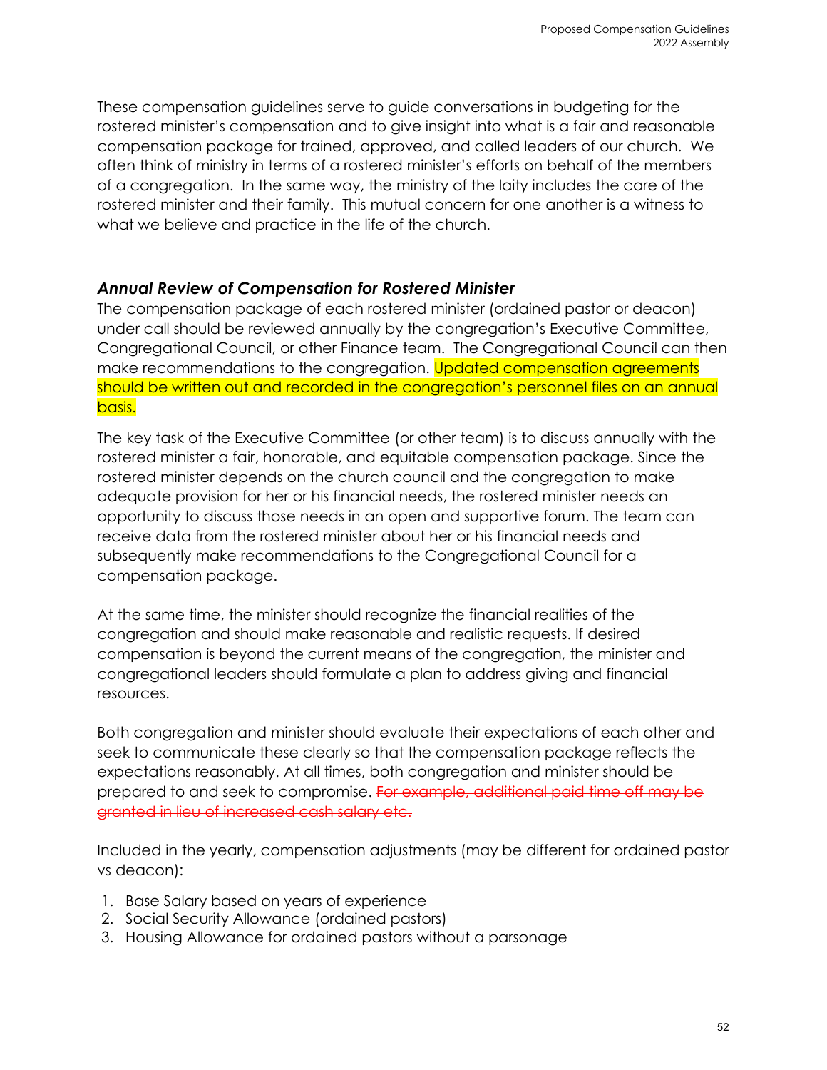These compensation guidelines serve to guide conversations in budgeting for the rostered minister's compensation and to give insight into what is a fair and reasonable compensation package for trained, approved, and called leaders of our church. We often think of ministry in terms of a rostered minister's efforts on behalf of the members of a congregation. In the same way, the ministry of the laity includes the care of the rostered minister and their family. This mutual concern for one another is a witness to what we believe and practice in the life of the church.

### *Annual Review of Compensation for Rostered Minister*

The compensation package of each rostered minister (ordained pastor or deacon) under call should be reviewed annually by the congregation's Executive Committee, Congregational Council, or other Finance team. The Congregational Council can then make recommendations to the congregation. Updated compensation agreements should be written out and recorded in the congregation's personnel files on an annual basis.

The key task of the Executive Committee (or other team) is to discuss annually with the rostered minister a fair, honorable, and equitable compensation package. Since the rostered minister depends on the church council and the congregation to make adequate provision for her or his financial needs, the rostered minister needs an opportunity to discuss those needs in an open and supportive forum. The team can receive data from the rostered minister about her or his financial needs and subsequently make recommendations to the Congregational Council for a compensation package.

At the same time, the minister should recognize the financial realities of the congregation and should make reasonable and realistic requests. If desired compensation is beyond the current means of the congregation, the minister and congregational leaders should formulate a plan to address giving and financial resources.

Both congregation and minister should evaluate their expectations of each other and seek to communicate these clearly so that the compensation package reflects the expectations reasonably. At all times, both congregation and minister should be prepared to and seek to compromise. ~~For example, additional paid time off may be granted in lieu of increased cash salary etc.~~

Included in the yearly, compensation adjustments (may be different for ordained pastor vs deacon):

1. Base Salary based on years of experience
2. Social Security Allowance (ordained pastors)
3. Housing Allowance for ordained pastors without a parsonage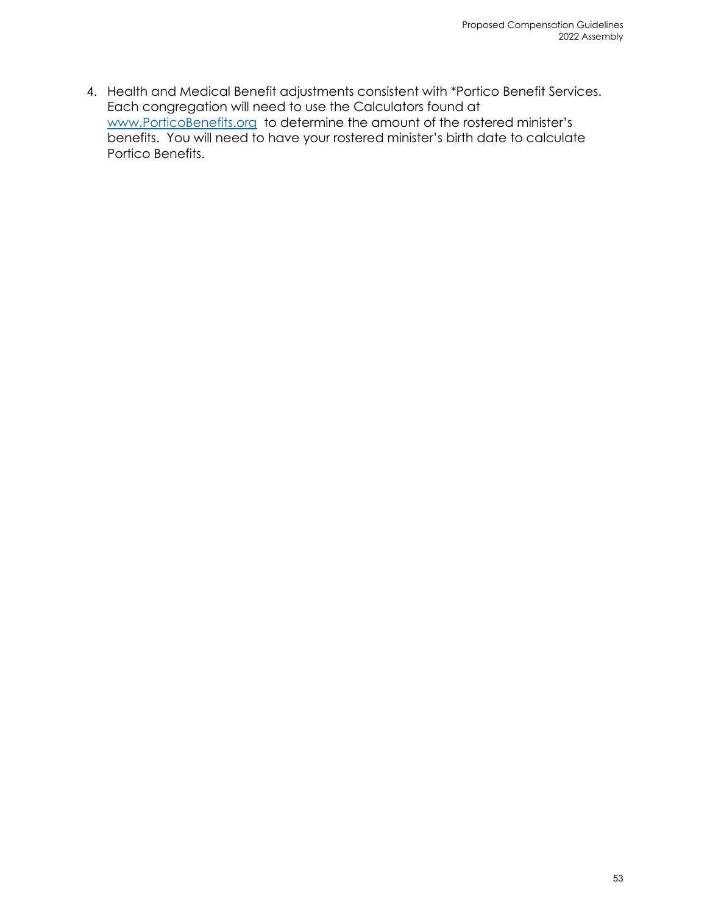4. Health and Medical Benefit adjustments consistent with *Portico Benefit Services. Each congregation will need to use the Calculators found at [www.PorticoBenefits.org](http://www.PorticoBenefits.org) to determine the amount of the rostered minister's benefits. You will need to have your rostered minister's birth date to calculate Portico Benefits.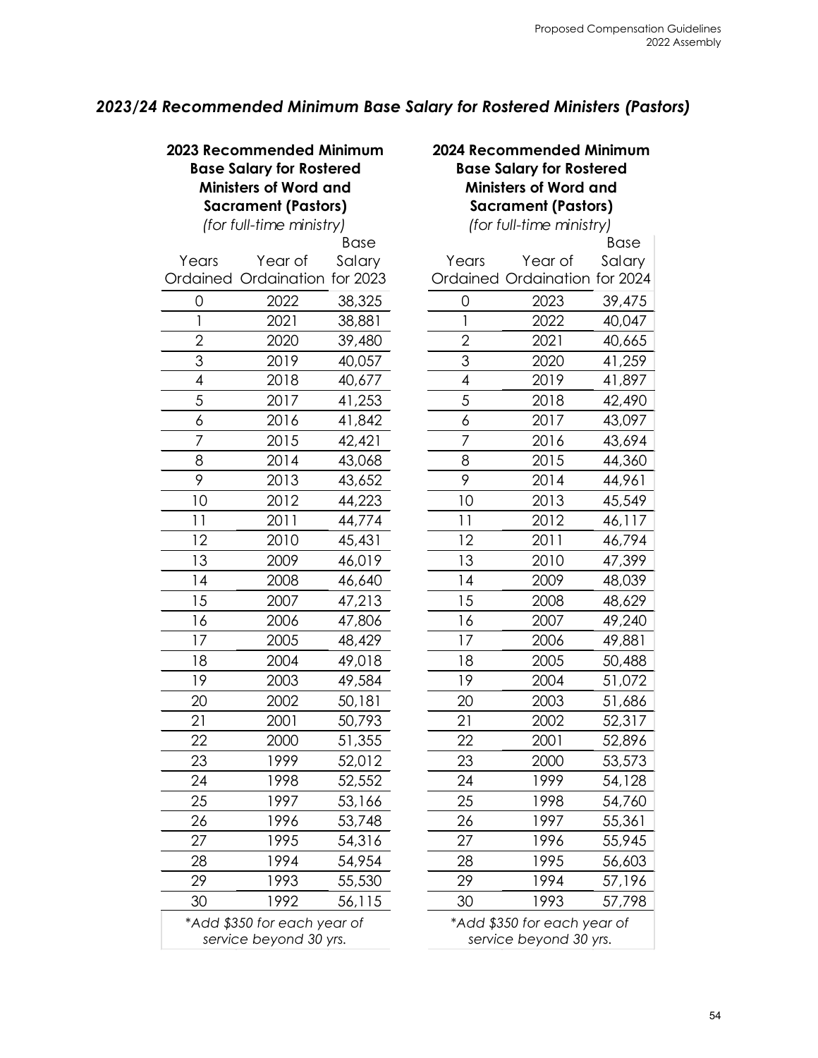## *2023/24 Recommended Minimum Base Salary for Rostered Ministers (Pastors)*

**2023 Recommended Minimum Base Salary for Rostered Ministers of Word and Sacrament (Pastors)**

*(for full-time ministry)*

| Years Ordained | Year of Ordination | Base Salary for 2023 |
|---|---|---|
| 0 | 2022 | 38,325 |
| 1 | 2021 | 38,881 |
| 2 | 2020 | 39,480 |
| 3 | 2019 | 40,057 |
| 4 | 2018 | 40,677 |
| 5 | 2017 | 41,253 |
| 6 | 2016 | 41,842 |
| 7 | 2015 | 42,421 |
| 8 | 2014 | 43,068 |
| 9 | 2013 | 43,652 |
| 10 | 2012 | 44,223 |
| 11 | 2011 | 44,774 |
| 12 | 2010 | 45,431 |
| 13 | 2009 | 46,019 |
| 14 | 2008 | 46,640 |
| 15 | 2007 | 47,213 |
| 16 | 2006 | 47,806 |
| 17 | 2005 | 48,429 |
| 18 | 2004 | 49,018 |
| 19 | 2003 | 49,584 |
| 20 | 2002 | 50,181 |
| 21 | 2001 | 50,793 |
| 22 | 2000 | 51,355 |
| 23 | 1999 | 52,012 |
| 24 | 1998 | 52,552 |
| 25 | 1997 | 53,166 |
| 26 | 1996 | 53,748 |
| 27 | 1995 | 54,316 |
| 28 | 1994 | 54,954 |
| 29 | 1993 | 55,530 |
| 30 | 1992 | 56,115 |

*\*Add $350 for each year of service beyond 30 yrs.*

**2024 Recommended Minimum Base Salary for Rostered Ministers of Word and Sacrament (Pastors)**

*(for full-time ministry)*

| Years Ordained | Year of Ordination | Base Salary for 2024 |
|---|---|---|
| 0 | 2023 | 39,475 |
| 1 | 2022 | 40,047 |
| 2 | 2021 | 40,665 |
| 3 | 2020 | 41,259 |
| 4 | 2019 | 41,897 |
| 5 | 2018 | 42,490 |
| 6 | 2017 | 43,097 |
| 7 | 2016 | 43,694 |
| 8 | 2015 | 44,360 |
| 9 | 2014 | 44,961 |
| 10 | 2013 | 45,549 |
| 11 | 2012 | 46,117 |
| 12 | 2011 | 46,794 |
| 13 | 2010 | 47,399 |
| 14 | 2009 | 48,039 |
| 15 | 2008 | 48,629 |
| 16 | 2007 | 49,240 |
| 17 | 2006 | 49,881 |
| 18 | 2005 | 50,488 |
| 19 | 2004 | 51,072 |
| 20 | 2003 | 51,686 |
| 21 | 2002 | 52,317 |
| 22 | 2001 | 52,896 |
| 23 | 2000 | 53,573 |
| 24 | 1999 | 54,128 |
| 25 | 1998 | 54,760 |
| 26 | 1997 | 55,361 |
| 27 | 1996 | 55,945 |
| 28 | 1995 | 56,603 |
| 29 | 1994 | 57,196 |
| 30 | 1993 | 57,798 |

*\*Add $350 for each year of service beyond 30 yrs.*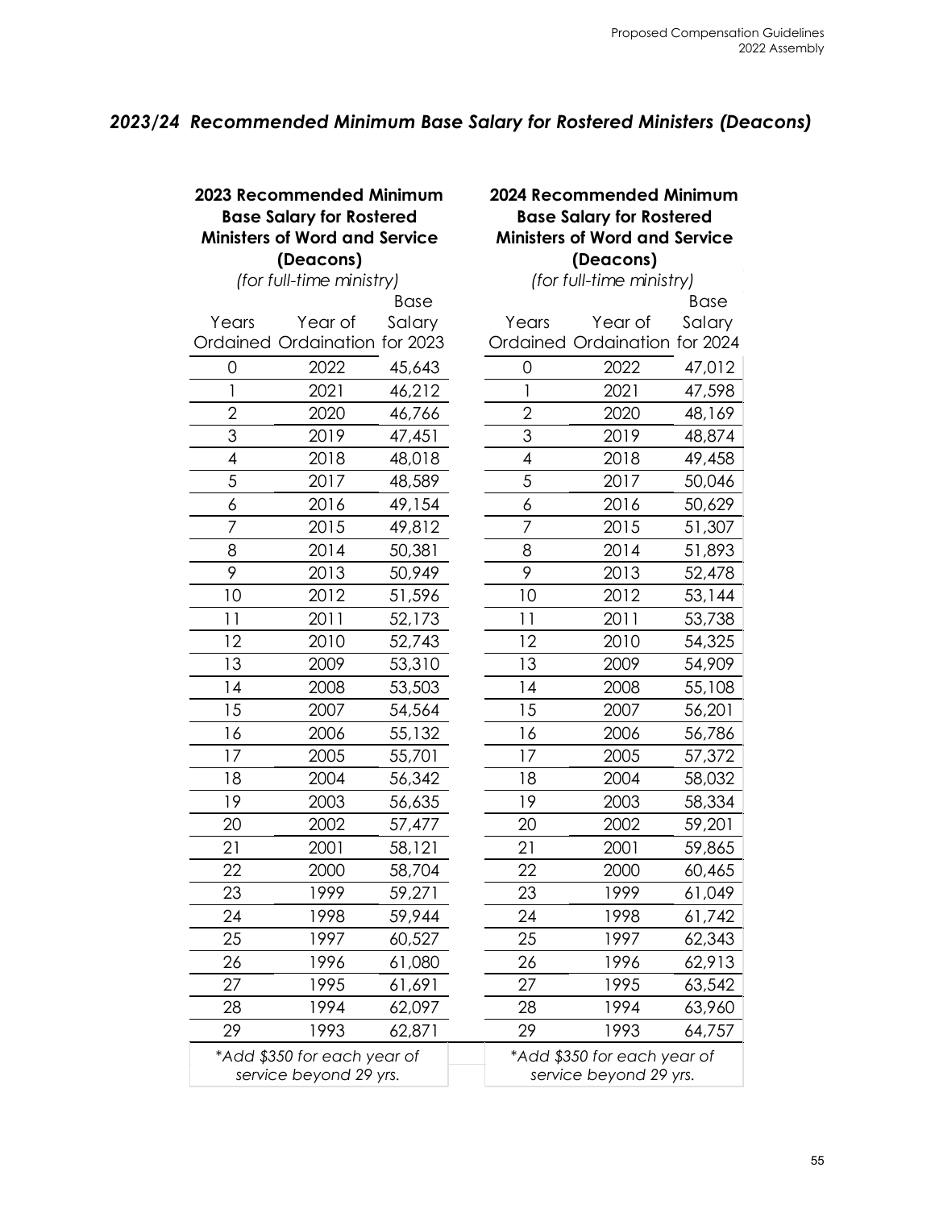## *2023/24 Recommended Minimum Base Salary for Rostered Ministers (Deacons)*

**2023 Recommended Minimum Base Salary for Rostered Ministers of Word and Service (Deacons)**

*(for full-time ministry)*

| Years Ordained | Year of Ordaination | Base Salary for 2023 |
|---|---|---|
| 0 | 2022 | 45,643 |
| 1 | 2021 | 46,212 |
| 2 | 2020 | 46,766 |
| 3 | 2019 | 47,451 |
| 4 | 2018 | 48,018 |
| 5 | 2017 | 48,589 |
| 6 | 2016 | 49,154 |
| 7 | 2015 | 49,812 |
| 8 | 2014 | 50,381 |
| 9 | 2013 | 50,949 |
| 10 | 2012 | 51,596 |
| 11 | 2011 | 52,173 |
| 12 | 2010 | 52,743 |
| 13 | 2009 | 53,310 |
| 14 | 2008 | 53,503 |
| 15 | 2007 | 54,564 |
| 16 | 2006 | 55,132 |
| 17 | 2005 | 55,701 |
| 18 | 2004 | 56,342 |
| 19 | 2003 | 56,635 |
| 20 | 2002 | 57,477 |
| 21 | 2001 | 58,121 |
| 22 | 2000 | 58,704 |
| 23 | 1999 | 59,271 |
| 24 | 1998 | 59,944 |
| 25 | 1997 | 60,527 |
| 26 | 1996 | 61,080 |
| 27 | 1995 | 61,691 |
| 28 | 1994 | 62,097 |
| 29 | 1993 | 62,871 |

*\*Add $350 for each year of service beyond 29 yrs.*

**2024 Recommended Minimum Base Salary for Rostered Ministers of Word and Service (Deacons)**

*(for full-time ministry)*

| Years Ordained | Year of Ordaination | Base Salary for 2024 |
|---|---|---|
| 0 | 2022 | 47,012 |
| 1 | 2021 | 47,598 |
| 2 | 2020 | 48,169 |
| 3 | 2019 | 48,874 |
| 4 | 2018 | 49,458 |
| 5 | 2017 | 50,046 |
| 6 | 2016 | 50,629 |
| 7 | 2015 | 51,307 |
| 8 | 2014 | 51,893 |
| 9 | 2013 | 52,478 |
| 10 | 2012 | 53,144 |
| 11 | 2011 | 53,738 |
| 12 | 2010 | 54,325 |
| 13 | 2009 | 54,909 |
| 14 | 2008 | 55,108 |
| 15 | 2007 | 56,201 |
| 16 | 2006 | 56,786 |
| 17 | 2005 | 57,372 |
| 18 | 2004 | 58,032 |
| 19 | 2003 | 58,334 |
| 20 | 2002 | 59,201 |
| 21 | 2001 | 59,865 |
| 22 | 2000 | 60,465 |
| 23 | 1999 | 61,049 |
| 24 | 1998 | 61,742 |
| 25 | 1997 | 62,343 |
| 26 | 1996 | 62,913 |
| 27 | 1995 | 63,542 |
| 28 | 1994 | 63,960 |
| 29 | 1993 | 64,757 |

*\*Add $350 for each year of service beyond 29 yrs.*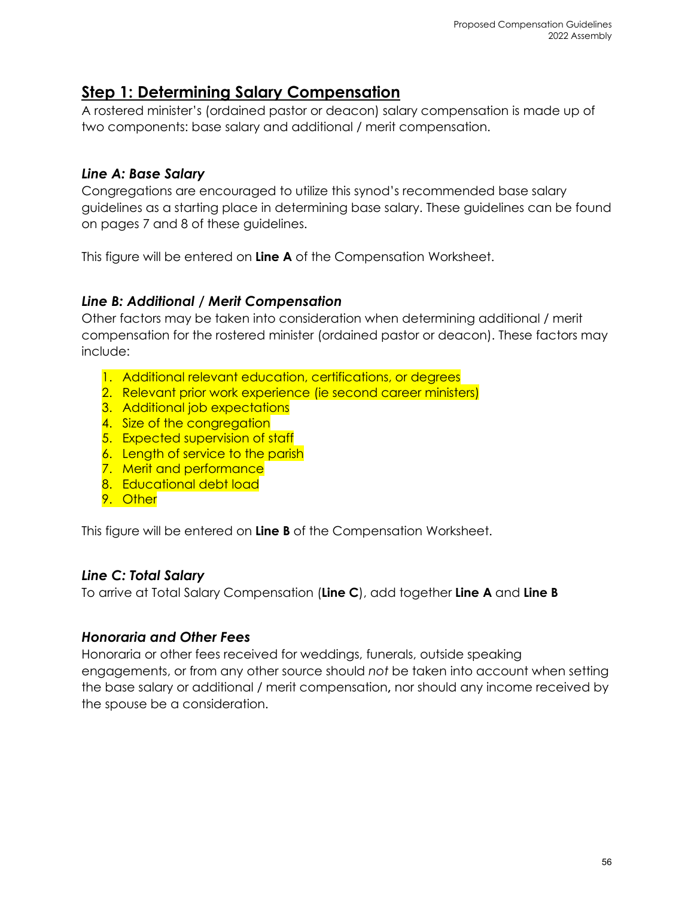## Step 1: Determining Salary Compensation

A rostered minister's (ordained pastor or deacon) salary compensation is made up of two components: base salary and additional / merit compensation.

### *Line A: Base Salary*

Congregations are encouraged to utilize this synod's recommended base salary guidelines as a starting place in determining base salary. These guidelines can be found on pages 7 and 8 of these guidelines.

This figure will be entered on **Line A** of the Compensation Worksheet.

### *Line B: Additional / Merit Compensation*

Other factors may be taken into consideration when determining additional / merit compensation for the rostered minister (ordained pastor or deacon). These factors may include:

1. Additional relevant education, certifications, or degrees
2. Relevant prior work experience (ie second career ministers)
3. Additional job expectations
4. Size of the congregation
5. Expected supervision of staff
6. Length of service to the parish
7. Merit and performance
8. Educational debt load
9. Other

This figure will be entered on **Line B** of the Compensation Worksheet.

### *Line C: Total Salary*

To arrive at Total Salary Compensation (**Line C**), add together **Line A** and **Line B**

### *Honoraria and Other Fees*

Honoraria or other fees received for weddings, funerals, outside speaking engagements, or from any other source should *not* be taken into account when setting the base salary or additional / merit compensation**,** nor should any income received by the spouse be a consideration.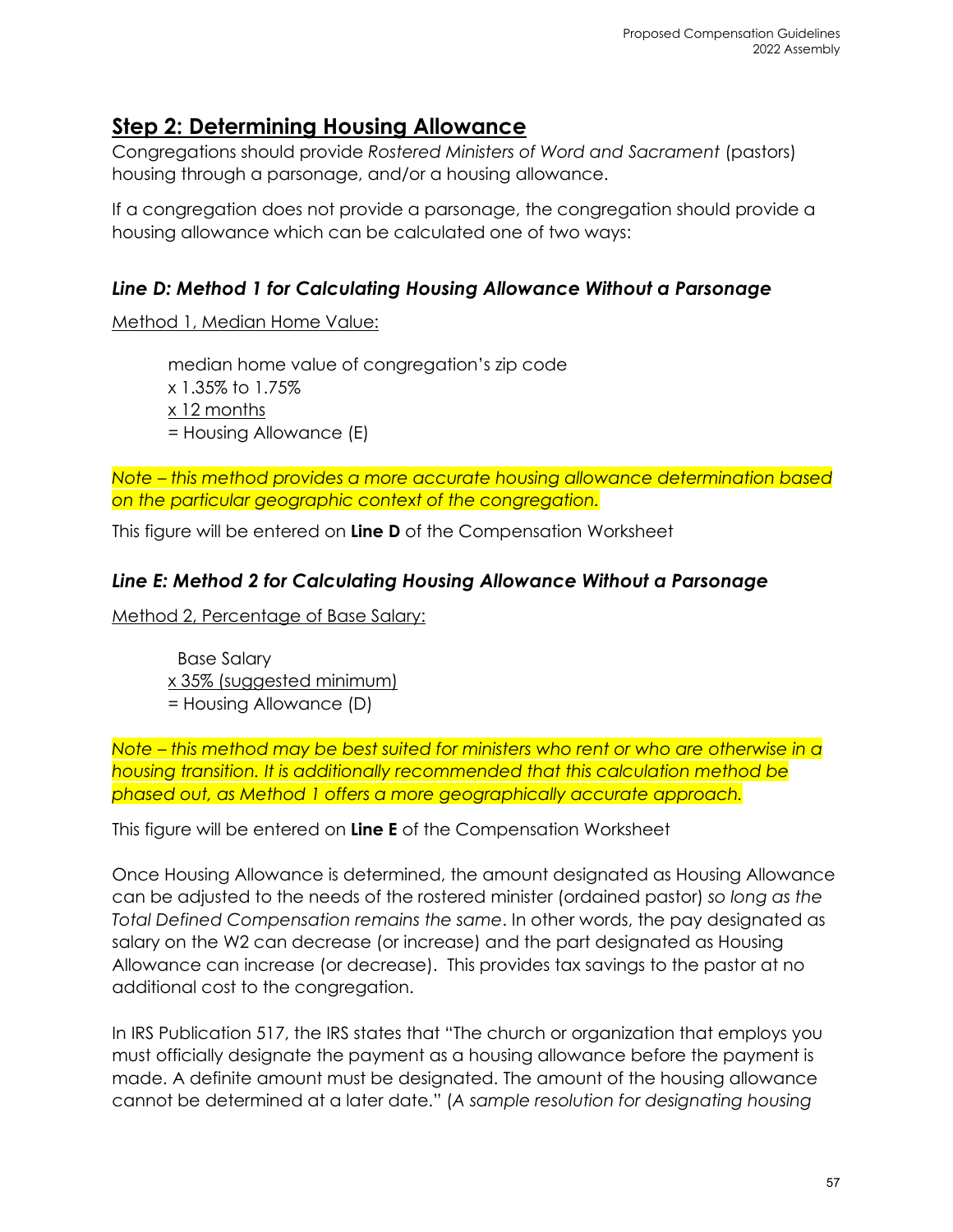## **Step 2: Determining Housing Allowance**

Congregations should provide *Rostered Ministers of Word and Sacrament* (pastors) housing through a parsonage, and/or a housing allowance.

If a congregation does not provide a parsonage, the congregation should provide a housing allowance which can be calculated one of two ways:

### *Line D: Method 1 for Calculating Housing Allowance Without a Parsonage*

<u>Method 1, Median Home Value:</u>

> median home value of congregation's zip code
> x 1.35% to 1.75%
> <u>x 12 months</u>
> = Housing Allowance (E)

*Note – this method provides a more accurate housing allowance determination based on the particular geographic context of the congregation.*

This figure will be entered on **Line D** of the Compensation Worksheet

### *Line E: Method 2 for Calculating Housing Allowance Without a Parsonage*

<u>Method 2, Percentage of Base Salary:</u>

> Base Salary
> <u>x 35% (suggested minimum)</u>
> = Housing Allowance (D)

*Note – this method may be best suited for ministers who rent or who are otherwise in a housing transition. It is additionally recommended that this calculation method be phased out, as Method 1 offers a more geographically accurate approach.*

This figure will be entered on **Line E** of the Compensation Worksheet

Once Housing Allowance is determined, the amount designated as Housing Allowance can be adjusted to the needs of the rostered minister (ordained pastor) *so long as the Total Defined Compensation remains the same*. In other words, the pay designated as salary on the W2 can decrease (or increase) and the part designated as Housing Allowance can increase (or decrease). This provides tax savings to the pastor at no additional cost to the congregation.

In IRS Publication 517, the IRS states that "The church or organization that employs you must officially designate the payment as a housing allowance before the payment is made. A definite amount must be designated. The amount of the housing allowance cannot be determined at a later date." (*A sample resolution for designating housing*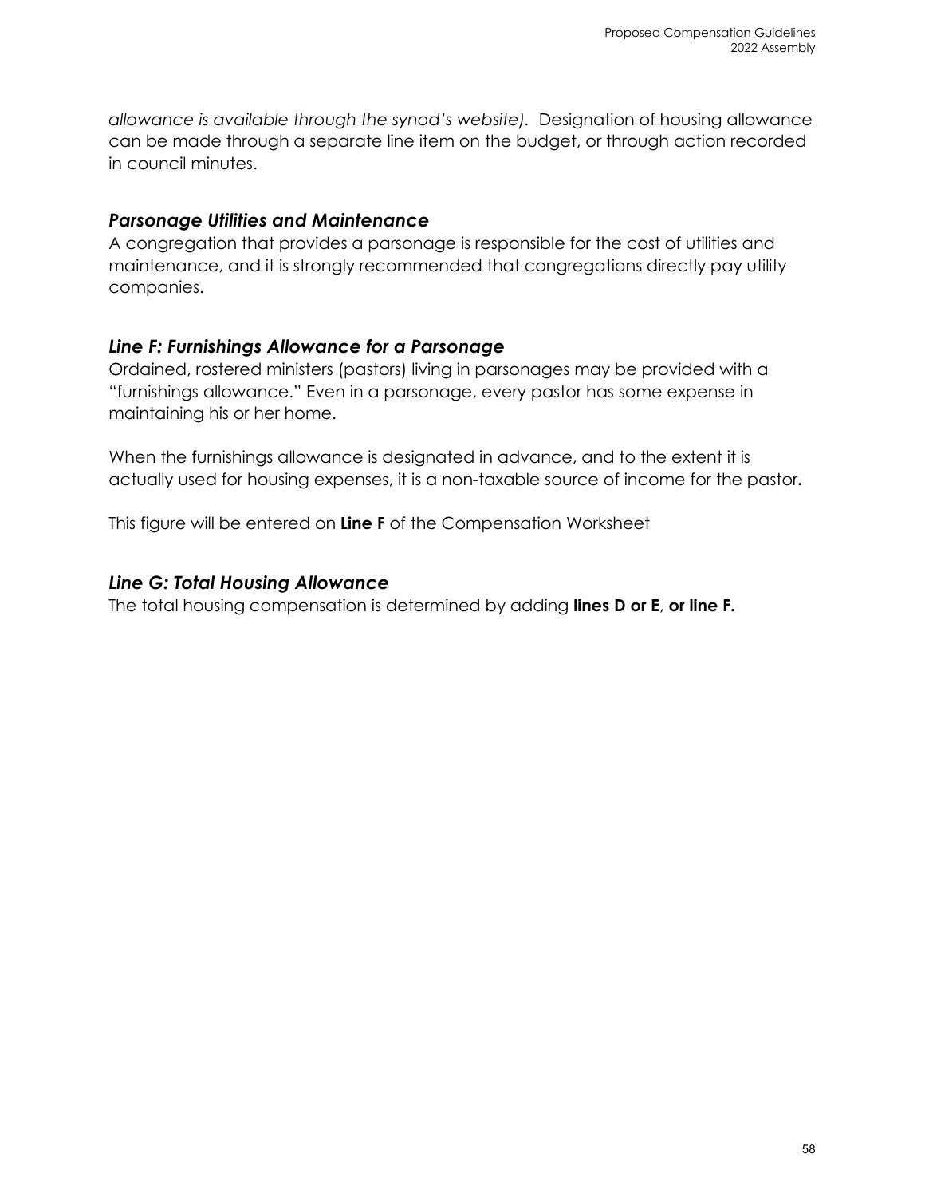*allowance is available through the synod's website).* Designation of housing allowance can be made through a separate line item on the budget, or through action recorded in council minutes.

### *Parsonage Utilities and Maintenance*

A congregation that provides a parsonage is responsible for the cost of utilities and maintenance, and it is strongly recommended that congregations directly pay utility companies.

### *Line F: Furnishings Allowance for a Parsonage*

Ordained, rostered ministers (pastors) living in parsonages may be provided with a "furnishings allowance." Even in a parsonage, every pastor has some expense in maintaining his or her home.

When the furnishings allowance is designated in advance, and to the extent it is actually used for housing expenses, it is a non-taxable source of income for the pastor**.**

This figure will be entered on **Line F** of the Compensation Worksheet

### *Line G: Total Housing Allowance*

The total housing compensation is determined by adding **lines D or E**, **or line F.**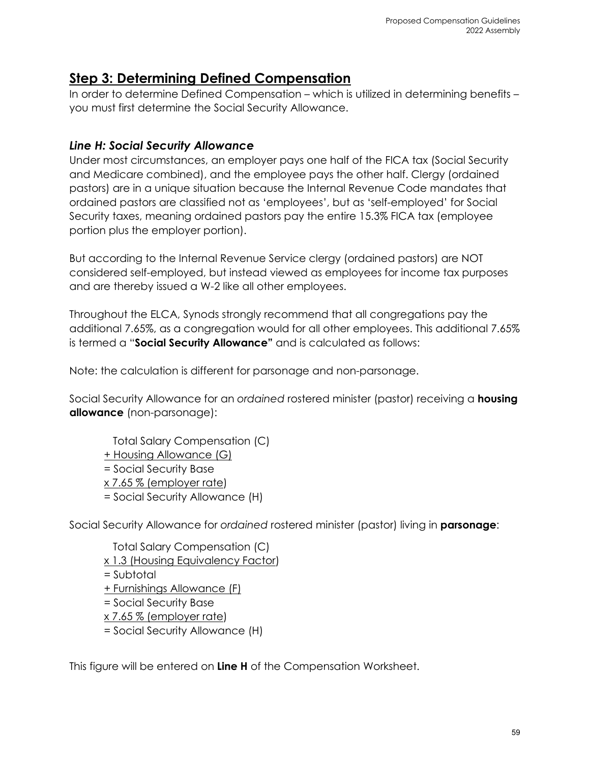## Step 3: Determining Defined Compensation

In order to determine Defined Compensation – which is utilized in determining benefits – you must first determine the Social Security Allowance.

### *Line H: Social Security Allowance*

Under most circumstances, an employer pays one half of the FICA tax (Social Security and Medicare combined), and the employee pays the other half. Clergy (ordained pastors) are in a unique situation because the Internal Revenue Code mandates that ordained pastors are classified not as 'employees', but as 'self-employed' for Social Security taxes, meaning ordained pastors pay the entire 15.3% FICA tax (employee portion plus the employer portion).

But according to the Internal Revenue Service clergy (ordained pastors) are NOT considered self-employed, but instead viewed as employees for income tax purposes and are thereby issued a W-2 like all other employees.

Throughout the ELCA, Synods strongly recommend that all congregations pay the additional 7.65%, as a congregation would for all other employees. This additional 7.65% is termed a "**Social Security Allowance"** and is calculated as follows:

Note: the calculation is different for parsonage and non-parsonage.

Social Security Allowance for an *ordained* rostered minister (pastor) receiving a **housing allowance** (non-parsonage):

  Total Salary Compensation (C)
+ Housing Allowance (G)
= Social Security Base
x 7.65 % (employer rate)
= Social Security Allowance (H)

Social Security Allowance for *ordained* rostered minister (pastor) living in **parsonage**:

  Total Salary Compensation (C)
x 1.3 (Housing Equivalency Factor)
= Subtotal
+ Furnishings Allowance (F)
= Social Security Base
x 7.65 % (employer rate)
= Social Security Allowance (H)

This figure will be entered on **Line H** of the Compensation Worksheet.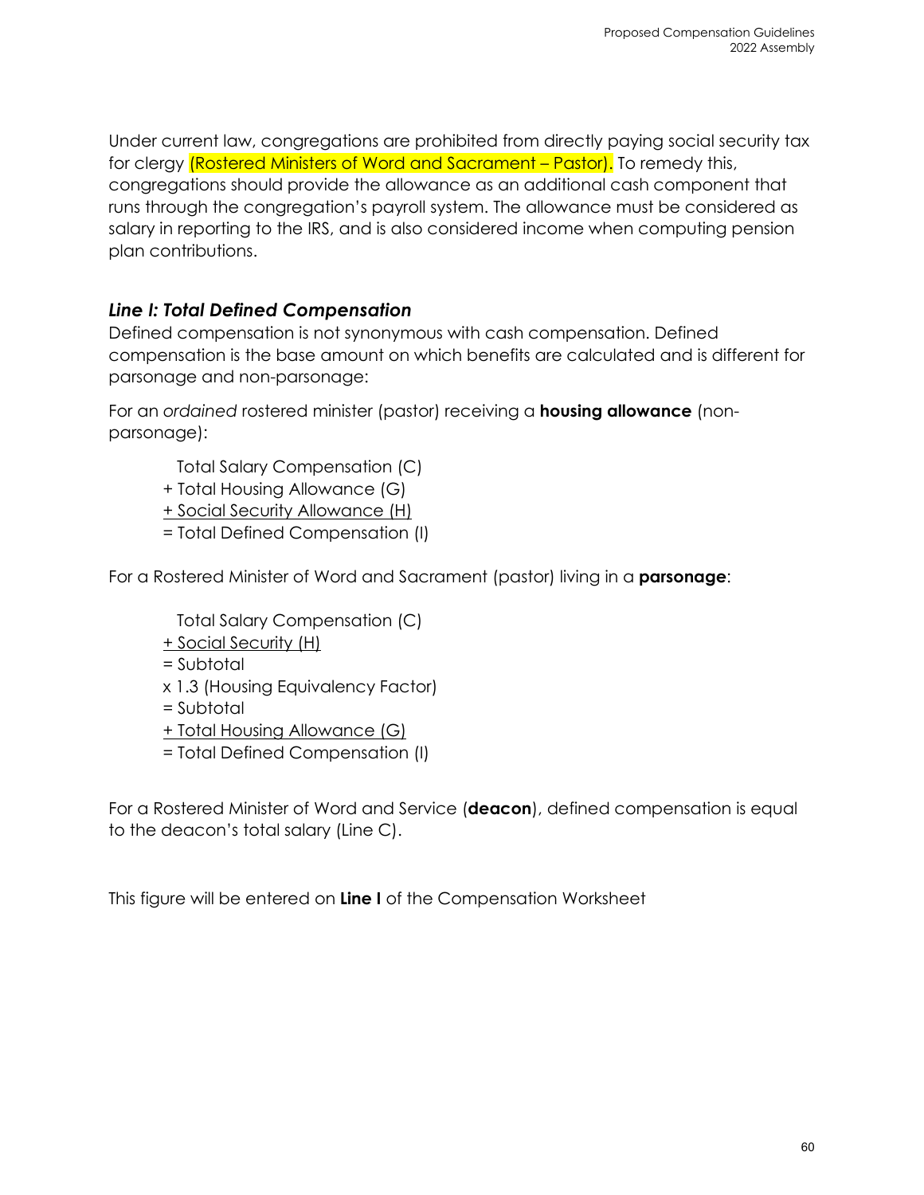Under current law, congregations are prohibited from directly paying social security tax for clergy (Rostered Ministers of Word and Sacrament – Pastor). To remedy this, congregations should provide the allowance as an additional cash component that runs through the congregation's payroll system. The allowance must be considered as salary in reporting to the IRS, and is also considered income when computing pension plan contributions.

### *Line I: Total Defined Compensation*

Defined compensation is not synonymous with cash compensation. Defined compensation is the base amount on which benefits are calculated and is different for parsonage and non-parsonage:

For an *ordained* rostered minister (pastor) receiving a **housing allowance** (non-parsonage):

  Total Salary Compensation (C)  
+ Total Housing Allowance (G)  
<u>+ Social Security Allowance (H)</u>  
= Total Defined Compensation (I)

For a Rostered Minister of Word and Sacrament (pastor) living in a **parsonage**:

  Total Salary Compensation (C)  
<u>+ Social Security (H)</u>  
= Subtotal  
x 1.3 (Housing Equivalency Factor)  
= Subtotal  
<u>+ Total Housing Allowance (G)</u>  
= Total Defined Compensation (I)

For a Rostered Minister of Word and Service (**deacon**), defined compensation is equal to the deacon's total salary (Line C).

This figure will be entered on **Line I** of the Compensation Worksheet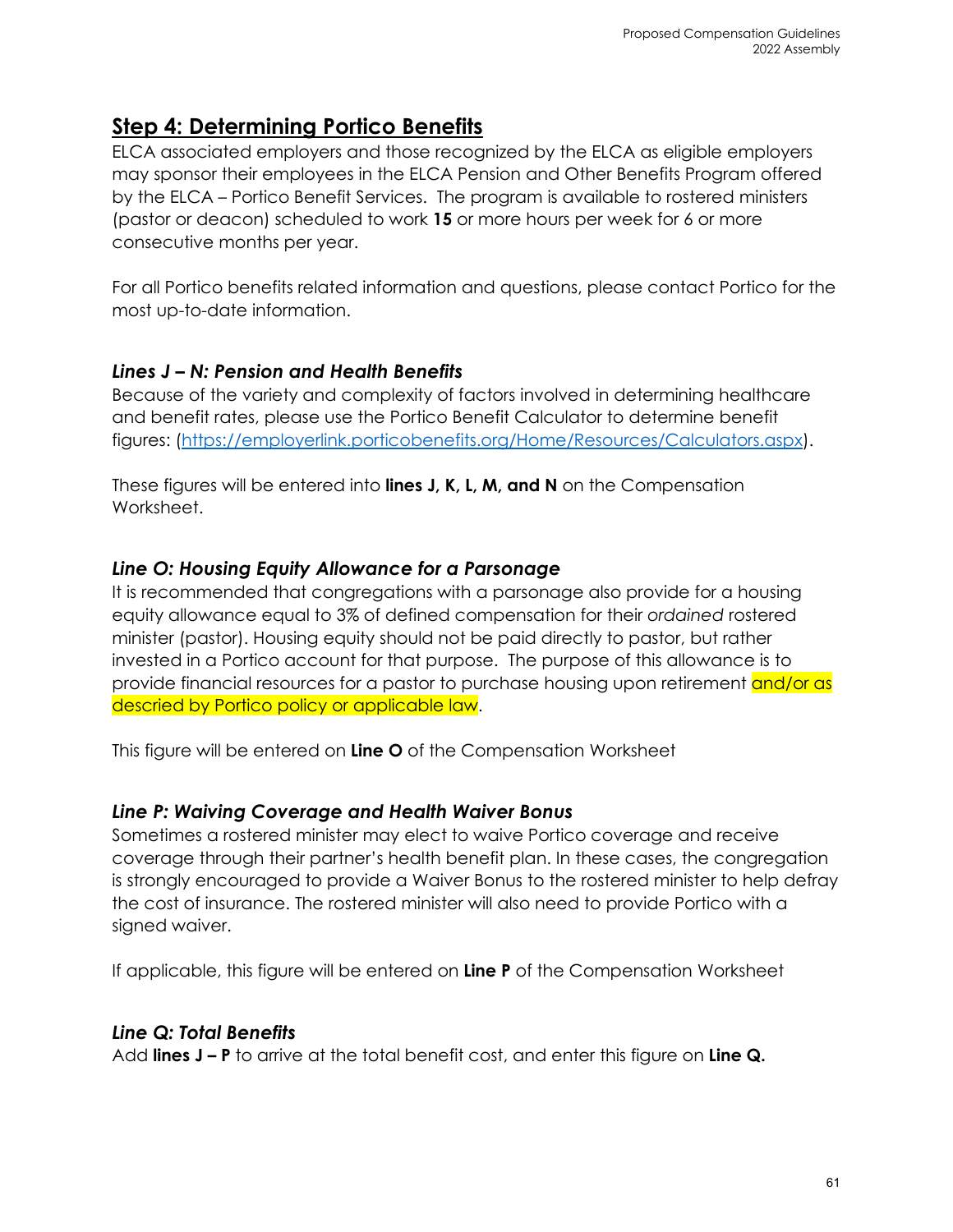## Step 4: Determining Portico Benefits

ELCA associated employers and those recognized by the ELCA as eligible employers may sponsor their employees in the ELCA Pension and Other Benefits Program offered by the ELCA – Portico Benefit Services. The program is available to rostered ministers (pastor or deacon) scheduled to work **15** or more hours per week for 6 or more consecutive months per year.

For all Portico benefits related information and questions, please contact Portico for the most up-to-date information.

### *Lines J – N: Pension and Health Benefits*

Because of the variety and complexity of factors involved in determining healthcare and benefit rates, please use the Portico Benefit Calculator to determine benefit figures: (https://employerlink.porticobenefits.org/Home/Resources/Calculators.aspx).

These figures will be entered into **lines J, K, L, M, and N** on the Compensation Worksheet.

### *Line O: Housing Equity Allowance for a Parsonage*

It is recommended that congregations with a parsonage also provide for a housing equity allowance equal to 3% of defined compensation for their *ordained* rostered minister (pastor). Housing equity should not be paid directly to pastor, but rather invested in a Portico account for that purpose. The purpose of this allowance is to provide financial resources for a pastor to purchase housing upon retirement and/or as descried by Portico policy or applicable law.

This figure will be entered on **Line O** of the Compensation Worksheet

### *Line P: Waiving Coverage and Health Waiver Bonus*

Sometimes a rostered minister may elect to waive Portico coverage and receive coverage through their partner's health benefit plan. In these cases, the congregation is strongly encouraged to provide a Waiver Bonus to the rostered minister to help defray the cost of insurance. The rostered minister will also need to provide Portico with a signed waiver.

If applicable, this figure will be entered on **Line P** of the Compensation Worksheet

### *Line Q: Total Benefits*

Add **lines J – P** to arrive at the total benefit cost, and enter this figure on **Line Q.**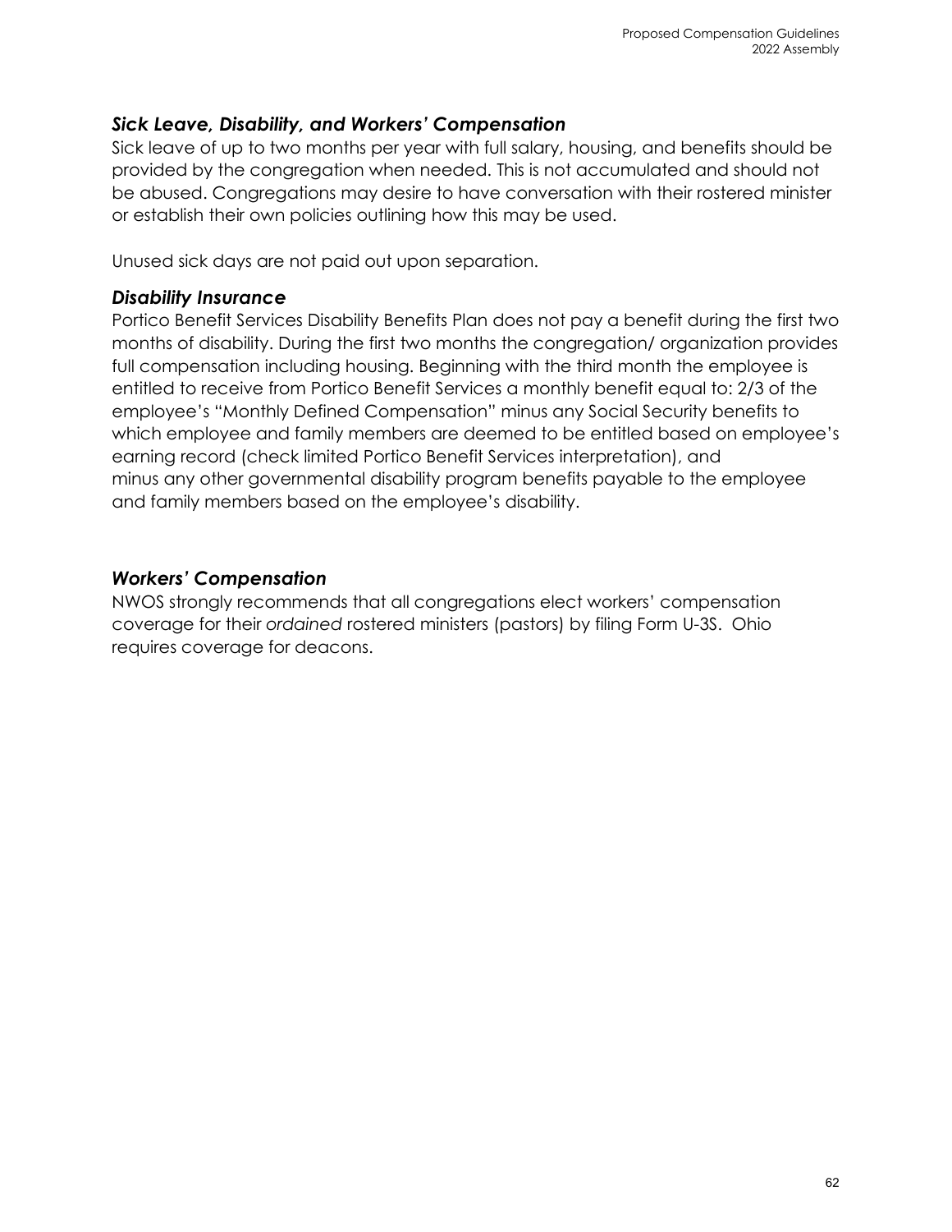### *Sick Leave, Disability, and Workers' Compensation*

Sick leave of up to two months per year with full salary, housing, and benefits should be provided by the congregation when needed. This is not accumulated and should not be abused. Congregations may desire to have conversation with their rostered minister or establish their own policies outlining how this may be used.

Unused sick days are not paid out upon separation.

### *Disability Insurance*

Portico Benefit Services Disability Benefits Plan does not pay a benefit during the first two months of disability. During the first two months the congregation/ organization provides full compensation including housing. Beginning with the third month the employee is entitled to receive from Portico Benefit Services a monthly benefit equal to: 2/3 of the employee's "Monthly Defined Compensation" minus any Social Security benefits to which employee and family members are deemed to be entitled based on employee's earning record (check limited Portico Benefit Services interpretation), and minus any other governmental disability program benefits payable to the employee and family members based on the employee's disability.

### *Workers' Compensation*

NWOS strongly recommends that all congregations elect workers' compensation coverage for their *ordained* rostered ministers (pastors) by filing Form U-3S. Ohio requires coverage for deacons.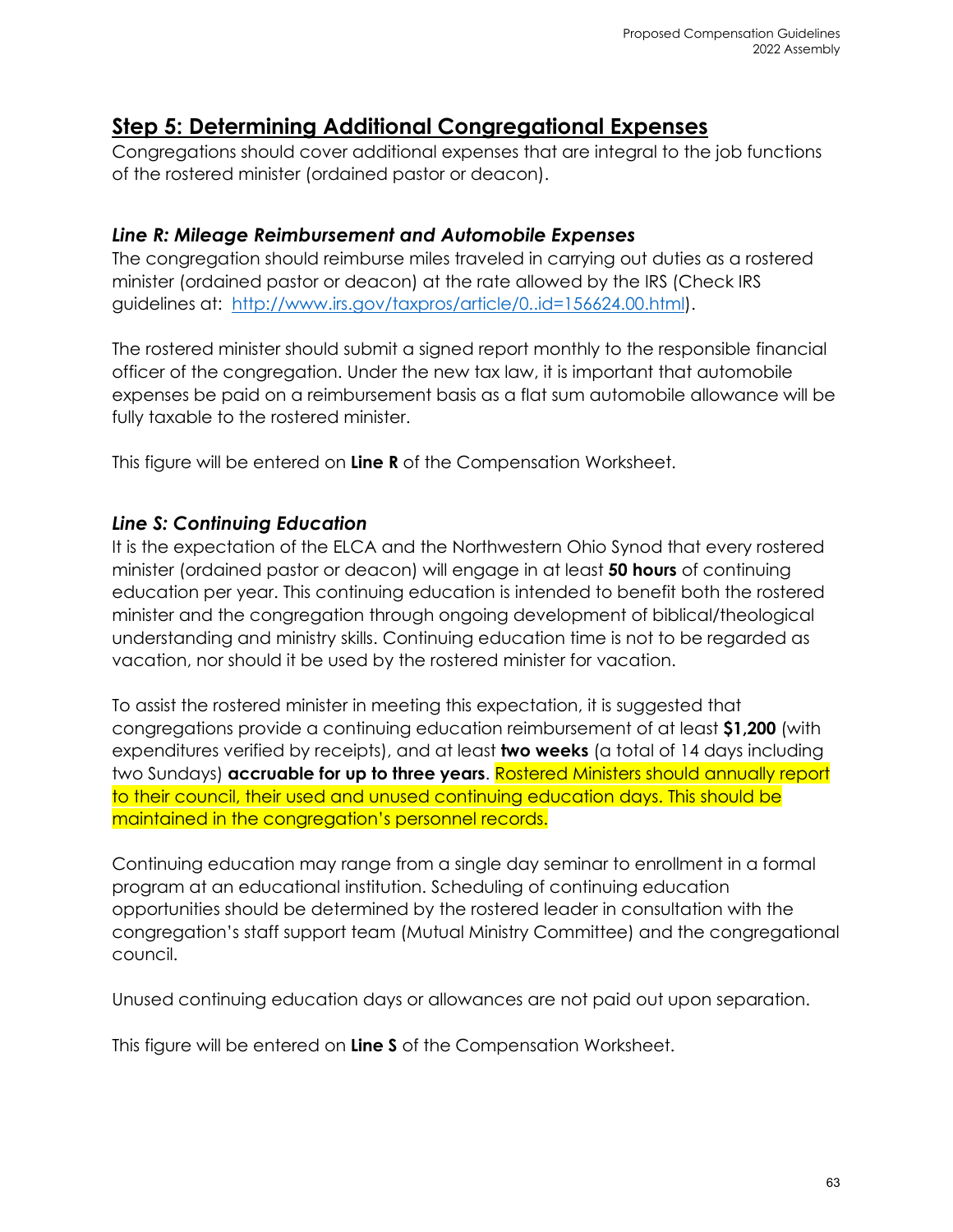## Step 5: Determining Additional Congregational Expenses

Congregations should cover additional expenses that are integral to the job functions of the rostered minister (ordained pastor or deacon).

### *Line R: Mileage Reimbursement and Automobile Expenses*

The congregation should reimburse miles traveled in carrying out duties as a rostered minister (ordained pastor or deacon) at the rate allowed by the IRS (Check IRS guidelines at: [http://www.irs.gov/taxpros/article/0..id=156624.00.html](http://www.irs.gov/taxpros/article/0..id=156624.00.html)).

The rostered minister should submit a signed report monthly to the responsible financial officer of the congregation. Under the new tax law, it is important that automobile expenses be paid on a reimbursement basis as a flat sum automobile allowance will be fully taxable to the rostered minister.

This figure will be entered on **Line R** of the Compensation Worksheet.

### *Line S: Continuing Education*

It is the expectation of the ELCA and the Northwestern Ohio Synod that every rostered minister (ordained pastor or deacon) will engage in at least **50 hours** of continuing education per year. This continuing education is intended to benefit both the rostered minister and the congregation through ongoing development of biblical/theological understanding and ministry skills. Continuing education time is not to be regarded as vacation, nor should it be used by the rostered minister for vacation.

To assist the rostered minister in meeting this expectation, it is suggested that congregations provide a continuing education reimbursement of at least **$1,200** (with expenditures verified by receipts), and at least **two weeks** (a total of 14 days including two Sundays) **accruable for up to three years**. Rostered Ministers should annually report to their council, their used and unused continuing education days. This should be maintained in the congregation's personnel records.

Continuing education may range from a single day seminar to enrollment in a formal program at an educational institution. Scheduling of continuing education opportunities should be determined by the rostered leader in consultation with the congregation's staff support team (Mutual Ministry Committee) and the congregational council.

Unused continuing education days or allowances are not paid out upon separation.

This figure will be entered on **Line S** of the Compensation Worksheet.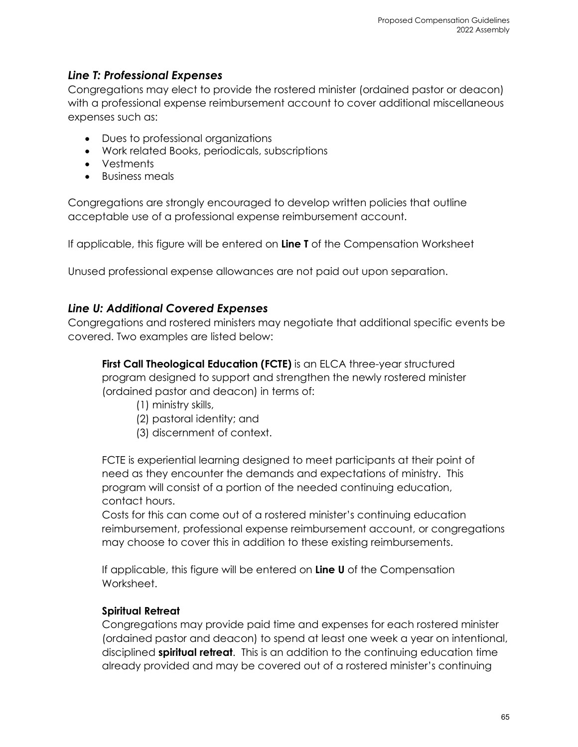## *Line T: Professional Expenses*

Congregations may elect to provide the rostered minister (ordained pastor or deacon) with a professional expense reimbursement account to cover additional miscellaneous expenses such as:

- Dues to professional organizations
- Work related Books, periodicals, subscriptions
- Vestments
- Business meals

Congregations are strongly encouraged to develop written policies that outline acceptable use of a professional expense reimbursement account.

If applicable, this figure will be entered on **Line T** of the Compensation Worksheet

Unused professional expense allowances are not paid out upon separation.

## *Line U: Additional Covered Expenses*

Congregations and rostered ministers may negotiate that additional specific events be covered. Two examples are listed below:

**First Call Theological Education (FCTE)** is an ELCA three-year structured program designed to support and strengthen the newly rostered minister (ordained pastor and deacon) in terms of:

(1) ministry skills,
(2) pastoral identity; and
(3) discernment of context.

FCTE is experiential learning designed to meet participants at their point of need as they encounter the demands and expectations of ministry. This program will consist of a portion of the needed continuing education, contact hours.
Costs for this can come out of a rostered minister's continuing education reimbursement, professional expense reimbursement account, or congregations may choose to cover this in addition to these existing reimbursements.

If applicable, this figure will be entered on **Line U** of the Compensation Worksheet.

**Spiritual Retreat**

Congregations may provide paid time and expenses for each rostered minister (ordained pastor and deacon) to spend at least one week a year on intentional, disciplined **spiritual retreat**. This is an addition to the continuing education time already provided and may be covered out of a rostered minister's continuing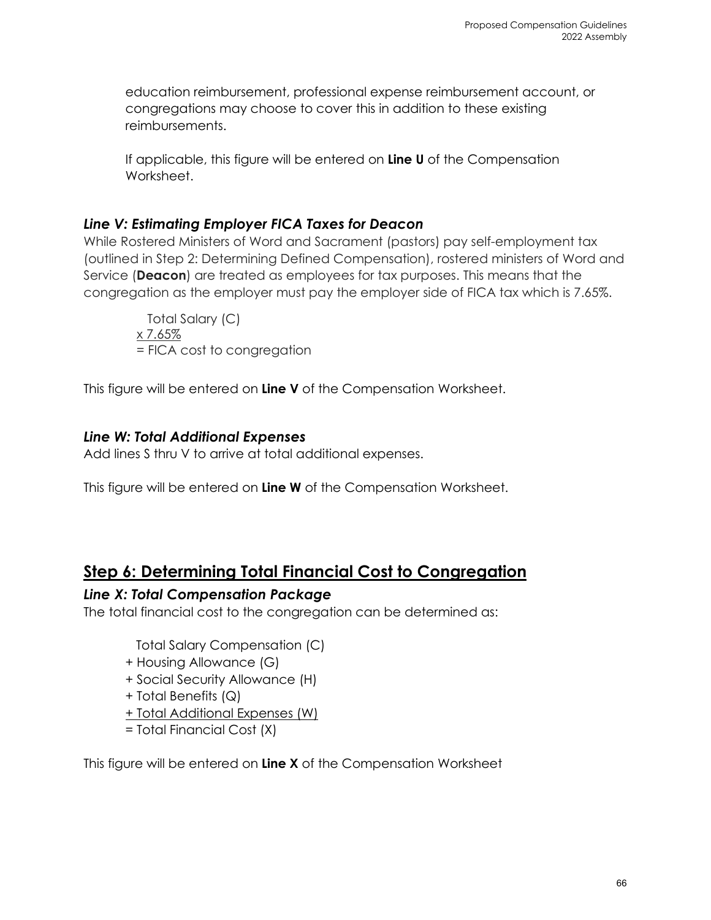education reimbursement, professional expense reimbursement account, or congregations may choose to cover this in addition to these existing reimbursements.

If applicable, this figure will be entered on **Line U** of the Compensation Worksheet.

### *Line V: Estimating Employer FICA Taxes for Deacon*

While Rostered Ministers of Word and Sacrament (pastors) pay self-employment tax (outlined in Step 2: Determining Defined Compensation), rostered ministers of Word and Service (**Deacon**) are treated as employees for tax purposes. This means that the congregation as the employer must pay the employer side of FICA tax which is 7.65%.

Total Salary (C)
x 7.65%
= FICA cost to congregation

This figure will be entered on **Line V** of the Compensation Worksheet.

### *Line W: Total Additional Expenses*

Add lines S thru V to arrive at total additional expenses.

This figure will be entered on **Line W** of the Compensation Worksheet.

## Step 6: Determining Total Financial Cost to Congregation

### *Line X: Total Compensation Package*

The total financial cost to the congregation can be determined as:

Total Salary Compensation (C)
+ Housing Allowance (G)
+ Social Security Allowance (H)
+ Total Benefits (Q)
+ Total Additional Expenses (W)
= Total Financial Cost (X)

This figure will be entered on **Line X** of the Compensation Worksheet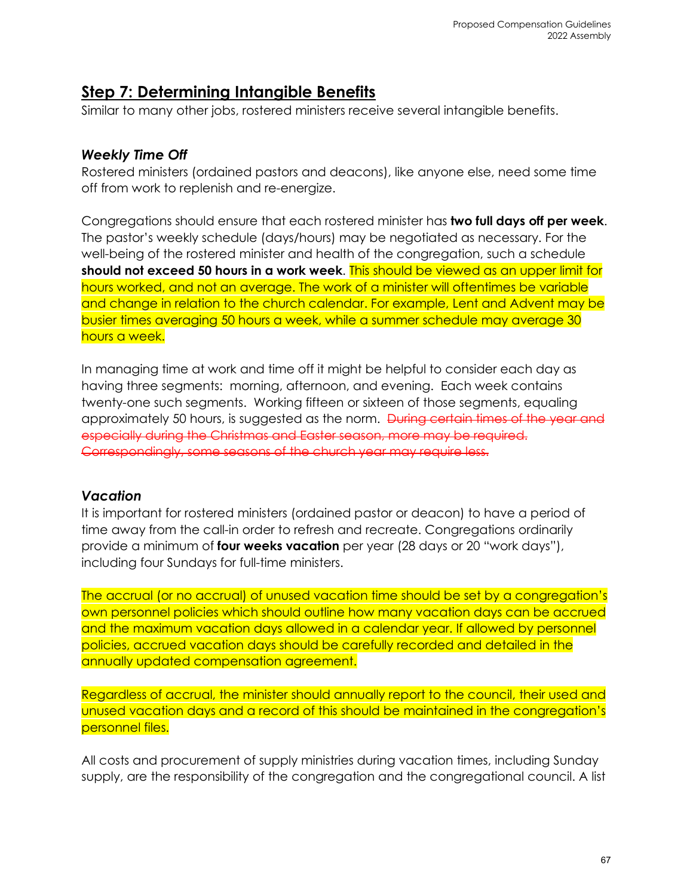## Step 7: Determining Intangible Benefits

Similar to many other jobs, rostered ministers receive several intangible benefits.

### *Weekly Time Off*

Rostered ministers (ordained pastors and deacons), like anyone else, need some time off from work to replenish and re-energize.

Congregations should ensure that each rostered minister has **two full days off per week**. The pastor's weekly schedule (days/hours) may be negotiated as necessary. For the well-being of the rostered minister and health of the congregation, such a schedule **should not exceed 50 hours in a work week**. This should be viewed as an upper limit for hours worked, and not an average. The work of a minister will oftentimes be variable and change in relation to the church calendar. For example, Lent and Advent may be busier times averaging 50 hours a week, while a summer schedule may average 30 hours a week.

In managing time at work and time off it might be helpful to consider each day as having three segments: morning, afternoon, and evening. Each week contains twenty-one such segments. Working fifteen or sixteen of those segments, equaling approximately 50 hours, is suggested as the norm. ~~During certain times of the year and especially during the Christmas and Easter season, more may be required. Correspondingly, some seasons of the church year may require less.~~

### *Vacation*

It is important for rostered ministers (ordained pastor or deacon) to have a period of time away from the call-in order to refresh and recreate. Congregations ordinarily provide a minimum of **four weeks vacation** per year (28 days or 20 "work days"), including four Sundays for full-time ministers.

The accrual (or no accrual) of unused vacation time should be set by a congregation's own personnel policies which should outline how many vacation days can be accrued and the maximum vacation days allowed in a calendar year. If allowed by personnel policies, accrued vacation days should be carefully recorded and detailed in the annually updated compensation agreement.

Regardless of accrual, the minister should annually report to the council, their used and unused vacation days and a record of this should be maintained in the congregation's personnel files.

All costs and procurement of supply ministries during vacation times, including Sunday supply, are the responsibility of the congregation and the congregational council. A list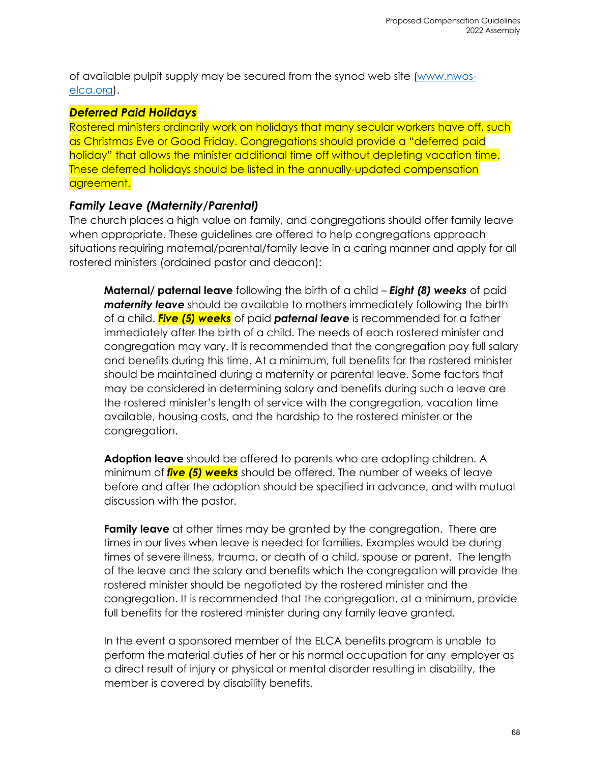of available pulpit supply may be secured from the synod web site ([www.nwos-elca.org](http://www.nwos-elca.org)).

### *Deferred Paid Holidays*

Rostered ministers ordinarily work on holidays that many secular workers have off, such as Christmas Eve or Good Friday. Congregations should provide a "deferred paid holiday" that allows the minister additional time off without depleting vacation time. These deferred holidays should be listed in the annually-updated compensation agreement.

### *Family Leave (Maternity/Parental)*

The church places a high value on family, and congregations should offer family leave when appropriate. These guidelines are offered to help congregations approach situations requiring maternal/parental/family leave in a caring manner and apply for all rostered ministers (ordained pastor and deacon):

> **Maternal/ paternal leave** following the birth of a child – ***Eight (8) weeks*** of paid ***maternity leave*** should be available to mothers immediately following the birth of a child. ***Five (5) weeks*** of paid ***paternal leave*** is recommended for a father immediately after the birth of a child. The needs of each rostered minister and congregation may vary. It is recommended that the congregation pay full salary and benefits during this time. At a minimum, full benefits for the rostered minister should be maintained during a maternity or parental leave. Some factors that may be considered in determining salary and benefits during such a leave are the rostered minister's length of service with the congregation, vacation time available, housing costs, and the hardship to the rostered minister or the congregation.
>
> **Adoption leave** should be offered to parents who are adopting children. A minimum of ***five (5) weeks*** should be offered. The number of weeks of leave before and after the adoption should be specified in advance, and with mutual discussion with the pastor.
>
> **Family leave** at other times may be granted by the congregation. There are times in our lives when leave is needed for families. Examples would be during times of severe illness, trauma, or death of a child, spouse or parent. The length of the leave and the salary and benefits which the congregation will provide the rostered minister should be negotiated by the rostered minister and the congregation. It is recommended that the congregation, at a minimum, provide full benefits for the rostered minister during any family leave granted.
>
> In the event a sponsored member of the ELCA benefits program is unable to perform the material duties of her or his normal occupation for any employer as a direct result of injury or physical or mental disorder resulting in disability, the member is covered by disability benefits.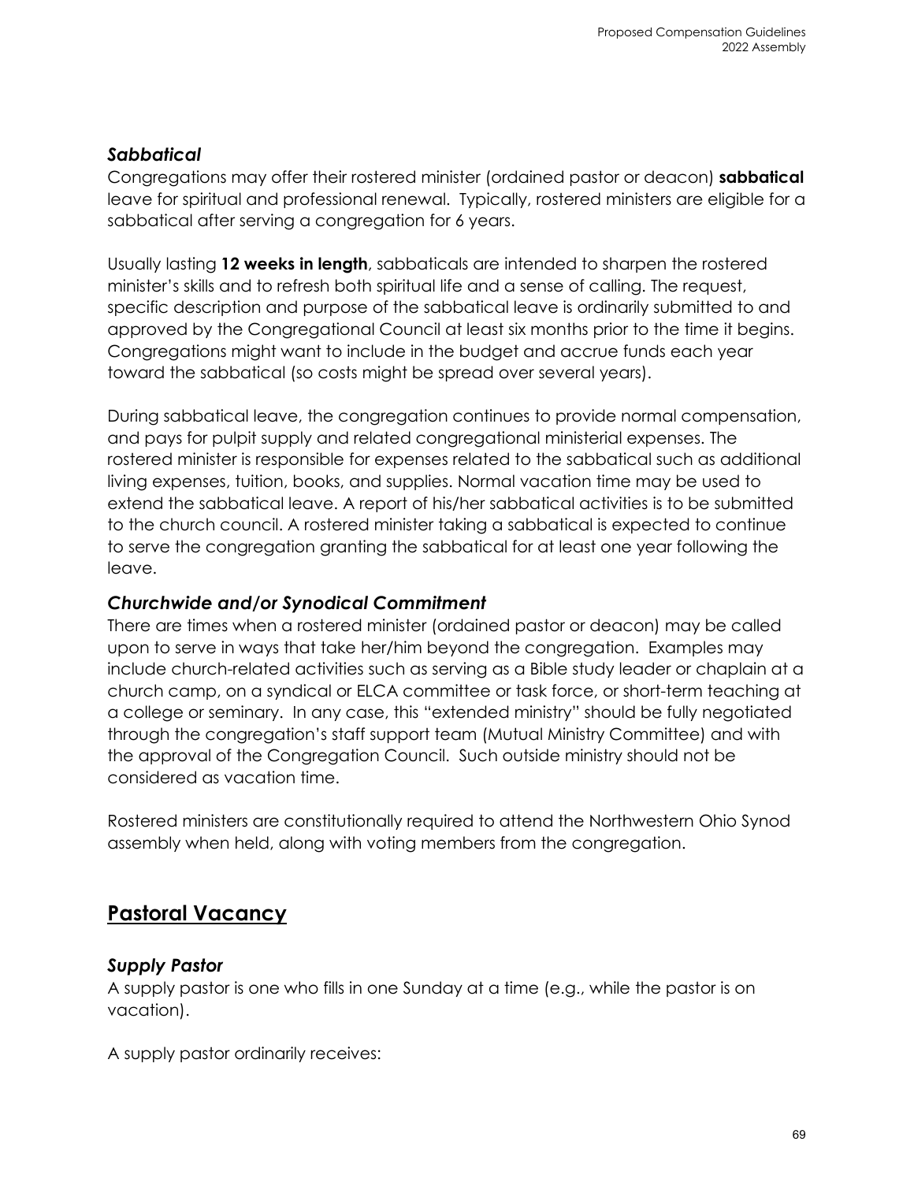### *Sabbatical*

Congregations may offer their rostered minister (ordained pastor or deacon) **sabbatical** leave for spiritual and professional renewal. Typically, rostered ministers are eligible for a sabbatical after serving a congregation for 6 years.

Usually lasting **12 weeks in length**, sabbaticals are intended to sharpen the rostered minister's skills and to refresh both spiritual life and a sense of calling. The request, specific description and purpose of the sabbatical leave is ordinarily submitted to and approved by the Congregational Council at least six months prior to the time it begins. Congregations might want to include in the budget and accrue funds each year toward the sabbatical (so costs might be spread over several years).

During sabbatical leave, the congregation continues to provide normal compensation, and pays for pulpit supply and related congregational ministerial expenses. The rostered minister is responsible for expenses related to the sabbatical such as additional living expenses, tuition, books, and supplies. Normal vacation time may be used to extend the sabbatical leave. A report of his/her sabbatical activities is to be submitted to the church council. A rostered minister taking a sabbatical is expected to continue to serve the congregation granting the sabbatical for at least one year following the leave.

### *Churchwide and/or Synodical Commitment*

There are times when a rostered minister (ordained pastor or deacon) may be called upon to serve in ways that take her/him beyond the congregation. Examples may include church-related activities such as serving as a Bible study leader or chaplain at a church camp, on a syndical or ELCA committee or task force, or short-term teaching at a college or seminary. In any case, this "extended ministry" should be fully negotiated through the congregation's staff support team (Mutual Ministry Committee) and with the approval of the Congregation Council. Such outside ministry should not be considered as vacation time.

Rostered ministers are constitutionally required to attend the Northwestern Ohio Synod assembly when held, along with voting members from the congregation.

## Pastoral Vacancy

### *Supply Pastor*

A supply pastor is one who fills in one Sunday at a time (e.g., while the pastor is on vacation).

A supply pastor ordinarily receives: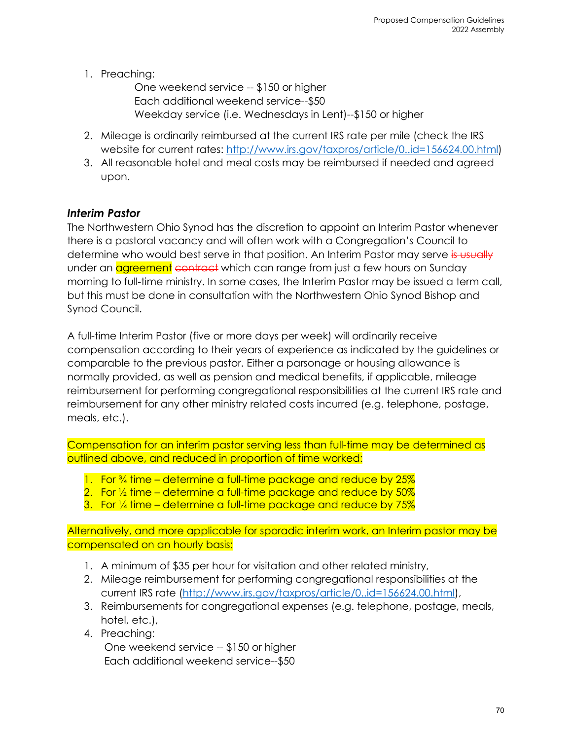1. Preaching:

    One weekend service -- $150 or higher
    Each additional weekend service--$50
    Weekday service (i.e. Wednesdays in Lent)--$150 or higher

2. Mileage is ordinarily reimbursed at the current IRS rate per mile (check the IRS website for current rates: http://www.irs.gov/taxpros/article/0..id=156624.00.html)
3. All reasonable hotel and meal costs may be reimbursed if needed and agreed upon.

### ***Interim Pastor***

The Northwestern Ohio Synod has the discretion to appoint an Interim Pastor whenever there is a pastoral vacancy and will often work with a Congregation's Council to determine who would best serve in that position. An Interim Pastor may serve ~~is usually~~ under an agreement ~~contract~~ which can range from just a few hours on Sunday morning to full-time ministry. In some cases, the Interim Pastor may be issued a term call, but this must be done in consultation with the Northwestern Ohio Synod Bishop and Synod Council.

A full-time Interim Pastor (five or more days per week) will ordinarily receive compensation according to their years of experience as indicated by the guidelines or comparable to the previous pastor. Either a parsonage or housing allowance is normally provided, as well as pension and medical benefits, if applicable, mileage reimbursement for performing congregational responsibilities at the current IRS rate and reimbursement for any other ministry related costs incurred (e.g. telephone, postage, meals, etc.).

Compensation for an interim pastor serving less than full-time may be determined as outlined above, and reduced in proportion of time worked:

1. For ¾ time – determine a full-time package and reduce by 25%
2. For ½ time – determine a full-time package and reduce by 50%
3. For ¼ time – determine a full-time package and reduce by 75%

Alternatively, and more applicable for sporadic interim work, an Interim pastor may be compensated on an hourly basis:

1. A minimum of $35 per hour for visitation and other related ministry,
2. Mileage reimbursement for performing congregational responsibilities at the current IRS rate (http://www.irs.gov/taxpros/article/0..id=156624.00.html),
3. Reimbursements for congregational expenses (e.g. telephone, postage, meals, hotel, etc.),
4. Preaching:

    One weekend service -- $150 or higher
    Each additional weekend service--$50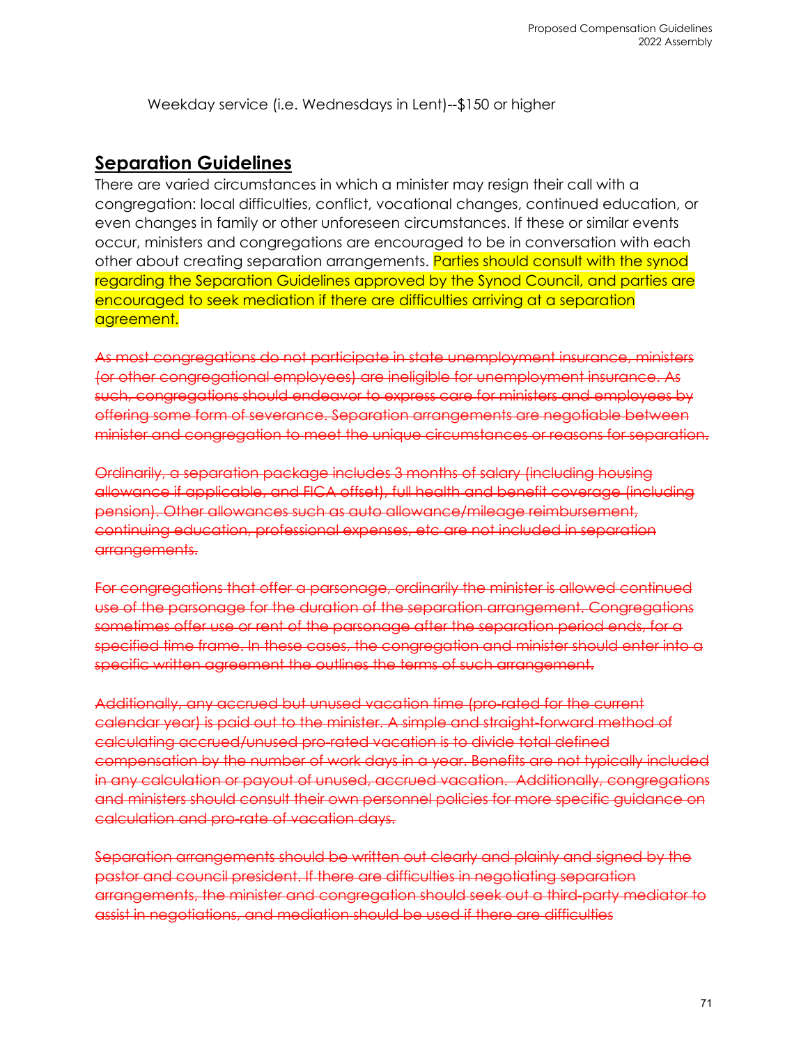Weekday service (i.e. Wednesdays in Lent)--$150 or higher

## Separation Guidelines

There are varied circumstances in which a minister may resign their call with a congregation: local difficulties, conflict, vocational changes, continued education, or even changes in family or other unforeseen circumstances. If these or similar events occur, ministers and congregations are encouraged to be in conversation with each other about creating separation arrangements. Parties should consult with the synod regarding the Separation Guidelines approved by the Synod Council, and parties are encouraged to seek mediation if there are difficulties arriving at a separation agreement.

~~As most congregations do not participate in state unemployment insurance, ministers (or other congregational employees) are ineligible for unemployment insurance. As such, congregations should endeavor to express care for ministers and employees by offering some form of severance. Separation arrangements are negotiable between minister and congregation to meet the unique circumstances or reasons for separation.~~

~~Ordinarily, a separation package includes 3 months of salary (including housing allowance if applicable, and FICA offset), full health and benefit coverage (including pension). Other allowances such as auto allowance/mileage reimbursement, continuing education, professional expenses, etc are not included in separation arrangements.~~

~~For congregations that offer a parsonage, ordinarily the minister is allowed continued use of the parsonage for the duration of the separation arrangement. Congregations sometimes offer use or rent of the parsonage after the separation period ends, for a specified time frame. In these cases, the congregation and minister should enter into a specific written agreement the outlines the terms of such arrangement.~~

~~Additionally, any accrued but unused vacation time (pro-rated for the current calendar year) is paid out to the minister. A simple and straight-forward method of calculating accrued/unused pro-rated vacation is to divide total defined compensation by the number of work days in a year. Benefits are not typically included in any calculation or payout of unused, accrued vacation. Additionally, congregations and ministers should consult their own personnel policies for more specific guidance on calculation and pro-rate of vacation days.~~

~~Separation arrangements should be written out clearly and plainly and signed by the pastor and council president. If there are difficulties in negotiating separation arrangements, the minister and congregation should seek out a third-party mediator to assist in negotiations, and mediation should be used if there are difficulties~~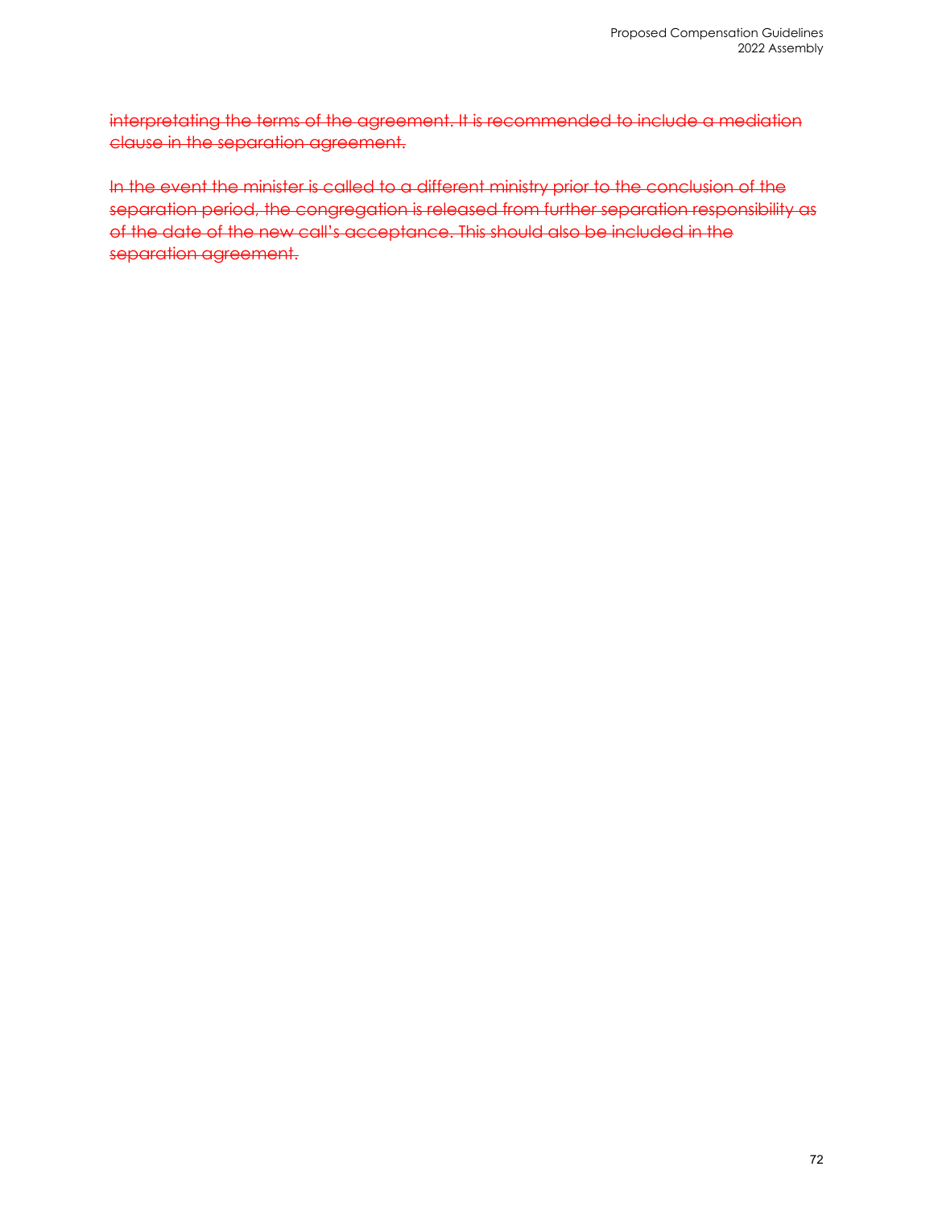~~interpretating the terms of the agreement. It is recommended to include a mediation clause in the separation agreement.~~

~~In the event the minister is called to a different ministry prior to the conclusion of the separation period, the congregation is released from further separation responsibility as of the date of the new call's acceptance. This should also be included in the separation agreement.~~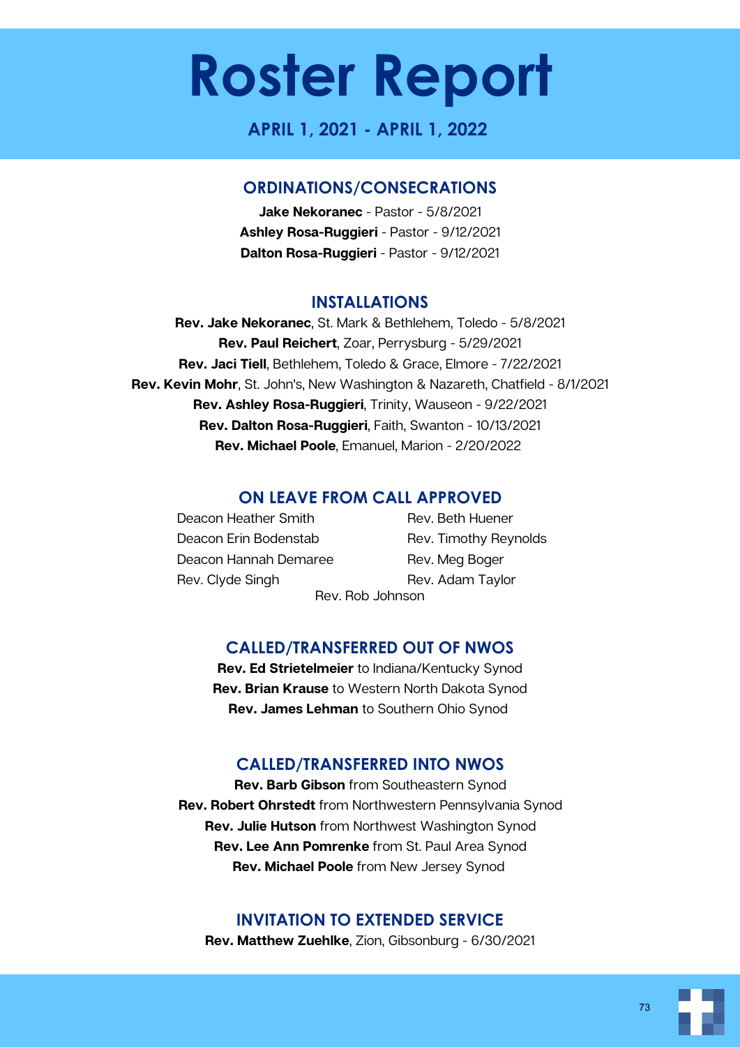# Roster Report

**APRIL 1, 2021 - APRIL 1, 2022**

## ORDINATIONS/CONSECRATIONS

**Jake Nekoranec** - Pastor - 5/8/2021
**Ashley Rosa-Ruggieri** - Pastor - 9/12/2021
**Dalton Rosa-Ruggieri** - Pastor - 9/12/2021

## INSTALLATIONS

**Rev. Jake Nekoranec**, St. Mark & Bethlehem, Toledo - 5/8/2021
**Rev. Paul Reichert**, Zoar, Perrysburg - 5/29/2021
**Rev. Jaci Tiell**, Bethlehem, Toledo & Grace, Elmore - 7/22/2021
**Rev. Kevin Mohr**, St. John's, New Washington & Nazareth, Chatfield - 8/1/2021
**Rev. Ashley Rosa-Ruggieri**, Trinity, Wauseon - 9/22/2021
**Rev. Dalton Rosa-Ruggieri**, Faith, Swanton - 10/13/2021
**Rev. Michael Poole**, Emanuel, Marion - 2/20/2022

## ON LEAVE FROM CALL APPROVED

Deacon Heather Smith
Deacon Erin Bodenstab
Deacon Hannah Demaree
Rev. Clyde Singh
Rev. Beth Huener
Rev. Timothy Reynolds
Rev. Meg Boger
Rev. Adam Taylor
Rev. Rob Johnson

## CALLED/TRANSFERRED OUT OF NWOS

**Rev. Ed Strietelmeier** to Indiana/Kentucky Synod
**Rev. Brian Krause** to Western North Dakota Synod
**Rev. James Lehman** to Southern Ohio Synod

## CALLED/TRANSFERRED INTO NWOS

**Rev. Barb Gibson** from Southeastern Synod
**Rev. Robert Ohrstedt** from Northwestern Pennsylvania Synod
**Rev. Julie Hutson** from Northwest Washington Synod
**Rev. Lee Ann Pomrenke** from St. Paul Area Synod
**Rev. Michael Poole** from New Jersey Synod

## INVITATION TO EXTENDED SERVICE

**Rev. Matthew Zuehlke**, Zion, Gibsonburg - 6/30/2021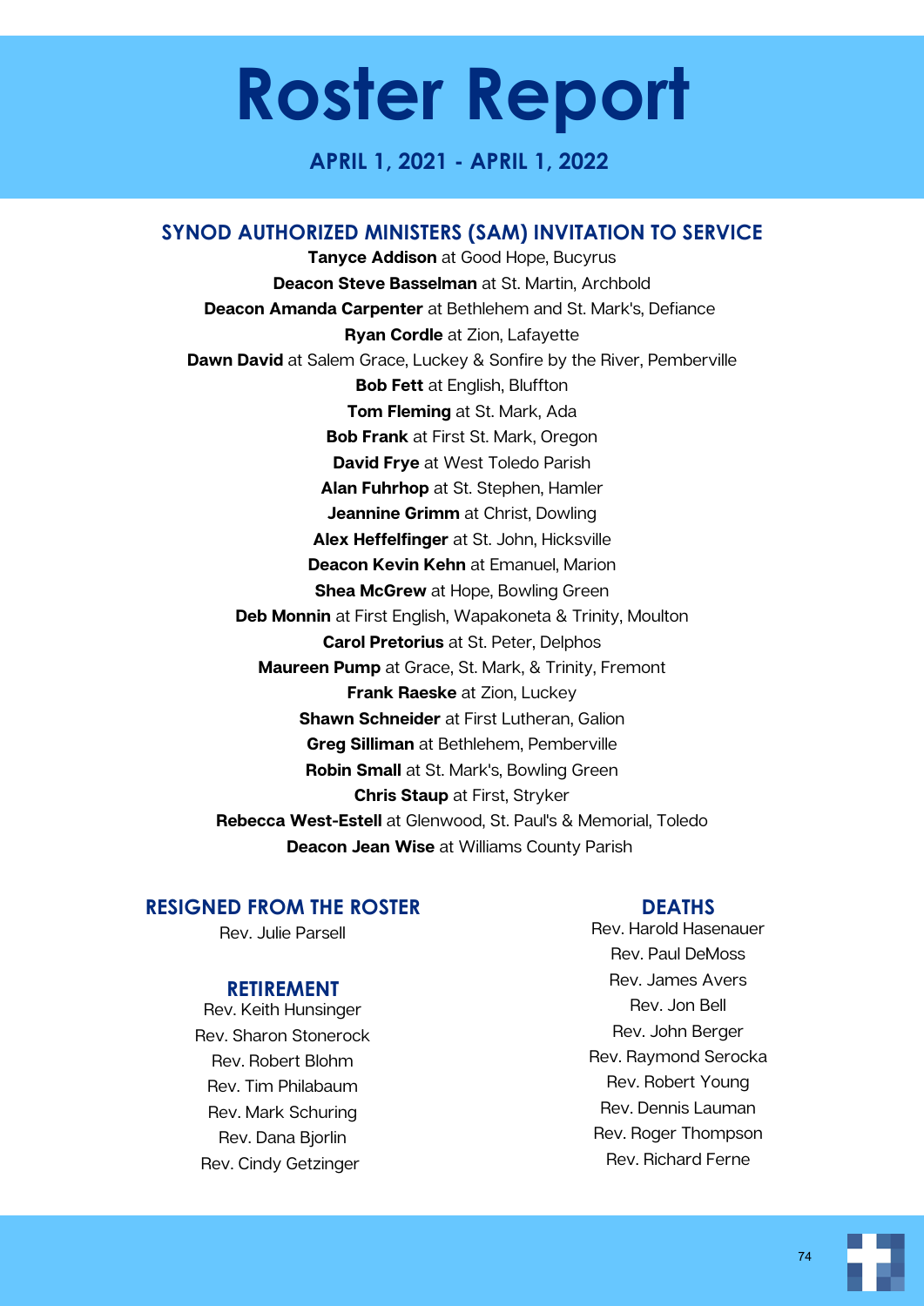# Roster Report

**APRIL 1, 2021 - APRIL 1, 2022**

## SYNOD AUTHORIZED MINISTERS (SAM) INVITATION TO SERVICE

**Tanyce Addison** at Good Hope, Bucyrus
**Deacon Steve Basselman** at St. Martin, Archbold
**Deacon Amanda Carpenter** at Bethlehem and St. Mark's, Defiance
**Ryan Cordle** at Zion, Lafayette
**Dawn David** at Salem Grace, Luckey & Sonfire by the River, Pemberville
**Bob Fett** at English, Bluffton
**Tom Fleming** at St. Mark, Ada
**Bob Frank** at First St. Mark, Oregon
**David Frye** at West Toledo Parish
**Alan Fuhrhop** at St. Stephen, Hamler
**Jeannine Grimm** at Christ, Dowling
**Alex Heffelfinger** at St. John, Hicksville
**Deacon Kevin Kehn** at Emanuel, Marion
**Shea McGrew** at Hope, Bowling Green
**Deb Monnin** at First English, Wapakoneta & Trinity, Moulton
**Carol Pretorius** at St. Peter, Delphos
**Maureen Pump** at Grace, St. Mark, & Trinity, Fremont
**Frank Raeske** at Zion, Luckey
**Shawn Schneider** at First Lutheran, Galion
**Greg Silliman** at Bethlehem, Pemberville
**Robin Small** at St. Mark's, Bowling Green
**Chris Staup** at First, Stryker
**Rebecca West-Estell** at Glenwood, St. Paul's & Memorial, Toledo
**Deacon Jean Wise** at Williams County Parish

## RESIGNED FROM THE ROSTER

Rev. Julie Parsell

## RETIREMENT

Rev. Keith Hunsinger
Rev. Sharon Stonerock
Rev. Robert Blohm
Rev. Tim Philabaum
Rev. Mark Schuring
Rev. Dana Bjorlin
Rev. Cindy Getzinger

## DEATHS

Rev. Harold Hasenauer
Rev. Paul DeMoss
Rev. James Avers
Rev. Jon Bell
Rev. John Berger
Rev. Raymond Serocka
Rev. Robert Young
Rev. Dennis Lauman
Rev. Roger Thompson
Rev. Richard Ferne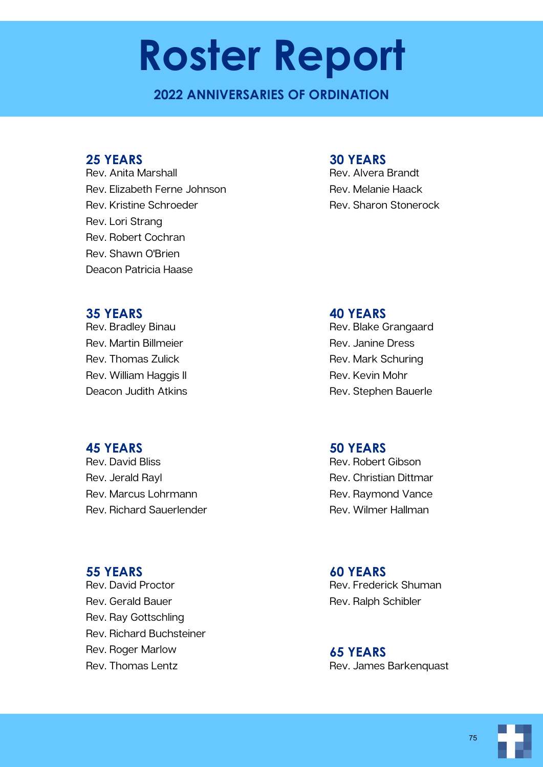# Roster Report

## 2022 ANNIVERSARIES OF ORDINATION

### 25 YEARS
Rev. Anita Marshall
Rev. Elizabeth Ferne Johnson
Rev. Kristine Schroeder
Rev. Lori Strang
Rev. Robert Cochran
Rev. Shawn O'Brien
Deacon Patricia Haase

### 30 YEARS
Rev. Alvera Brandt
Rev. Melanie Haack
Rev. Sharon Stonerock

### 35 YEARS
Rev. Bradley Binau
Rev. Martin Billmeier
Rev. Thomas Zulick
Rev. William Haggis II
Deacon Judith Atkins

### 40 YEARS
Rev. Blake Grangaard
Rev. Janine Dress
Rev. Mark Schuring
Rev. Kevin Mohr
Rev. Stephen Bauerle

### 45 YEARS
Rev. David Bliss
Rev. Jerald Rayl
Rev. Marcus Lohrmann
Rev. Richard Sauerlender

### 50 YEARS
Rev. Robert Gibson
Rev. Christian Dittmar
Rev. Raymond Vance
Rev. Wilmer Hallman

### 55 YEARS
Rev. David Proctor
Rev. Gerald Bauer
Rev. Ray Gottschling
Rev. Richard Buchsteiner
Rev. Roger Marlow
Rev. Thomas Lentz

### 60 YEARS
Rev. Frederick Shuman
Rev. Ralph Schibler

### 65 YEARS
Rev. James Barkenquast